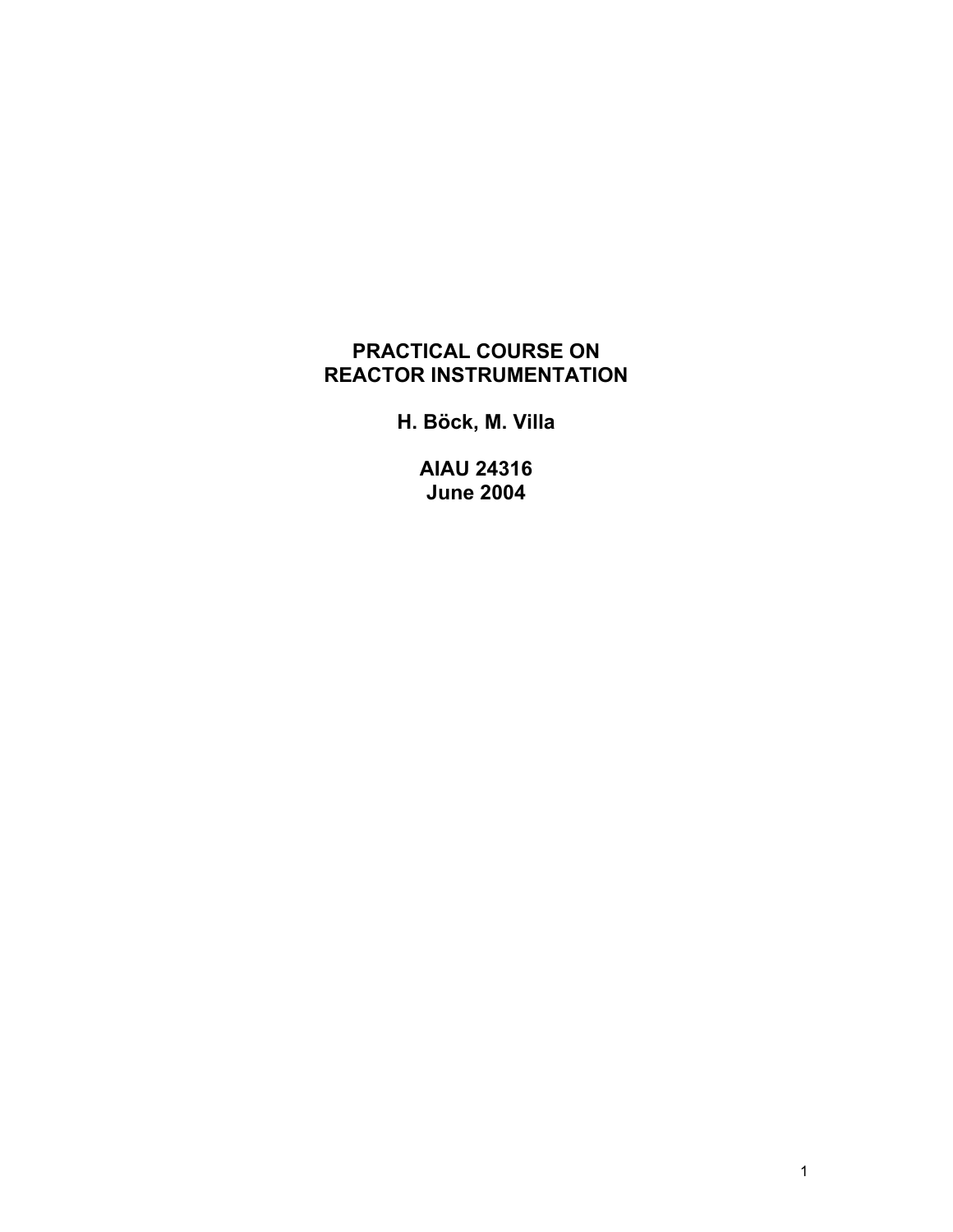# PRACTICAL COURSE ON REACTOR INSTRUMENTATION

**H. Böck, M. Villa**

**AIAU 24316**
**June 2004**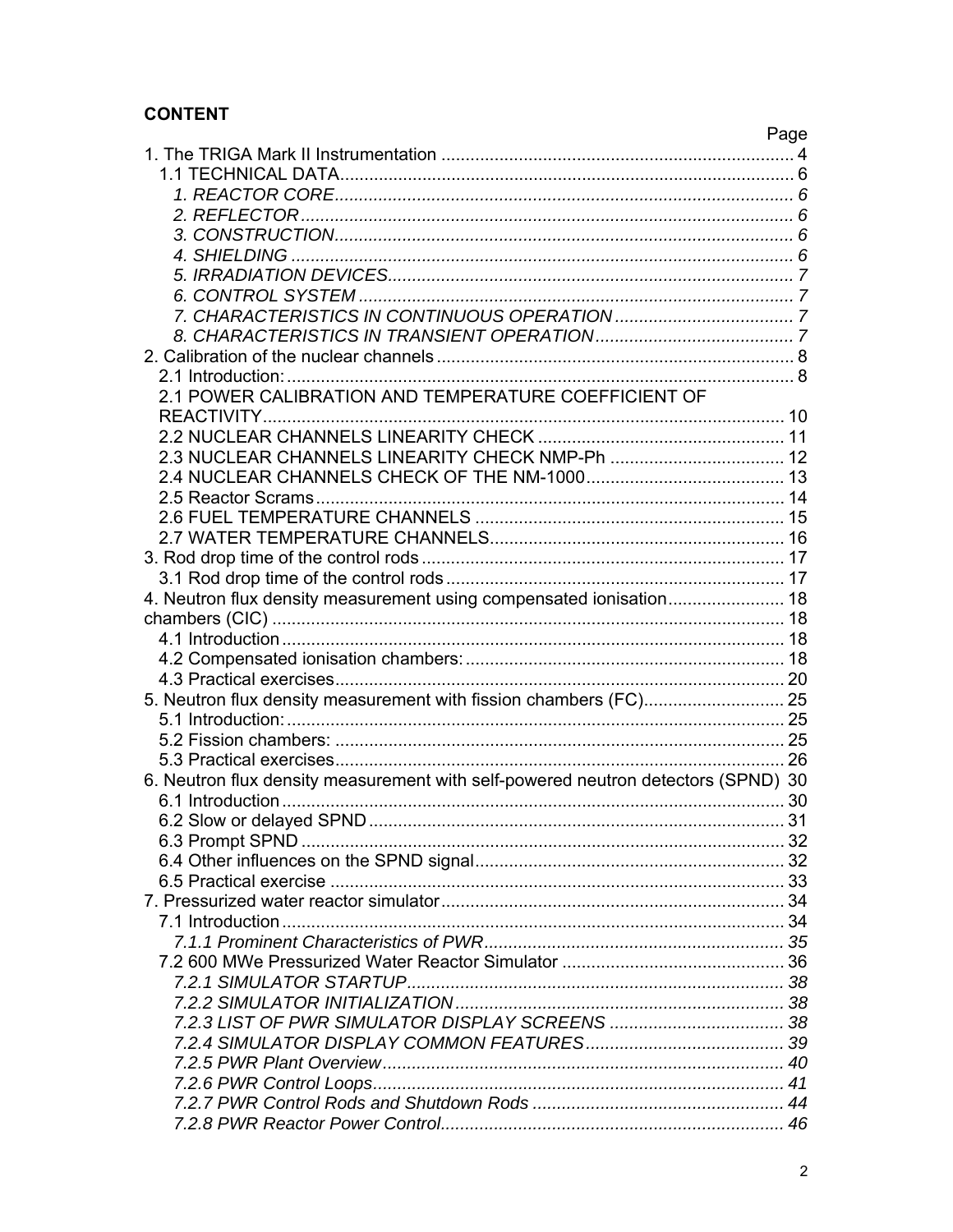**CONTENT**

Page

1. The TRIGA Mark II Instrumentation ........................................................................ 4
   1.1 TECHNICAL DATA.............................................................................................. 6
      *1. REACTOR CORE.............................................................................................. 6*
      *2. REFLECTOR...................................................................................................... 6*
      *3. CONSTRUCTION............................................................................................... 6*
      *4. SHIELDING ....................................................................................................... 6*
      *5. IRRADIATION DEVICES.................................................................................... 7*
      *6. CONTROL SYSTEM .......................................................................................... 7*
      *7. CHARACTERISTICS IN CONTINUOUS OPERATION ..................................... 7*
      *8. CHARACTERISTICS IN TRANSIENT OPERATION......................................... 7*
2. Calibration of the nuclear channels ........................................................................ 8
   2.1 Introduction: ........................................................................................................ 8
   2.1 POWER CALIBRATION AND TEMPERATURE COEFFICIENT OF REACTIVITY.......................................................................................................... 10
   2.2 NUCLEAR CHANNELS LINEARITY CHECK ................................................... 11
   2.3 NUCLEAR CHANNELS LINEARITY CHECK NMP-Ph .................................... 12
   2.4 NUCLEAR CHANNELS CHECK OF THE NM-1000......................................... 13
   2.5 Reactor Scrams.................................................................................................. 14
   2.6 FUEL TEMPERATURE CHANNELS ................................................................ 15
   2.7 WATER TEMPERATURE CHANNELS............................................................. 16
3. Rod drop time of the control rods ........................................................................... 17
   3.1 Rod drop time of the control rods ...................................................................... 17
4. Neutron flux density measurement using compensated ionisation........................ 18
chambers (CIC) .......................................................................................................... 18
   4.1 Introduction ........................................................................................................ 18
   4.2 Compensated ionisation chambers: .................................................................. 18
   4.3 Practical exercises............................................................................................. 20
5. Neutron flux density measurement with fission chambers (FC)............................. 25
   5.1 Introduction: ....................................................................................................... 25
   5.2 Fission chambers: ............................................................................................. 25
   5.3 Practical exercises............................................................................................. 26
6. Neutron flux density measurement with self-powered neutron detectors (SPND) 30
   6.1 Introduction ........................................................................................................ 30
   6.2 Slow or delayed SPND ...................................................................................... 31
   6.3 Prompt SPND .................................................................................................... 32
   6.4 Other influences on the SPND signal................................................................ 32
   6.5 Practical exercise .............................................................................................. 33
7. Pressurized water reactor simulator ....................................................................... 34
   7.1 Introduction ........................................................................................................ 34
      *7.1.1 Prominent Characteristics of PWR............................................................. 35*
   7.2 600 MWe Pressurized Water Reactor Simulator .............................................. 36
      *7.2.1 SIMULATOR STARTUP.............................................................................. 38*
      *7.2.2 SIMULATOR INITIALIZATION .................................................................... 38*
      *7.2.3 LIST OF PWR SIMULATOR DISPLAY SCREENS .................................... 38*
      *7.2.4 SIMULATOR DISPLAY COMMON FEATURES......................................... 39*
      *7.2.5 PWR Plant Overview................................................................................... 40*
      *7.2.6 PWR Control Loops..................................................................................... 41*
      *7.2.7 PWR Control Rods and Shutdown Rods .................................................... 44*
      *7.2.8 PWR Reactor Power Control....................................................................... 46*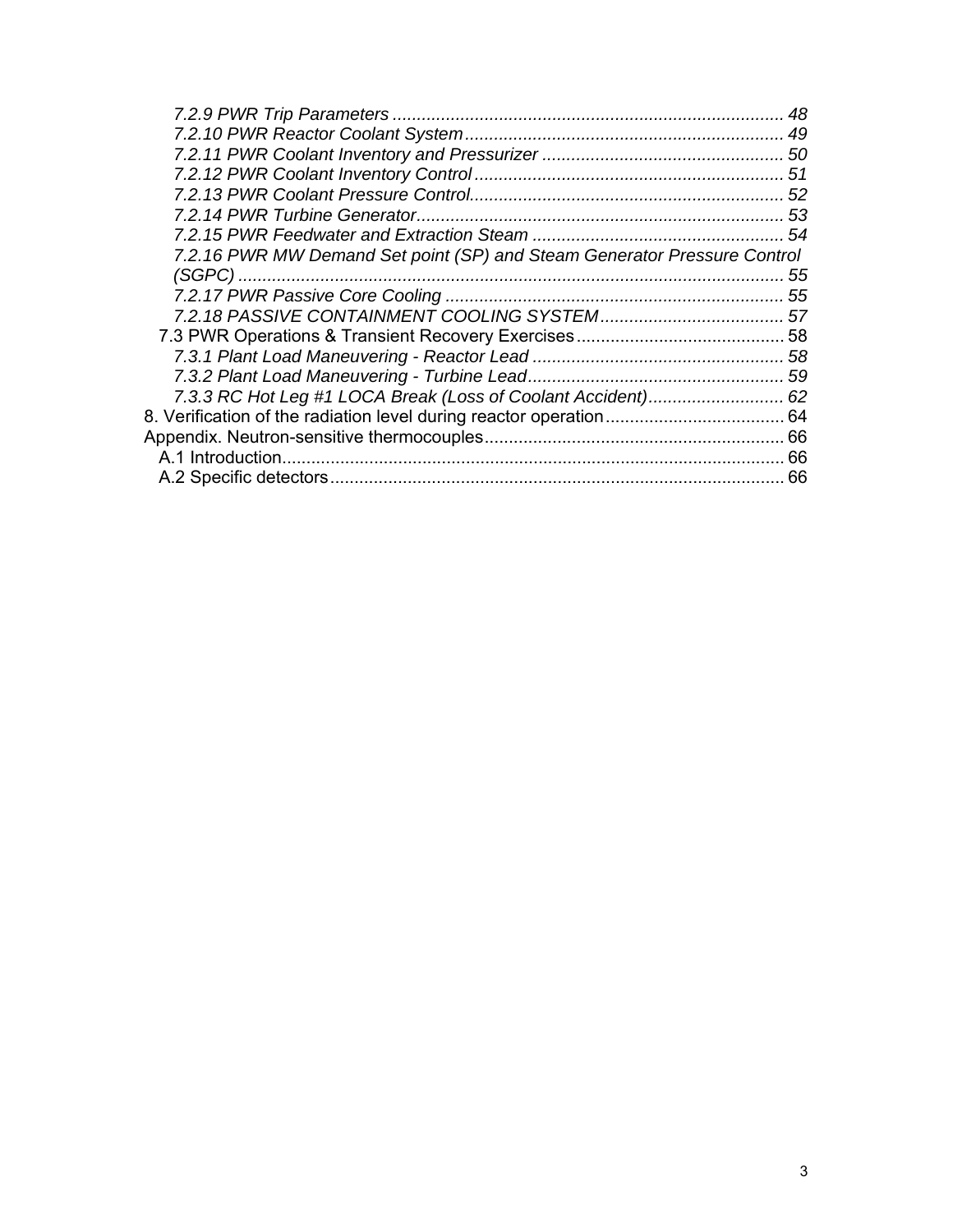*7.2.9 PWR Trip Parameters ................................................................................ 48*
*7.2.10 PWR Reactor Coolant System................................................................. 49*
*7.2.11 PWR Coolant Inventory and Pressurizer ................................................. 50*
*7.2.12 PWR Coolant Inventory Control ............................................................... 51*
*7.2.13 PWR Coolant Pressure Control................................................................ 52*
*7.2.14 PWR Turbine Generator........................................................................... 53*
*7.2.15 PWR Feedwater and Extraction Steam ................................................... 54*
*7.2.16 PWR MW Demand Set point (SP) and Steam Generator Pressure Control (SGPC) ................................................................................................................ 55*
*7.2.17 PWR Passive Core Cooling ..................................................................... 55*
*7.2.18 PASSIVE CONTAINMENT COOLING SYSTEM...................................... 57*
7.3 PWR Operations & Transient Recovery Exercises........................................... 58
*7.3.1 Plant Load Maneuvering - Reactor Lead ................................................... 58*
*7.3.2 Plant Load Maneuvering - Turbine Lead.................................................... 59*
*7.3.3 RC Hot Leg #1 LOCA Break (Loss of Coolant Accident)............................ 62*
8. Verification of the radiation level during reactor operation..................................... 64
Appendix. Neutron-sensitive thermocouples............................................................. 66
A.1 Introduction....................................................................................................... 66
A.2 Specific detectors............................................................................................. 66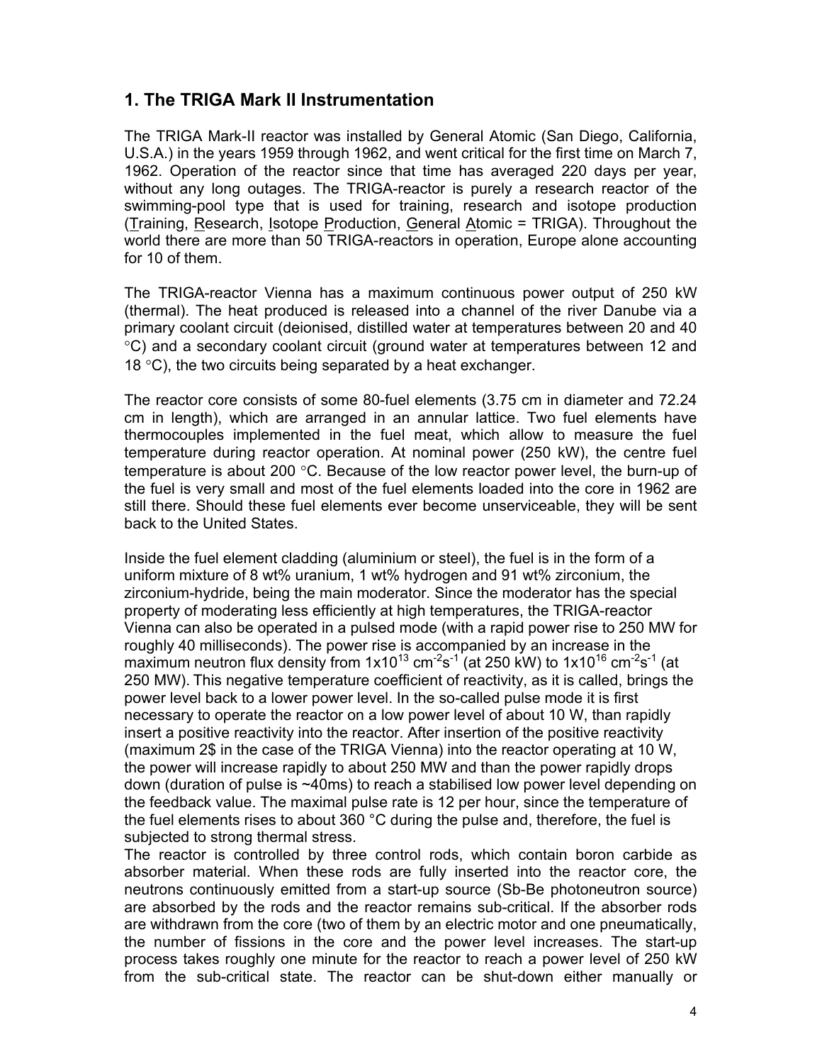## 1. The TRIGA Mark II Instrumentation

The TRIGA Mark-II reactor was installed by General Atomic (San Diego, California, U.S.A.) in the years 1959 through 1962, and went critical for the first time on March 7, 1962. Operation of the reactor since that time has averaged 220 days per year, without any long outages. The TRIGA-reactor is purely a research reactor of the swimming-pool type that is used for training, research and isotope production (Training, Research, Isotope Production, General Atomic = TRIGA). Throughout the world there are more than 50 TRIGA-reactors in operation, Europe alone accounting for 10 of them.

The TRIGA-reactor Vienna has a maximum continuous power output of 250 kW (thermal). The heat produced is released into a channel of the river Danube via a primary coolant circuit (deionised, distilled water at temperatures between 20 and 40 °C) and a secondary coolant circuit (ground water at temperatures between 12 and 18 °C), the two circuits being separated by a heat exchanger.

The reactor core consists of some 80-fuel elements (3.75 cm in diameter and 72.24 cm in length), which are arranged in an annular lattice. Two fuel elements have thermocouples implemented in the fuel meat, which allow to measure the fuel temperature during reactor operation. At nominal power (250 kW), the centre fuel temperature is about 200 °C. Because of the low reactor power level, the burn-up of the fuel is very small and most of the fuel elements loaded into the core in 1962 are still there. Should these fuel elements ever become unserviceable, they will be sent back to the United States.

Inside the fuel element cladding (aluminium or steel), the fuel is in the form of a uniform mixture of 8 wt% uranium, 1 wt% hydrogen and 91 wt% zirconium, the zirconium-hydride, being the main moderator. Since the moderator has the special property of moderating less efficiently at high temperatures, the TRIGA-reactor Vienna can also be operated in a pulsed mode (with a rapid power rise to 250 MW for roughly 40 milliseconds). The power rise is accompanied by an increase in the maximum neutron flux density from $1 \times 10^{13}$ $cm^{-2}s^{-1}$ (at 250 kW) to $1 \times 10^{16}$ $cm^{-2}s^{-1}$ (at 250 MW). This negative temperature coefficient of reactivity, as it is called, brings the power level back to a lower power level. In the so-called pulse mode it is first necessary to operate the reactor on a low power level of about 10 W, than rapidly insert a positive reactivity into the reactor. After insertion of the positive reactivity (maximum 2$ in the case of the TRIGA Vienna) into the reactor operating at 10 W, the power will increase rapidly to about 250 MW and than the power rapidly drops down (duration of pulse is ~40ms) to reach a stabilised low power level depending on the feedback value. The maximal pulse rate is 12 per hour, since the temperature of the fuel elements rises to about 360 °C during the pulse and, therefore, the fuel is subjected to strong thermal stress.

The reactor is controlled by three control rods, which contain boron carbide as absorber material. When these rods are fully inserted into the reactor core, the neutrons continuously emitted from a start-up source (Sb-Be photoneutron source) are absorbed by the rods and the reactor remains sub-critical. If the absorber rods are withdrawn from the core (two of them by an electric motor and one pneumatically, the number of fissions in the core and the power level increases. The start-up process takes roughly one minute for the reactor to reach a power level of 250 kW from the sub-critical state. The reactor can be shut-down either manually or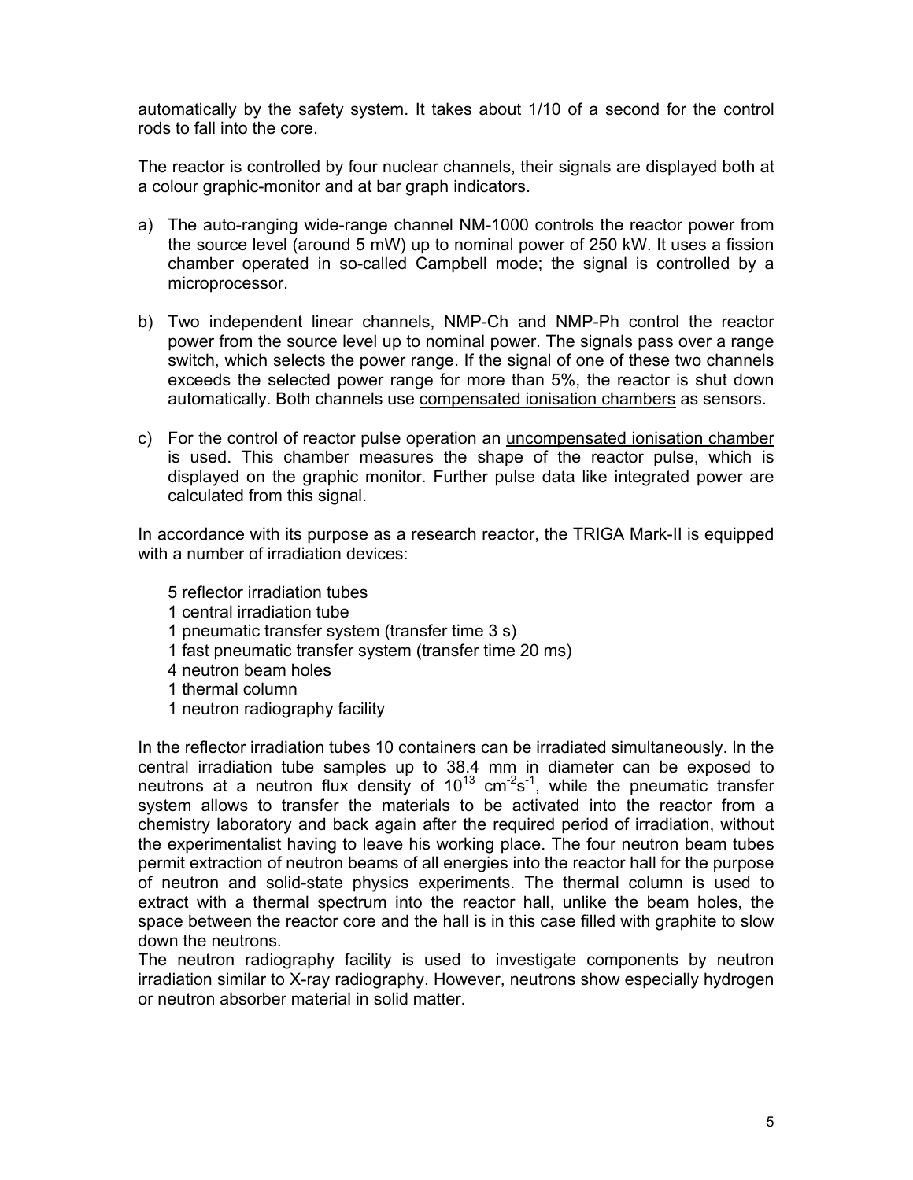automatically by the safety system. It takes about 1/10 of a second for the control rods to fall into the core.

The reactor is controlled by four nuclear channels, their signals are displayed both at a colour graphic-monitor and at bar graph indicators.

a) The auto-ranging wide-range channel NM-1000 controls the reactor power from the source level (around 5 mW) up to nominal power of 250 kW. It uses a fission chamber operated in so-called Campbell mode; the signal is controlled by a microprocessor.

b) Two independent linear channels, NMP-Ch and NMP-Ph control the reactor power from the source level up to nominal power. The signals pass over a range switch, which selects the power range. If the signal of one of these two channels exceeds the selected power range for more than 5%, the reactor is shut down automatically. Both channels use compensated ionisation chambers as sensors.

c) For the control of reactor pulse operation an uncompensated ionisation chamber is used. This chamber measures the shape of the reactor pulse, which is displayed on the graphic monitor. Further pulse data like integrated power are calculated from this signal.

In accordance with its purpose as a research reactor, the TRIGA Mark-II is equipped with a number of irradiation devices:

- 5 reflector irradiation tubes
- 1 central irradiation tube
- 1 pneumatic transfer system (transfer time 3 s)
- 1 fast pneumatic transfer system (transfer time 20 ms)
- 4 neutron beam holes
- 1 thermal column
- 1 neutron radiography facility

In the reflector irradiation tubes 10 containers can be irradiated simultaneously. In the central irradiation tube samples up to 38.4 mm in diameter can be exposed to neutrons at a neutron flux density of $10^{13}$ $cm^{-2}s^{-1}$, while the pneumatic transfer system allows to transfer the materials to be activated into the reactor from a chemistry laboratory and back again after the required period of irradiation, without the experimentalist having to leave his working place. The four neutron beam tubes permit extraction of neutron beams of all energies into the reactor hall for the purpose of neutron and solid-state physics experiments. The thermal column is used to extract with a thermal spectrum into the reactor hall, unlike the beam holes, the space between the reactor core and the hall is in this case filled with graphite to slow down the neutrons.

The neutron radiography facility is used to investigate components by neutron irradiation similar to X-ray radiography. However, neutrons show especially hydrogen or neutron absorber material in solid matter.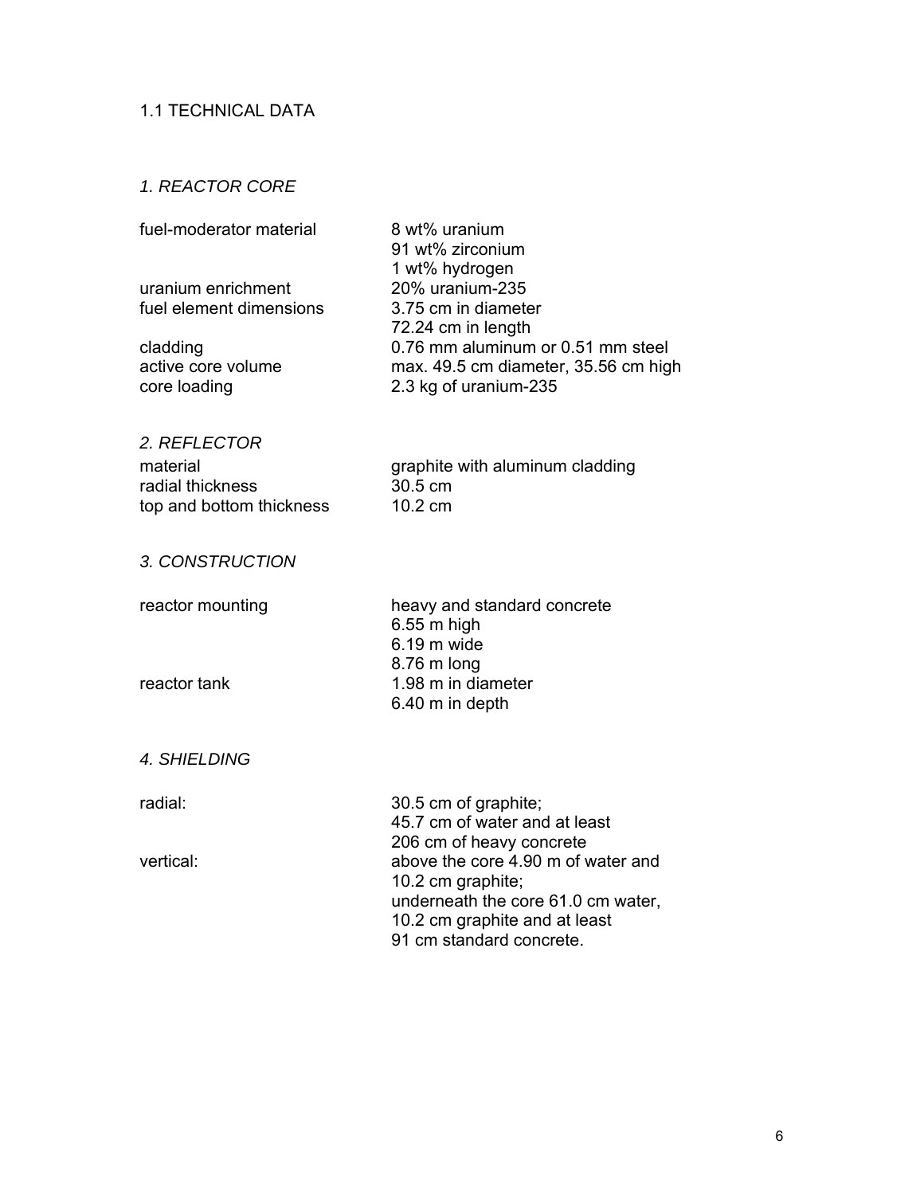## 1.1 TECHNICAL DATA

### *1. REACTOR CORE*

| | |
|---|---|
| fuel-moderator material | 8 wt% uranium<br>91 wt% zirconium<br>1 wt% hydrogen |
| uranium enrichment | 20% uranium-235 |
| fuel element dimensions | 3.75 cm in diameter<br>72.24 cm in length |
| cladding | 0.76 mm aluminum or 0.51 mm steel |
| active core volume | max. 49.5 cm diameter, 35.56 cm high |
| core loading | 2.3 kg of uranium-235 |

### *2. REFLECTOR*

| | |
|---|---|
| material | graphite with aluminum cladding |
| radial thickness | 30.5 cm |
| top and bottom thickness | 10.2 cm |

### *3. CONSTRUCTION*

| | |
|---|---|
| reactor mounting | heavy and standard concrete<br>6.55 m high<br>6.19 m wide<br>8.76 m long |
| reactor tank | 1.98 m in diameter<br>6.40 m in depth |

### *4. SHIELDING*

| | |
|---|---|
| radial: | 30.5 cm of graphite;<br>45.7 cm of water and at least<br>206 cm of heavy concrete |
| vertical: | above the core 4.90 m of water and<br>10.2 cm graphite;<br>underneath the core 61.0 cm water,<br>10.2 cm graphite and at least<br>91 cm standard concrete. |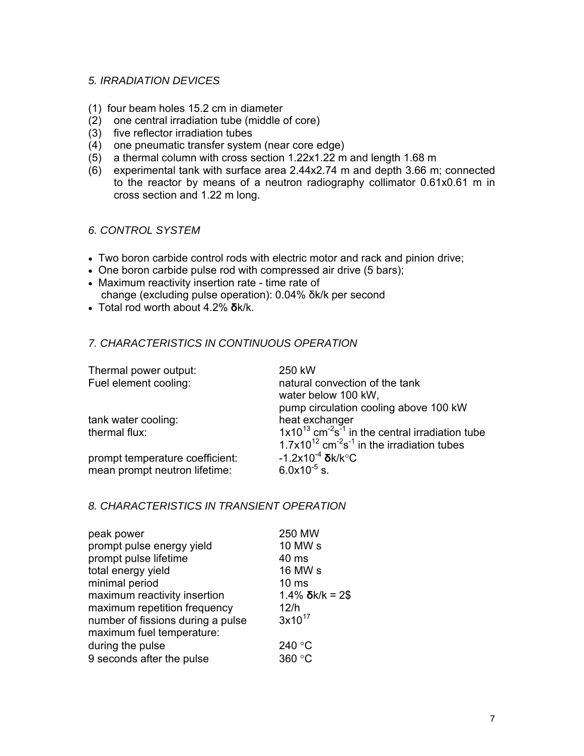## *5. IRRADIATION DEVICES*

(1) four beam holes 15.2 cm in diameter
(2) one central irradiation tube (middle of core)
(3) five reflector irradiation tubes
(4) one pneumatic transfer system (near core edge)
(5) a thermal column with cross section 1.22x1.22 m and length 1.68 m
(6) experimental tank with surface area 2.44x2.74 m and depth 3.66 m; connected to the reactor by means of a neutron radiography collimator 0.61x0.61 m in cross section and 1.22 m long.

## *6. CONTROL SYSTEM*

- Two boron carbide control rods with electric motor and rack and pinion drive;
- One boron carbide pulse rod with compressed air drive (5 bars);
- Maximum reactivity insertion rate - time rate of change (excluding pulse operation): 0.04% δk/k per second
- Total rod worth about 4.2% **δ**k/k.

## *7. CHARACTERISTICS IN CONTINUOUS OPERATION*

| | |
|---|---|
| Thermal power output: | 250 kW |
| Fuel element cooling: | natural convection of the tank water below 100 kW, pump circulation cooling above 100 kW |
| tank water cooling: | heat exchanger |
| thermal flux: | $1x10^{13}$ $cm^{-2}s^{-1}$ in the central irradiation tube<br>$1.7x10^{12}$ $cm^{-2}s^{-1}$ in the irradiation tubes |
| prompt temperature coefficient: | $-1.2x10^{-4}$ **δ**k/k°C |
| mean prompt neutron lifetime: | $6.0x10^{-5}$ s. |

## *8. CHARACTERISTICS IN TRANSIENT OPERATION*

| | |
|---|---|
| peak power | 250 MW |
| prompt pulse energy yield | 10 MW s |
| prompt pulse lifetime | 40 ms |
| total energy yield | 16 MW s |
| minimal period | 10 ms |
| maximum reactivity insertion | 1.4% **δ**k/k = 2$ |
| maximum repetition frequency | 12/h |
| number of fissions during a pulse | $3x10^{17}$ |
| maximum fuel temperature: | |
| during the pulse | 240 °C |
| 9 seconds after the pulse | 360 °C |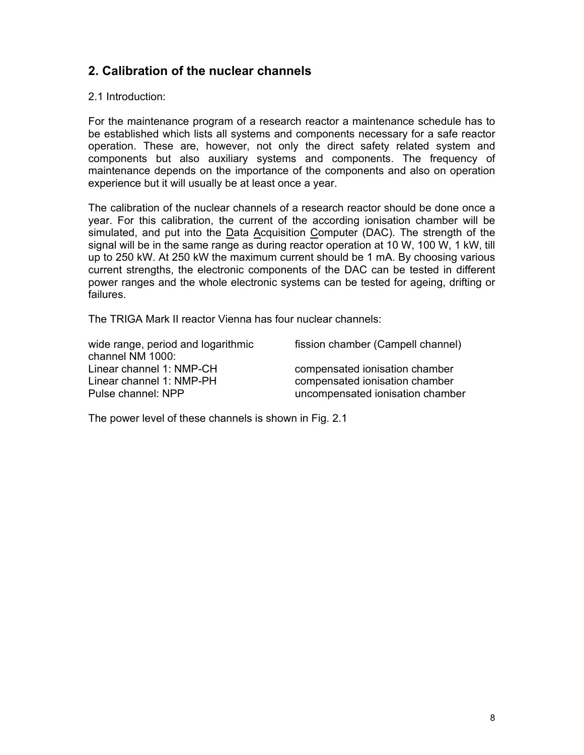## 2. Calibration of the nuclear channels

2.1 Introduction:

For the maintenance program of a research reactor a maintenance schedule has to be established which lists all systems and components necessary for a safe reactor operation. These are, however, not only the direct safety related system and components but also auxiliary systems and components. The frequency of maintenance depends on the importance of the components and also on operation experience but it will usually be at least once a year.

The calibration of the nuclear channels of a research reactor should be done once a year. For this calibration, the current of the according ionisation chamber will be simulated, and put into the Data Acquisition Computer (DAC). The strength of the signal will be in the same range as during reactor operation at 10 W, 100 W, 1 kW, till up to 250 kW. At 250 kW the maximum current should be 1 mA. By choosing various current strengths, the electronic components of the DAC can be tested in different power ranges and the whole electronic systems can be tested for ageing, drifting or failures.

The TRIGA Mark II reactor Vienna has four nuclear channels:

| | |
|---|---|
| wide range, period and logarithmic channel NM 1000: | fission chamber (Campell channel) |
| Linear channel 1: NMP-CH | compensated ionisation chamber |
| Linear channel 1: NMP-PH | compensated ionisation chamber |
| Pulse channel: NPP | uncompensated ionisation chamber |

The power level of these channels is shown in Fig. 2.1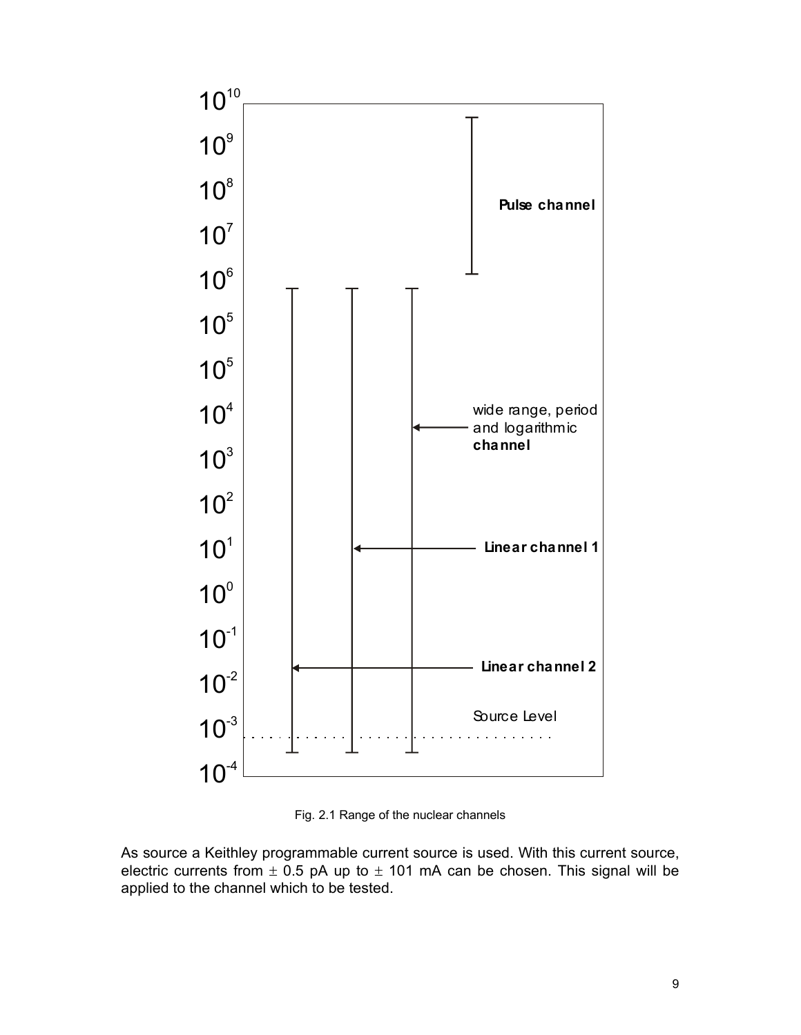Fig. 2.1 Range of the nuclear channels

As source a Keithley programmable current source is used. With this current source, electric currents from ± 0.5 pA up to ± 101 mA can be chosen. This signal will be applied to the channel which to be tested.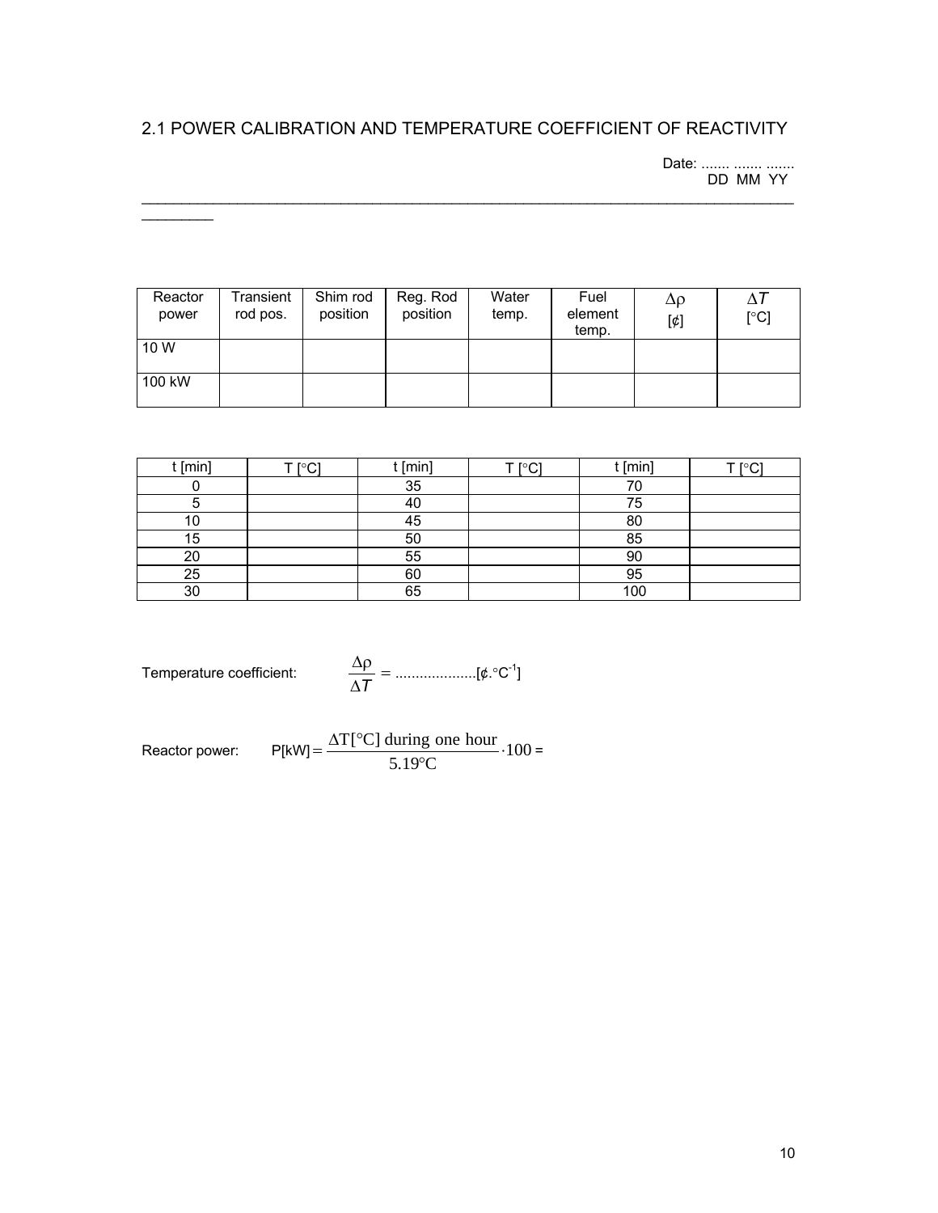## 2.1 POWER CALIBRATION AND TEMPERATURE COEFFICIENT OF REACTIVITY

Date: ....... ....... .......
DD MM YY

---

| Reactor power | Transient rod pos. | Shim rod position | Reg. Rod position | Water temp. | Fuel element temp. | $\Delta\rho$ [¢] | $\Delta T$ [°C] |
|---|---|---|---|---|---|---|---|
| 10 W | | | | | | | |
| 100 kW | | | | | | | |

| t [min] | T [°C] | t [min] | T [°C] | t [min] | T [°C] |
|---|---|---|---|---|---|
| 0 | | 35 | | 70 | |
| 5 | | 40 | | 75 | |
| 10 | | 45 | | 80 | |
| 15 | | 50 | | 85 | |
| 20 | | 55 | | 90 | |
| 25 | | 60 | | 95 | |
| 30 | | 65 | | 100 | |

Temperature coefficient: $\frac{\Delta\rho}{\Delta T} =$ ....................[¢.°C$^{-1}$]

Reactor power: $P[\text{kW}] = \frac{\Delta T[°\text{C}] \text{ during one hour}}{5.19°\text{C}} \cdot 100 =$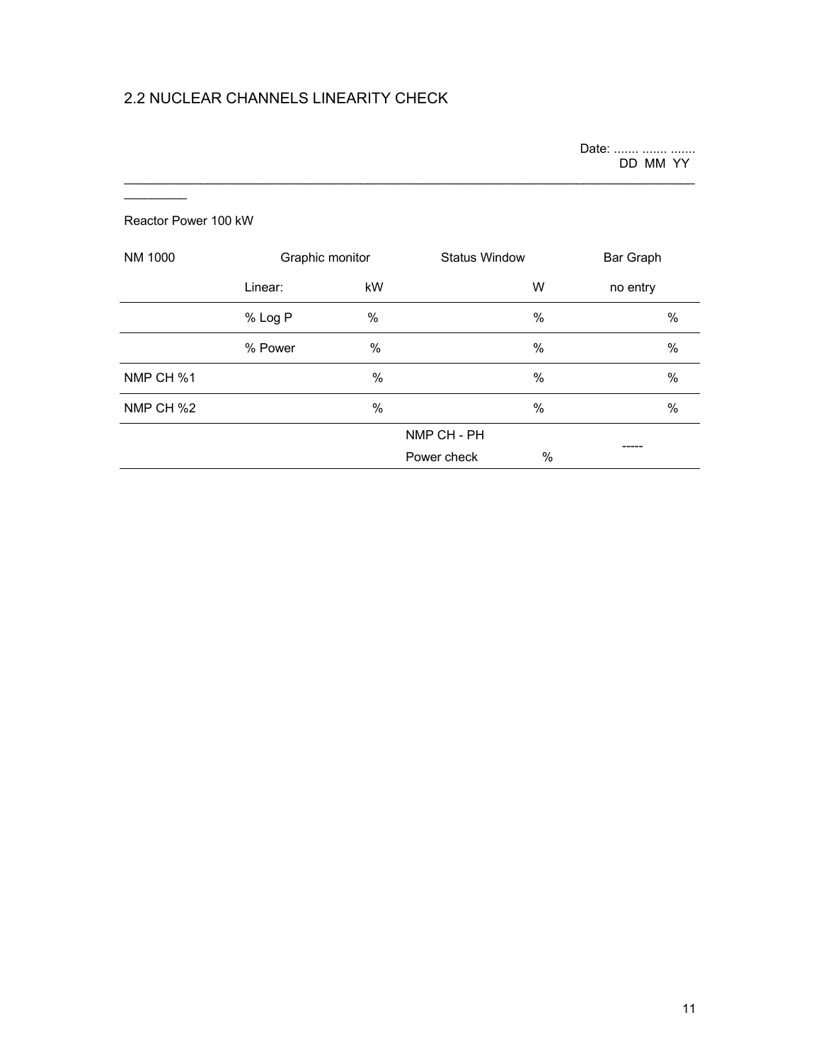## 2.2 NUCLEAR CHANNELS LINEARITY CHECK

Date: ....... ....... .......
DD MM YY

Reactor Power 100 kW

| NM 1000 | Graphic monitor | | Status Window | Bar Graph |
|---|---|---|---|---|
| | Linear: | kW | W | no entry |
| | % Log P | % | % | % |
| | % Power | % | % | % |
| NMP CH %1 | | % | % | % |
| NMP CH %2 | | % | % | % |
| | | NMP CH - PH<br>Power check | % | ----- |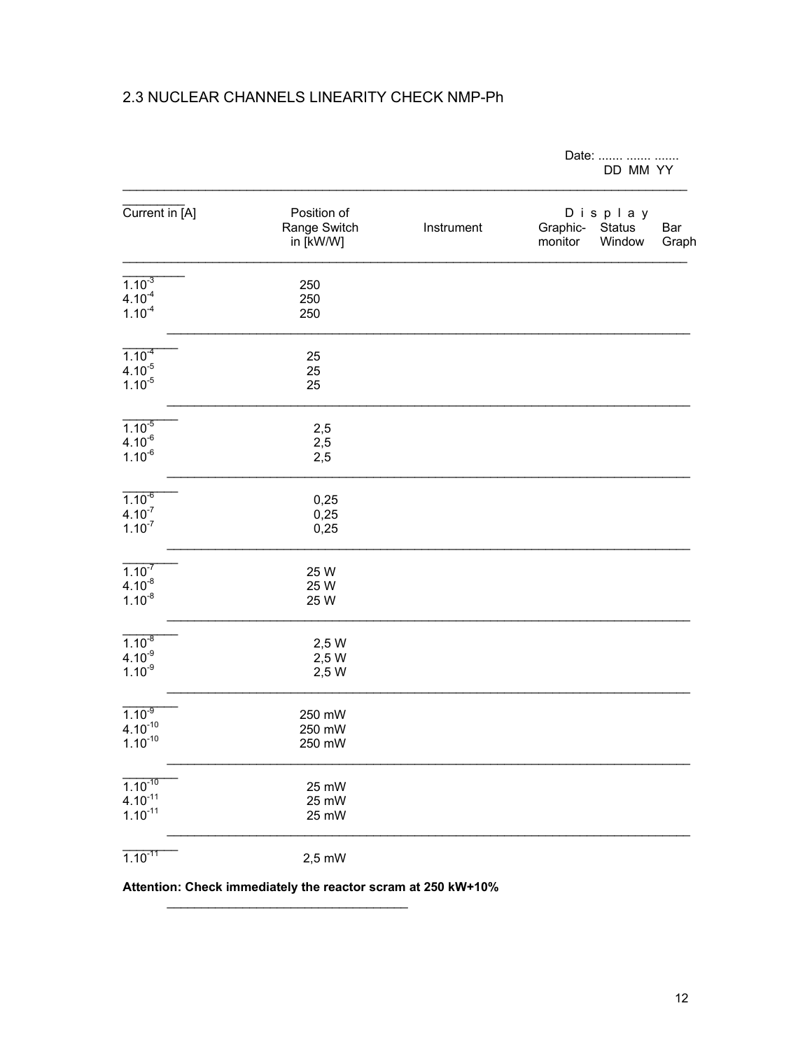## 2.3 NUCLEAR CHANNELS LINEARITY CHECK NMP-Ph

Date: ....... ....... .......
DD MM YY

| Current in [A] | Position of Range Switch in [kW/W] | Instrument | Display | | |
|---|---|---|---|---|---|
| | | | Graphic-monitor | Status Window | Bar Graph |
| $1.10^{-3}$ | 250 | | | | |
| $4.10^{-4}$ | 250 | | | | |
| $1.10^{-4}$ | 250 | | | | |
| $1.10^{-4}$ | 25 | | | | |
| $4.10^{-5}$ | 25 | | | | |
| $1.10^{-5}$ | 25 | | | | |
| $1.10^{-5}$ | 2,5 | | | | |
| $4.10^{-6}$ | 2,5 | | | | |
| $1.10^{-6}$ | 2,5 | | | | |
| $1.10^{-6}$ | 0,25 | | | | |
| $4.10^{-7}$ | 0,25 | | | | |
| $1.10^{-7}$ | 0,25 | | | | |
| $1.10^{-7}$ | 25 W | | | | |
| $4.10^{-8}$ | 25 W | | | | |
| $1.10^{-8}$ | 25 W | | | | |
| $1.10^{-8}$ | 2,5 W | | | | |
| $4.10^{-9}$ | 2,5 W | | | | |
| $1.10^{-9}$ | 2,5 W | | | | |
| $1.10^{-9}$ | 250 mW | | | | |
| $4.10^{-10}$ | 250 mW | | | | |
| $1.10^{-10}$ | 250 mW | | | | |
| $1.10^{-10}$ | 25 mW | | | | |
| $4.10^{-11}$ | 25 mW | | | | |
| $1.10^{-11}$ | 25 mW | | | | |
| $1.10^{-11}$ | 2,5 mW | | | | |

**Attention: Check immediately the reactor scram at 250 kW+10%**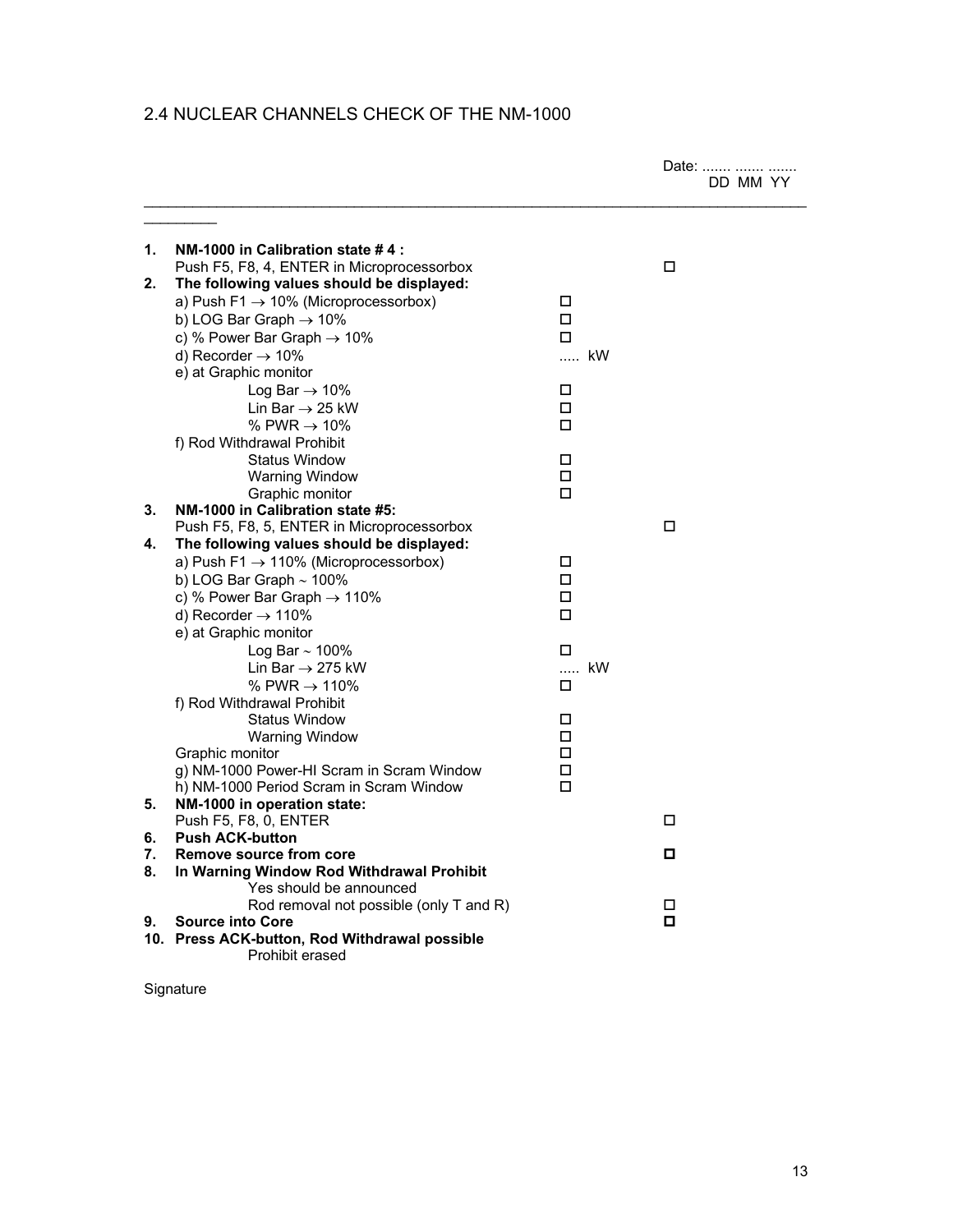## 2.4 NUCLEAR CHANNELS CHECK OF THE NM-1000

Date: ....... ....... .......
DD MM YY

---

| | | | |
|---|---|---|---|
| **1.** | **NM-1000 in Calibration state # 4 :** | | |
| | Push F5, F8, 4, ENTER in Microprocessorbox | | ☐ |
| **2.** | **The following values should be displayed:** | | |
| | a) Push F1 → 10% (Microprocessorbox) | ☐ | |
| | b) LOG Bar Graph → 10% | ☐ | |
| | c) % Power Bar Graph → 10% | ☐ | |
| | d) Recorder → 10% | ..... kW | |
| | e) at Graphic monitor | | |
| | Log Bar → 10% | ☐ | |
| | Lin Bar → 25 kW | ☐ | |
| | % PWR → 10% | ☐ | |
| | f) Rod Withdrawal Prohibit | | |
| | Status Window | ☐ | |
| | Warning Window | ☐ | |
| | Graphic monitor | ☐ | |
| **3.** | **NM-1000 in Calibration state #5:** | | |
| | Push F5, F8, 5, ENTER in Microprocessorbox | | ☐ |
| **4.** | **The following values should be displayed:** | | |
| | a) Push F1 → 110% (Microprocessorbox) | ☐ | |
| | b) LOG Bar Graph ~ 100% | ☐ | |
| | c) % Power Bar Graph → 110% | ☐ | |
| | d) Recorder → 110% | ☐ | |
| | e) at Graphic monitor | | |
| | Log Bar ~ 100% | ☐ | |
| | Lin Bar → 275 kW | ..... kW | |
| | % PWR → 110% | ☐ | |
| | f) Rod Withdrawal Prohibit | | |
| | Status Window | ☐ | |
| | Warning Window | ☐ | |
| | Graphic monitor | ☐ | |
| | g) NM-1000 Power-HI Scram in Scram Window | ☐ | |
| | h) NM-1000 Period Scram in Scram Window | ☐ | |
| **5.** | **NM-1000 in operation state:** | | |
| | Push F5, F8, 0, ENTER | | ☐ |
| **6.** | **Push ACK-button** | | |
| **7.** | **Remove source from core** | | ☐ |
| **8.** | **In Warning Window Rod Withdrawal Prohibit** | | |
| | Yes should be announced | | |
| | Rod removal not possible (only T and R) | | ☐ |
| **9.** | **Source into Core** | | ☐ |
| **10.** | **Press ACK-button, Rod Withdrawal possible** | | |
| | Prohibit erased | | |

Signature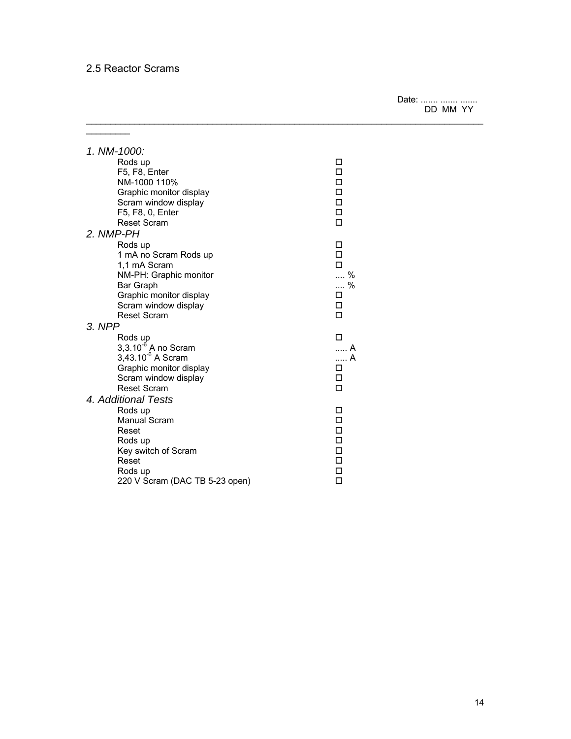## 2.5 Reactor Scrams

Date: ....... ....... .......
DD MM YY

---

*1. NM-1000:*

- Rods up ☐
- F5, F8, Enter ☐
- NM-1000 110% ☐
- Graphic monitor display ☐
- Scram window display ☐
- F5, F8, 0, Enter ☐
- Reset Scram ☐

*2. NMP-PH*

- Rods up ☐
- 1 mA no Scram Rods up ☐
- 1,1 mA Scram ☐
- NM-PH: Graphic monitor .... %
- Bar Graph .... %
- Graphic monitor display ☐
- Scram window display ☐
- Reset Scram ☐

*3. NPP*

- Rods up ☐
- 3,3.$10^{-6}$ A no Scram ..... A
- 3,43.$10^{-6}$ A Scram ..... A
- Graphic monitor display ☐
- Scram window display ☐
- Reset Scram ☐

*4. Additional Tests*

- Rods up ☐
- Manual Scram ☐
- Reset ☐
- Rods up ☐
- Key switch of Scram ☐
- Reset ☐
- Rods up ☐
- 220 V Scram (DAC TB 5-23 open) ☐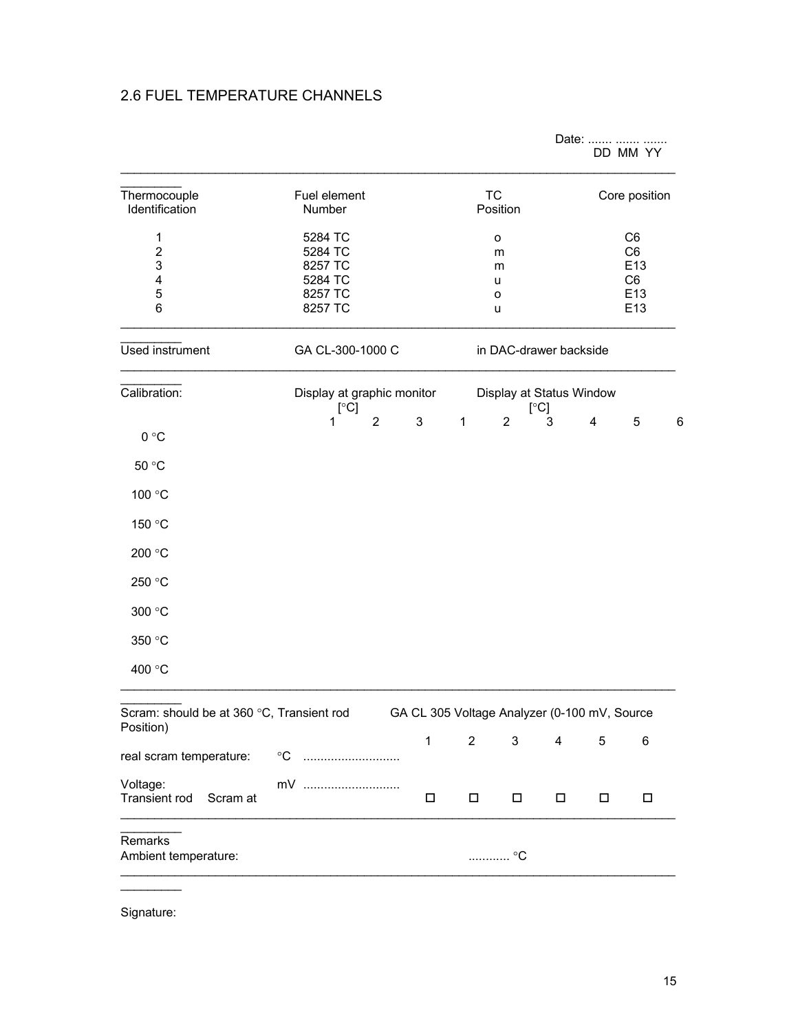## 2.6 FUEL TEMPERATURE CHANNELS

Date: ....... ....... .......
DD MM YY

---

| Thermocouple Identification | Fuel element Number | TC Position | Core position |
|---|---|---|---|
| 1 | 5284 TC | o | C6 |
| 2 | 5284 TC | m | C6 |
| 3 | 8257 TC | m | E13 |
| 4 | 5284 TC | u | C6 |
| 5 | 8257 TC | o | E13 |
| 6 | 8257 TC | u | E13 |

---

Used instrument GA CL-300-1000 C in DAC-drawer backside

---

| Calibration: | Display at graphic monitor [°C] | | | Display at Status Window [°C] | | | | | |
|---|---|---|---|---|---|---|---|---|---|
| | 1 | 2 | 3 | 1 | 2 | 3 | 4 | 5 | 6 |
| 0 °C | | | | | | | | | |
| 50 °C | | | | | | | | | |
| 100 °C | | | | | | | | | |
| 150 °C | | | | | | | | | |
| 200 °C | | | | | | | | | |
| 250 °C | | | | | | | | | |
| 300 °C | | | | | | | | | |
| 350 °C | | | | | | | | | |
| 400 °C | | | | | | | | | |

---

Scram: should be at 360 °C, Transient rod Position)

GA CL 305 Voltage Analyzer (0-100 mV, Source

| | | 1 | 2 | 3 | 4 | 5 | 6 |
|---|---|---|---|---|---|---|---|
| real scram temperature: | °C ........................... | | | | | | |
| Voltage: | mV ........................... | | | | | | |
| Transient rod Scram at | | ☐ | ☐ | ☐ | ☐ | ☐ | ☐ |

---

Remarks

Ambient temperature: ............ °C

---

Signature: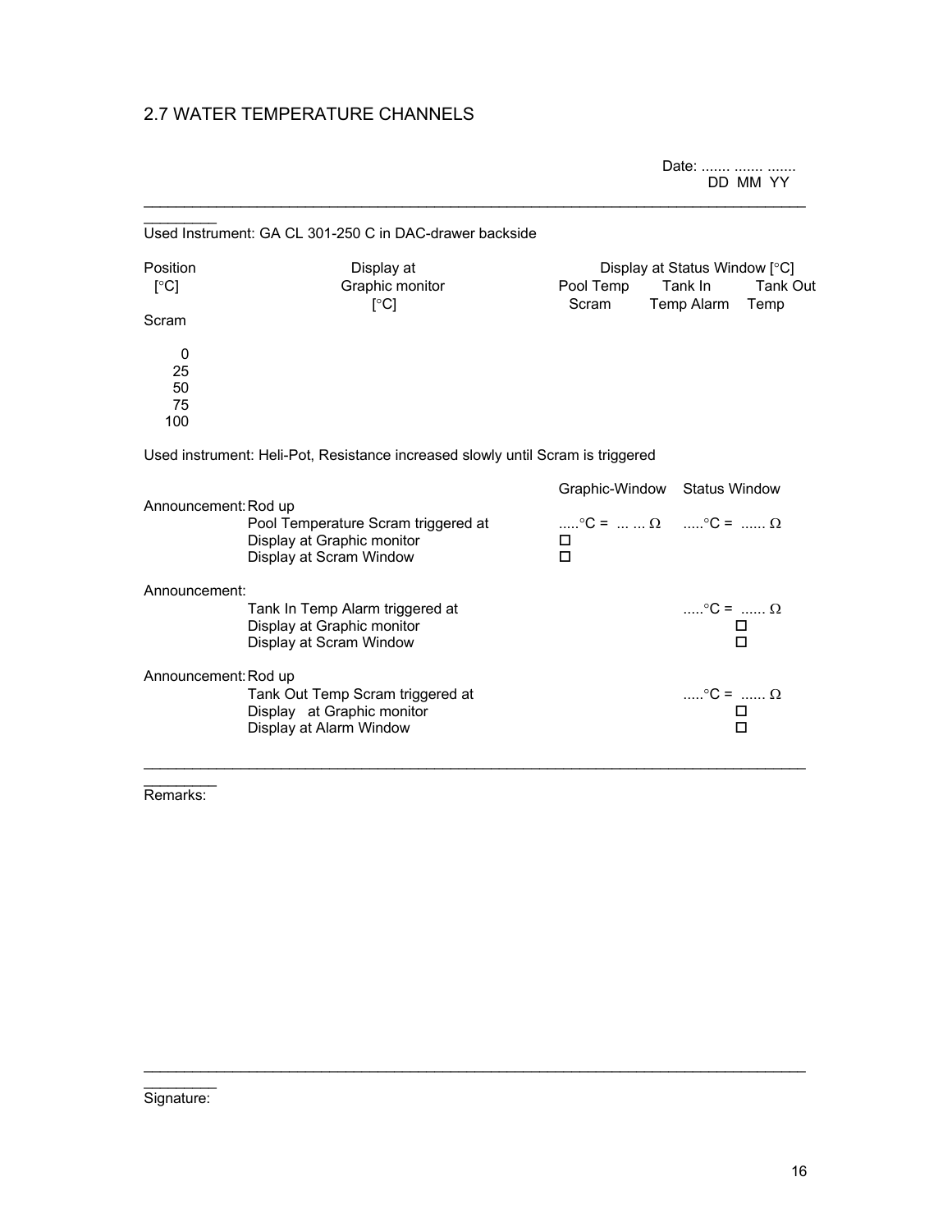## 2.7 WATER TEMPERATURE CHANNELS

Date: ....... ....... .......
DD MM YY

---

Used Instrument: GA CL 301-250 C in DAC-drawer backside

| Position [°C] | Display at Graphic monitor [°C] | Display at Status Window [°C] Pool Temp Scram | Tank In Temp Alarm | Tank Out Temp Scram |
|---|---|---|---|---|
| 0 | | | | |
| 25 | | | | |
| 50 | | | | |
| 75 | | | | |
| 100 | | | | |

Used instrument: Heli-Pot, Resistance increased slowly until Scram is triggered

| | | Graphic-Window | Status Window |
|---|---|---|---|
| Announcement: Rod up | | | |
| | Pool Temperature Scram triggered at | .....°C = ... ... Ω | .....°C = ...... Ω |
| | Display at Graphic monitor | ☐ | |
| | Display at Scram Window | ☐ | |
| Announcement: | | | |
| | Tank In Temp Alarm triggered at | | .....°C = ...... Ω |
| | Display at Graphic monitor | | ☐ |
| | Display at Scram Window | | ☐ |
| Announcement: Rod up | | | |
| | Tank Out Temp Scram triggered at | | .....°C = ...... Ω |
| | Display at Graphic monitor | | ☐ |
| | Display at Alarm Window | | ☐ |

---

Remarks:

---

Signature: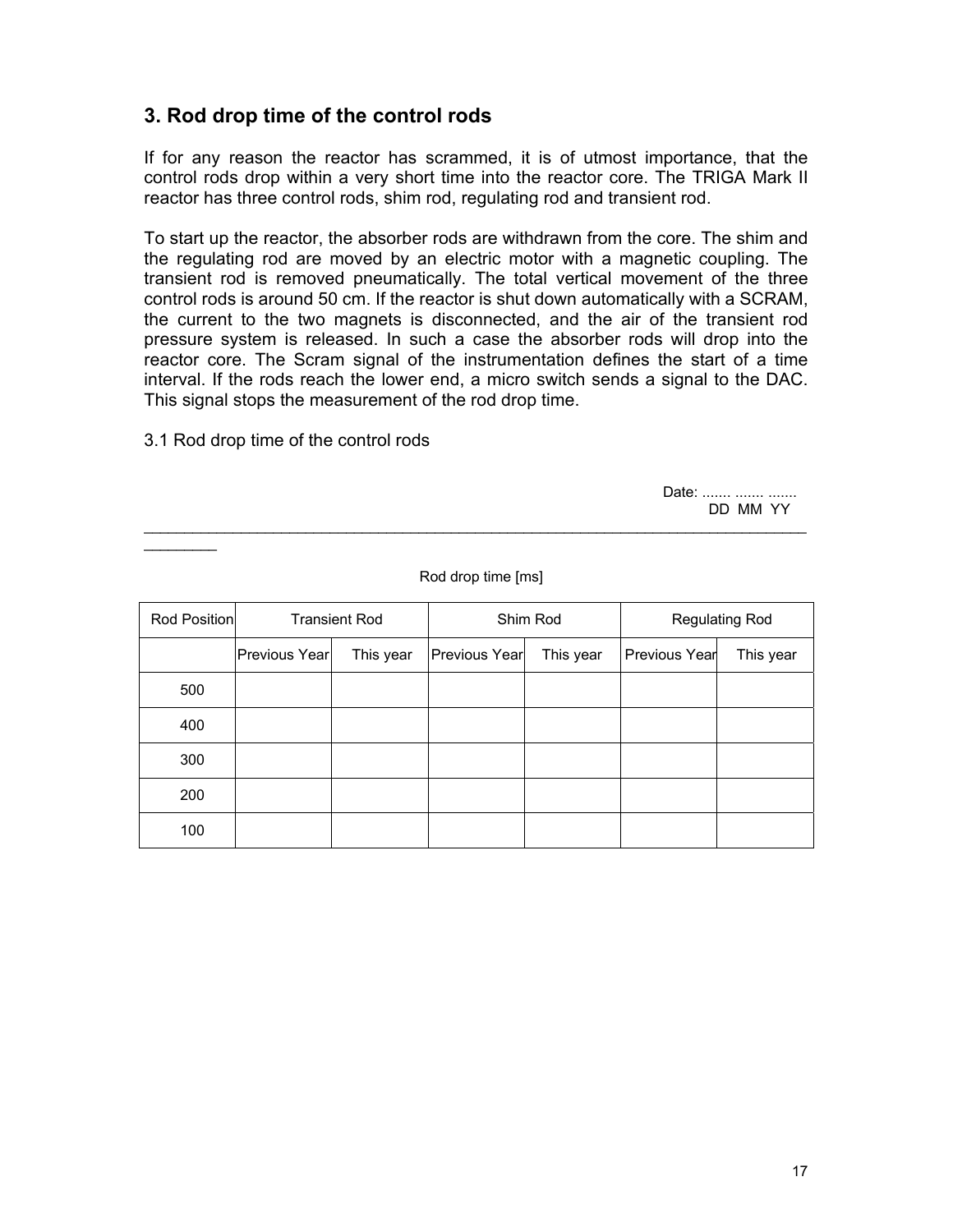## 3. Rod drop time of the control rods

If for any reason the reactor has scrammed, it is of utmost importance, that the control rods drop within a very short time into the reactor core. The TRIGA Mark II reactor has three control rods, shim rod, regulating rod and transient rod.

To start up the reactor, the absorber rods are withdrawn from the core. The shim and the regulating rod are moved by an electric motor with a magnetic coupling. The transient rod is removed pneumatically. The total vertical movement of the three control rods is around 50 cm. If the reactor is shut down automatically with a SCRAM, the current to the two magnets is disconnected, and the air of the transient rod pressure system is released. In such a case the absorber rods will drop into the reactor core. The Scram signal of the instrumentation defines the start of a time interval. If the rods reach the lower end, a micro switch sends a signal to the DAC. This signal stops the measurement of the rod drop time.

3.1 Rod drop time of the control rods

Date: ....... ....... .......
DD MM YY

---

Rod drop time [ms]

| Rod Position | Transient Rod | | Shim Rod | | Regulating Rod | |
|---|---|---|---|---|---|---|
| | Previous Year | This year | Previous Year | This year | Previous Year | This year |
| 500 | | | | | | |
| 400 | | | | | | |
| 300 | | | | | | |
| 200 | | | | | | |
| 100 | | | | | | |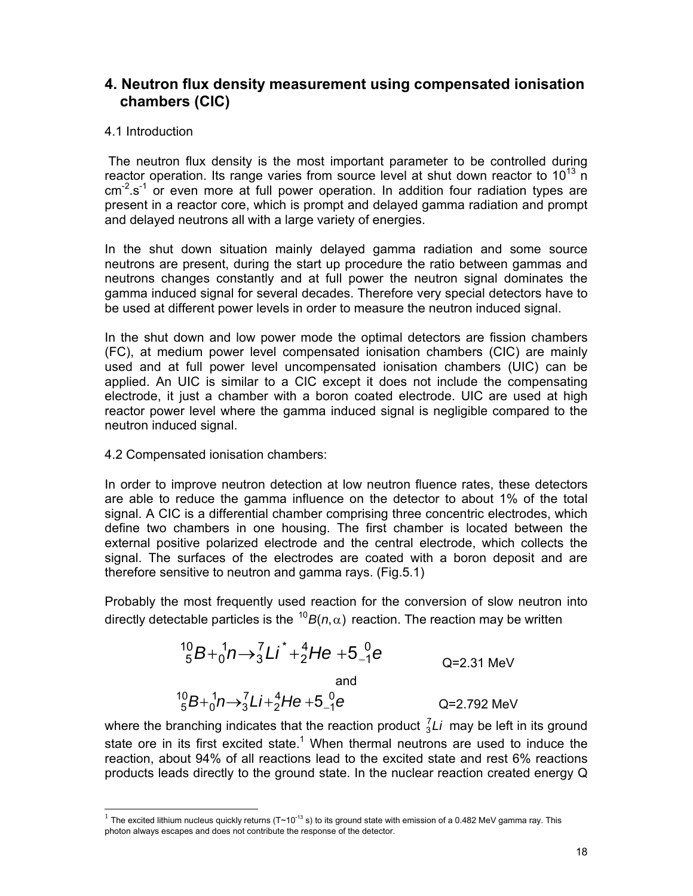## 4. Neutron flux density measurement using compensated ionisation chambers (CIC)

4.1 Introduction

The neutron flux density is the most important parameter to be controlled during reactor operation. Its range varies from source level at shut down reactor to $10^{13}$ n $cm^{-2}.s^{-1}$ or even more at full power operation. In addition four radiation types are present in a reactor core, which is prompt and delayed gamma radiation and prompt and delayed neutrons all with a large variety of energies.

In the shut down situation mainly delayed gamma radiation and some source neutrons are present, during the start up procedure the ratio between gammas and neutrons changes constantly and at full power the neutron signal dominates the gamma induced signal for several decades. Therefore very special detectors have to be used at different power levels in order to measure the neutron induced signal.

In the shut down and low power mode the optimal detectors are fission chambers (FC), at medium power level compensated ionisation chambers (CIC) are mainly used and at full power level uncompensated ionisation chambers (UIC) can be applied. An UIC is similar to a CIC except it does not include the compensating electrode, it just a chamber with a boron coated electrode. UIC are used at high reactor power level where the gamma induced signal is negligible compared to the neutron induced signal.

4.2 Compensated ionisation chambers:

In order to improve neutron detection at low neutron fluence rates, these detectors are able to reduce the gamma influence on the detector to about 1% of the total signal. A CIC is a differential chamber comprising three concentric electrodes, which define two chambers in one housing. The first chamber is located between the external positive polarized electrode and the central electrode, which collects the signal. The surfaces of the electrodes are coated with a boron deposit and are therefore sensitive to neutron and gamma rays. (Fig.5.1)

Probably the most frequently used reaction for the conversion of slow neutron into directly detectable particles is the $^{10}B(n,\alpha)$ reaction. The reaction may be written

$$^{10}_{5}B+^{1}_{0}n\rightarrow^{7}_{3}Li^{*}+^{4}_{2}He+5\,^{0}_{-1}e \qquad Q=2.31\text{ MeV}$$

and

$$^{10}_{5}B+^{1}_{0}n\rightarrow^{7}_{3}Li+^{4}_{2}He+5\,^{0}_{-1}e \qquad Q=2.792\text{ MeV}$$

where the branching indicates that the reaction product $^{7}_{3}Li$ may be left in its ground state ore in its first excited state.[1] When thermal neutrons are used to induce the reaction, about 94% of all reactions lead to the excited state and rest 6% reactions products leads directly to the ground state. In the nuclear reaction created energy Q

[1] The excited lithium nucleus quickly returns (T~$10^{-13}$ s) to its ground state with emission of a 0.482 MeV gamma ray. This photon always escapes and does not contribute the response of the detector.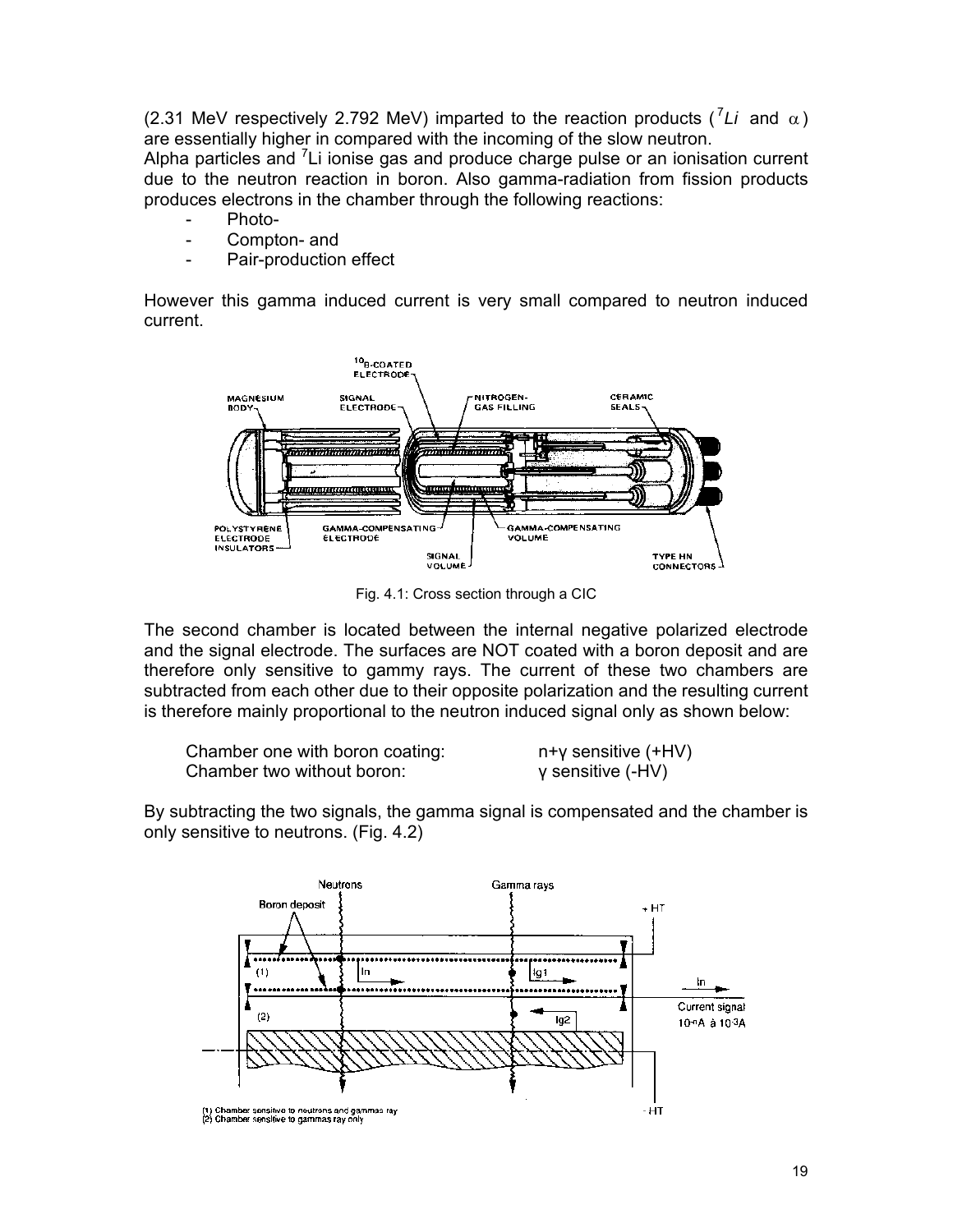(2.31 MeV respectively 2.792 MeV) imparted to the reaction products ($^{7}Li$ and $\alpha$) are essentially higher in compared with the incoming of the slow neutron.
Alpha particles and $^{7}$Li ionise gas and produce charge pulse or an ionisation current due to the neutron reaction in boron. Also gamma-radiation from fission products produces electrons in the chamber through the following reactions:

- Photo-
- Compton- and
- Pair-production effect

However this gamma induced current is very small compared to neutron induced current.

Fig. 4.1: Cross section through a CIC

The second chamber is located between the internal negative polarized electrode and the signal electrode. The surfaces are NOT coated with a boron deposit and are therefore only sensitive to gammy rays. The current of these two chambers are subtracted from each other due to their opposite polarization and the resulting current is therefore mainly proportional to the neutron induced signal only as shown below:

| | |
|---|---|
| Chamber one with boron coating: | n+γ sensitive (+HV) |
| Chamber two without boron: | γ sensitive (-HV) |

By subtracting the two signals, the gamma signal is compensated and the chamber is only sensitive to neutrons. (Fig. 4.2)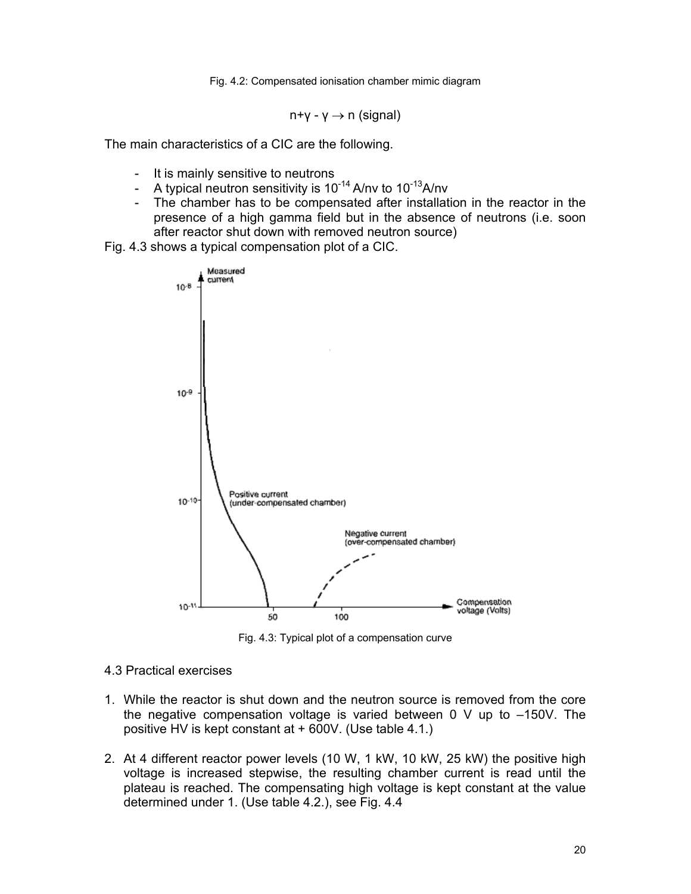Fig. 4.2: Compensated ionisation chamber mimic diagram

$$n+\gamma - \gamma \rightarrow n \text{ (signal)}$$

The main characteristics of a CIC are the following.

- It is mainly sensitive to neutrons
- A typical neutron sensitivity is $10^{-14}$ A/nv to $10^{-13}$A/nv
- The chamber has to be compensated after installation in the reactor in the presence of a high gamma field but in the absence of neutrons (i.e. soon after reactor shut down with removed neutron source)

Fig. 4.3 shows a typical compensation plot of a CIC.

Fig. 4.3: Typical plot of a compensation curve

4.3 Practical exercises

1. While the reactor is shut down and the neutron source is removed from the core the negative compensation voltage is varied between 0 V up to –150V. The positive HV is kept constant at + 600V. (Use table 4.1.)

2. At 4 different reactor power levels (10 W, 1 kW, 10 kW, 25 kW) the positive high voltage is increased stepwise, the resulting chamber current is read until the plateau is reached. The compensating high voltage is kept constant at the value determined under 1. (Use table 4.2.), see Fig. 4.4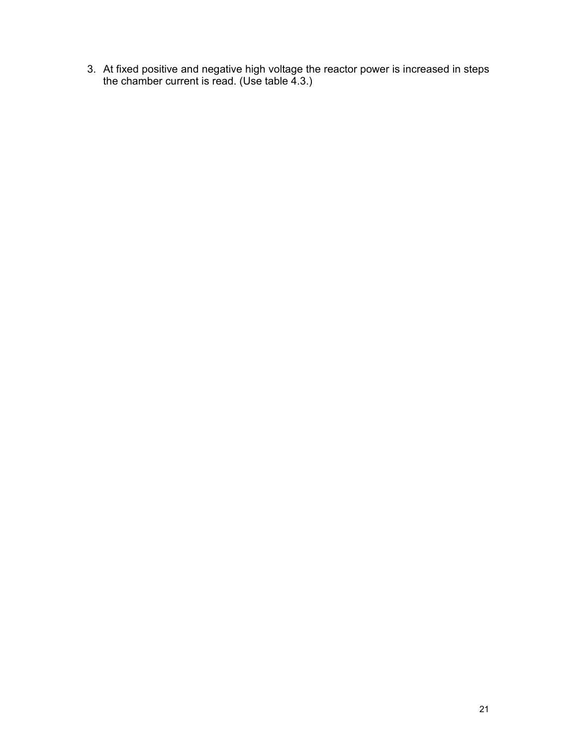3. At fixed positive and negative high voltage the reactor power is increased in steps the chamber current is read. (Use table 4.3.)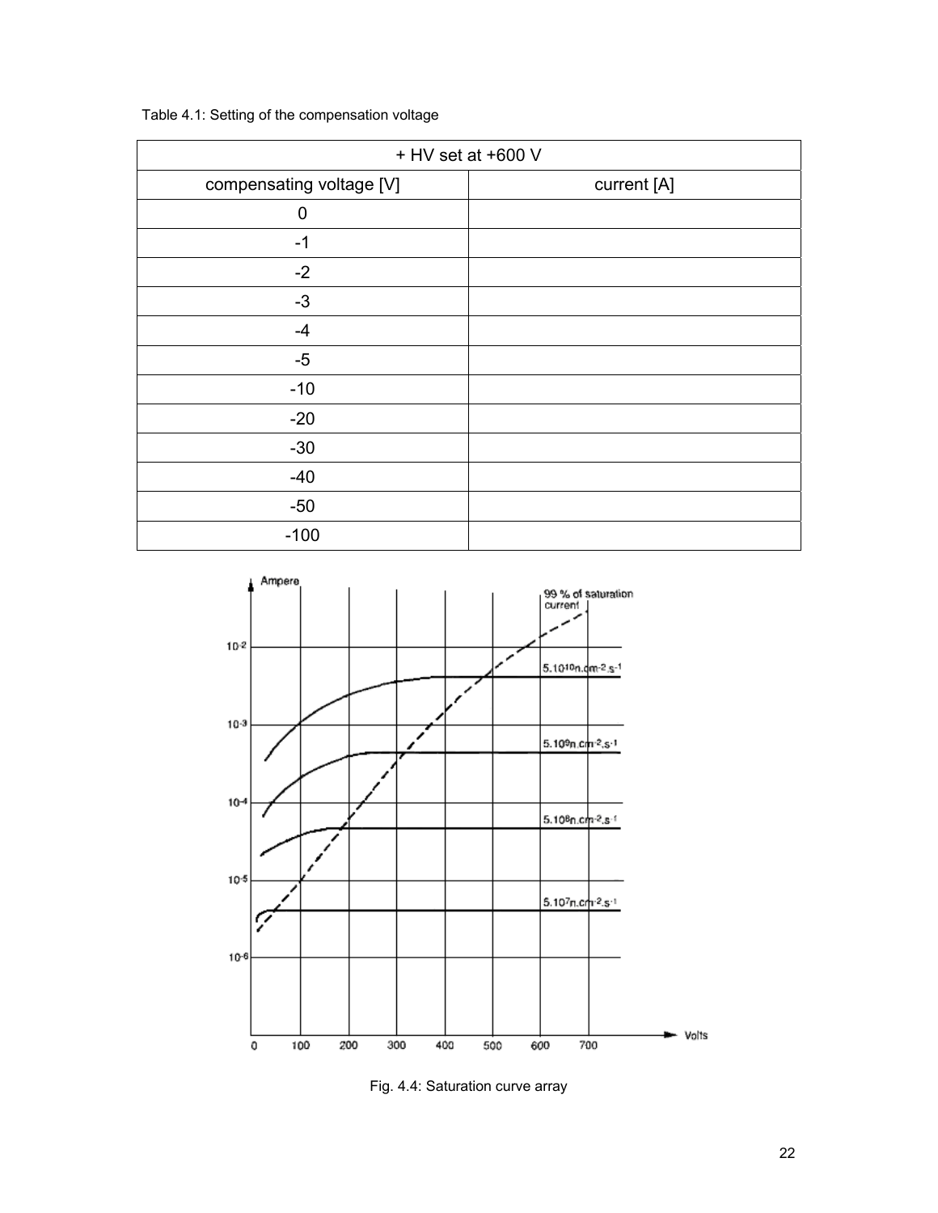Table 4.1: Setting of the compensation voltage

| + HV set at +600 V | |
|---|---|
| compensating voltage [V] | current [A] |
| 0 | |
| -1 | |
| -2 | |
| -3 | |
| -4 | |
| -5 | |
| -10 | |
| -20 | |
| -30 | |
| -40 | |
| -50 | |
| -100 | |

Fig. 4.4: Saturation curve array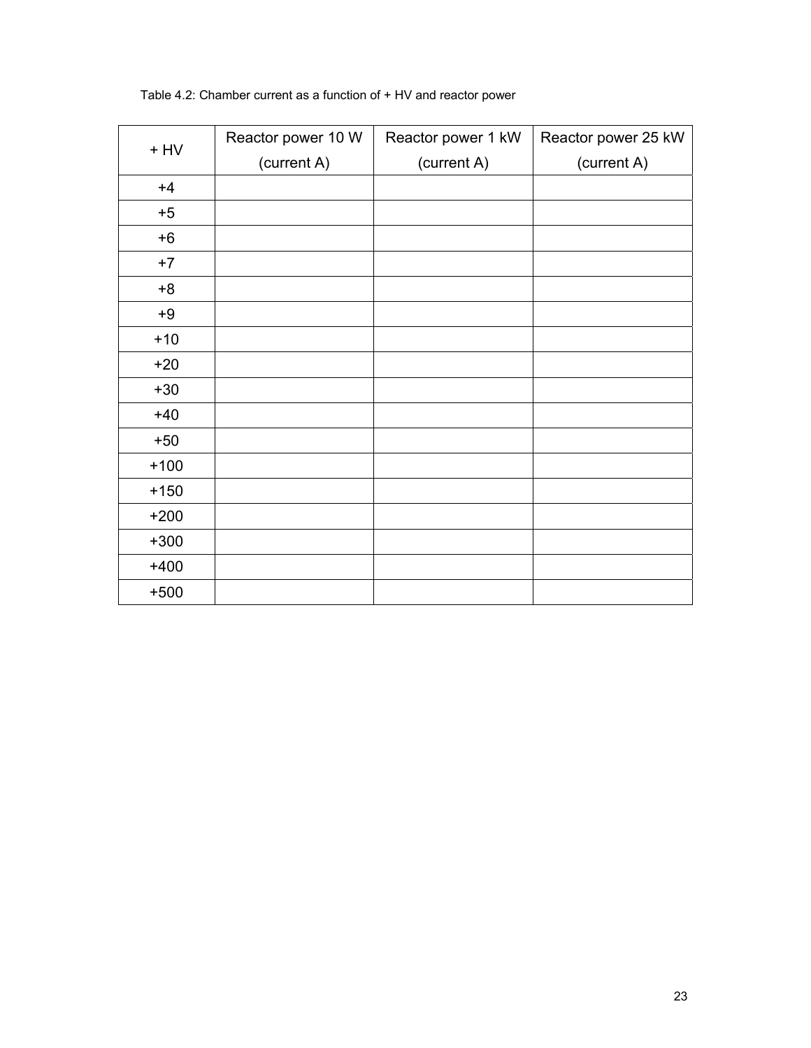Table 4.2: Chamber current as a function of + HV and reactor power

| + HV | Reactor power 10 W (current A) | Reactor power 1 kW (current A) | Reactor power 25 kW (current A) |
|---|---|---|---|
| +4 | | | |
| +5 | | | |
| +6 | | | |
| +7 | | | |
| +8 | | | |
| +9 | | | |
| +10 | | | |
| +20 | | | |
| +30 | | | |
| +40 | | | |
| +50 | | | |
| +100 | | | |
| +150 | | | |
| +200 | | | |
| +300 | | | |
| +400 | | | |
| +500 | | | |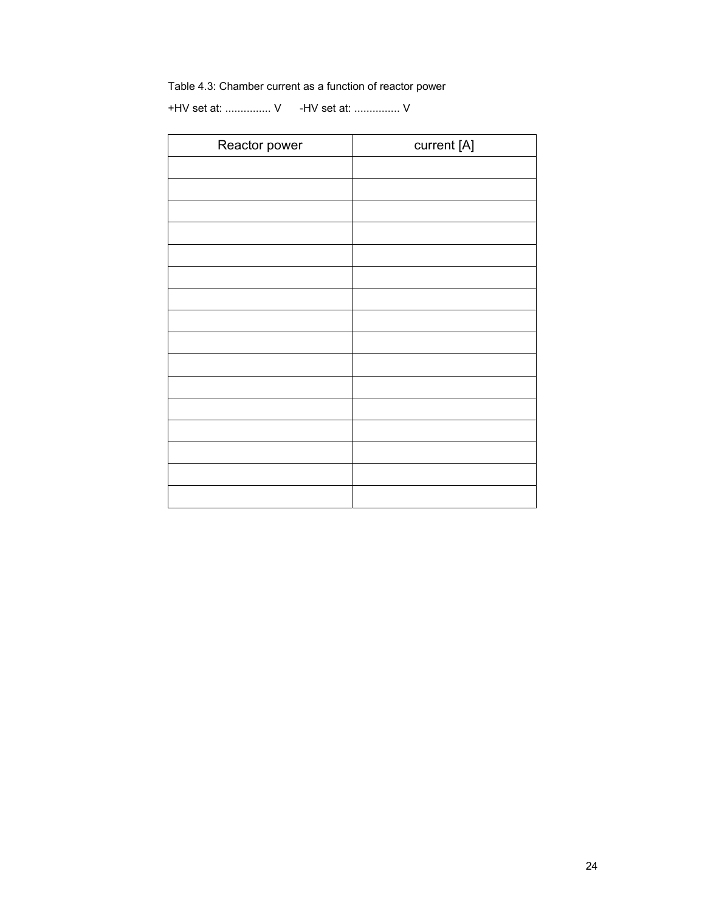Table 4.3: Chamber current as a function of reactor power

+HV set at: ............... V      -HV set at: ............... V

| Reactor power | current [A] |
|---|---|
| | |
| | |
| | |
| | |
| | |
| | |
| | |
| | |
| | |
| | |
| | |
| | |
| | |
| | |
| | |
| | |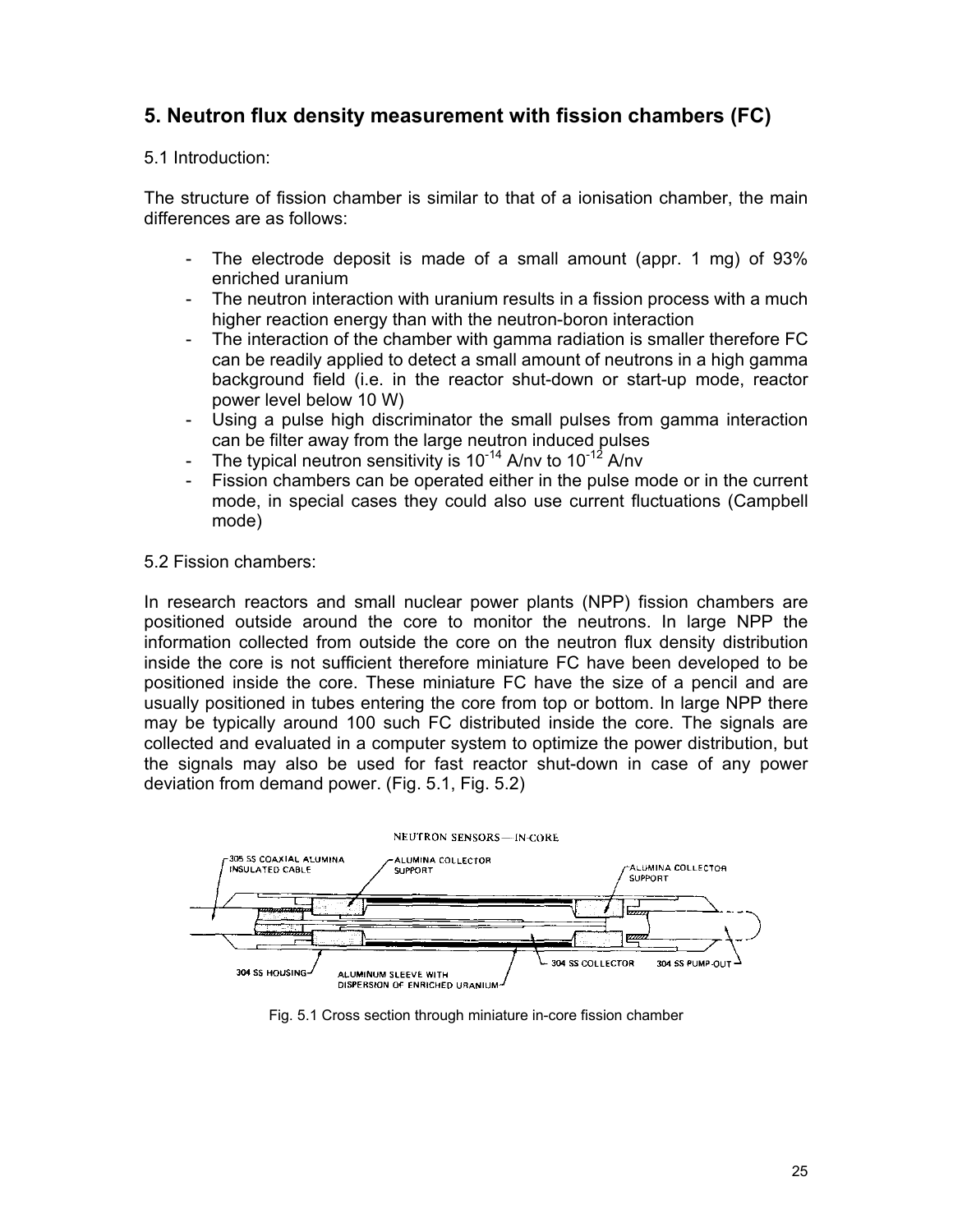## 5. Neutron flux density measurement with fission chambers (FC)

5.1 Introduction:

The structure of fission chamber is similar to that of a ionisation chamber, the main differences are as follows:

- The electrode deposit is made of a small amount (appr. 1 mg) of 93% enriched uranium
- The neutron interaction with uranium results in a fission process with a much higher reaction energy than with the neutron-boron interaction
- The interaction of the chamber with gamma radiation is smaller therefore FC can be readily applied to detect a small amount of neutrons in a high gamma background field (i.e. in the reactor shut-down or start-up mode, reactor power level below 10 W)
- Using a pulse high discriminator the small pulses from gamma interaction can be filter away from the large neutron induced pulses
- The typical neutron sensitivity is $10^{-14}$ A/nv to $10^{-12}$ A/nv
- Fission chambers can be operated either in the pulse mode or in the current mode, in special cases they could also use current fluctuations (Campbell mode)

5.2 Fission chambers:

In research reactors and small nuclear power plants (NPP) fission chambers are positioned outside around the core to monitor the neutrons. In large NPP the information collected from outside the core on the neutron flux density distribution inside the core is not sufficient therefore miniature FC have been developed to be positioned inside the core. These miniature FC have the size of a pencil and are usually positioned in tubes entering the core from top or bottom. In large NPP there may be typically around 100 such FC distributed inside the core. The signals are collected and evaluated in a computer system to optimize the power distribution, but the signals may also be used for fast reactor shut-down in case of any power deviation from demand power. (Fig. 5.1, Fig. 5.2)

NEUTRON SENSORS—IN-CORE

305 SS COAXIAL ALUMINA INSULATED CABLE; ALUMINA COLLECTOR SUPPORT; ALUMINA COLLECTOR SUPPORT; 304 SS HOUSING; ALUMINUM SLEEVE WITH DISPERSION OF ENRICHED URANIUM; 304 SS COLLECTOR; 304 SS PUMP-OUT

Fig. 5.1 Cross section through miniature in-core fission chamber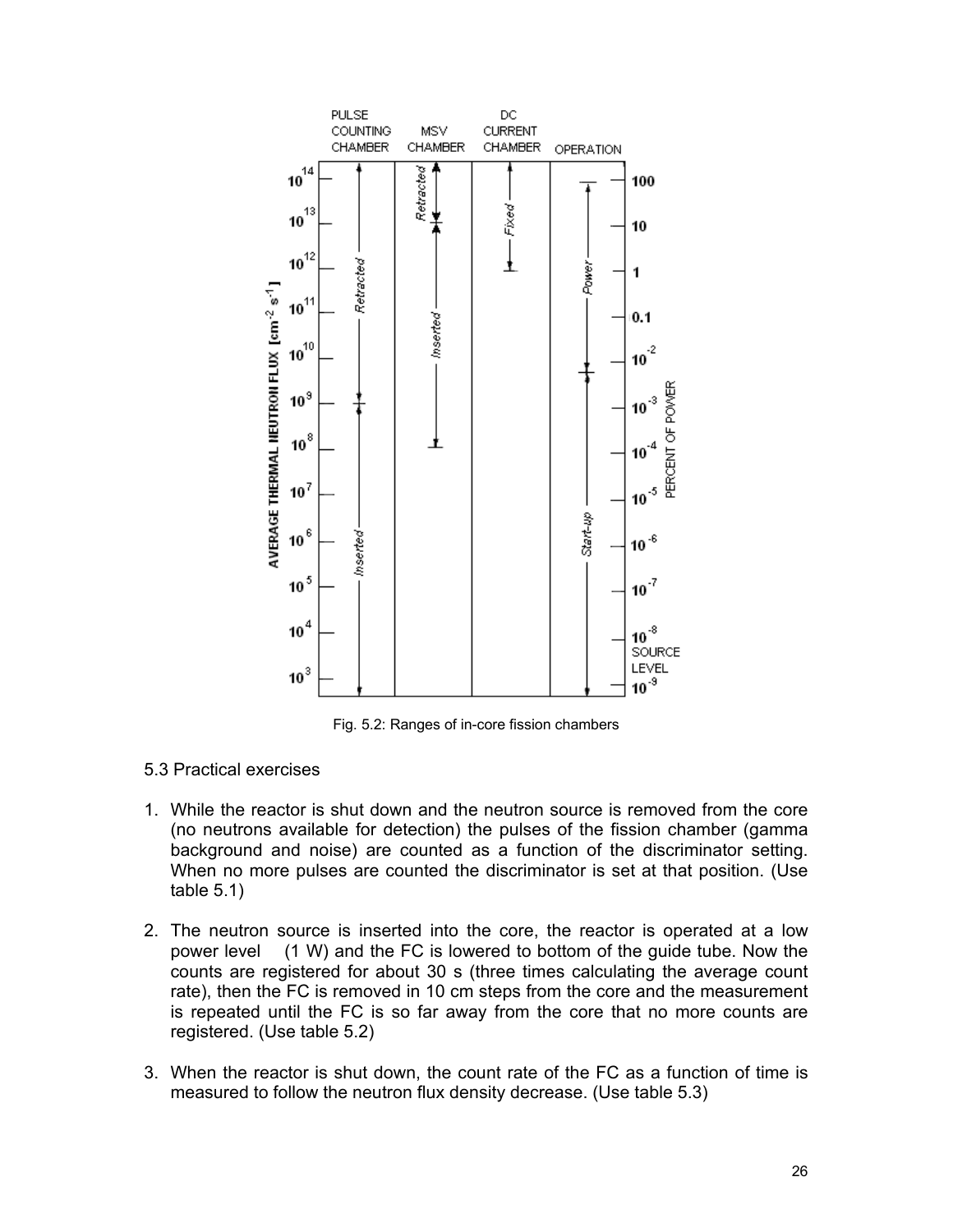Fig. 5.2: Ranges of in-core fission chambers

5.3 Practical exercises

1. While the reactor is shut down and the neutron source is removed from the core (no neutrons available for detection) the pulses of the fission chamber (gamma background and noise) are counted as a function of the discriminator setting. When no more pulses are counted the discriminator is set at that position. (Use table 5.1)

2. The neutron source is inserted into the core, the reactor is operated at a low power level (1 W) and the FC is lowered to bottom of the guide tube. Now the counts are registered for about 30 s (three times calculating the average count rate), then the FC is removed in 10 cm steps from the core and the measurement is repeated until the FC is so far away from the core that no more counts are registered. (Use table 5.2)

3. When the reactor is shut down, the count rate of the FC as a function of time is measured to follow the neutron flux density decrease. (Use table 5.3)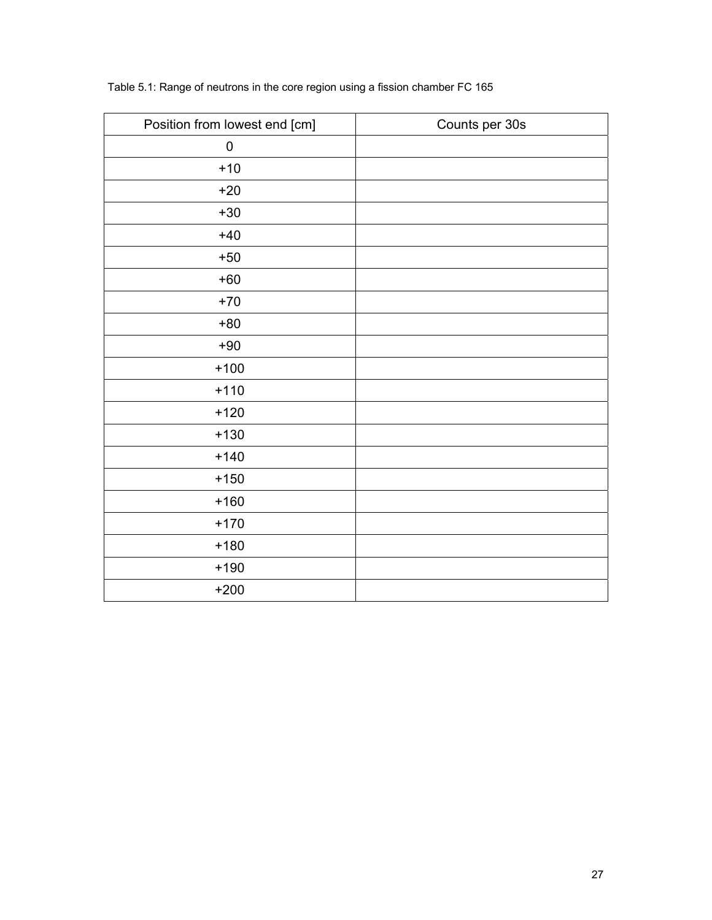Table 5.1: Range of neutrons in the core region using a fission chamber FC 165

| Position from lowest end [cm] | Counts per 30s |
| --- | --- |
| 0 | |
| +10 | |
| +20 | |
| +30 | |
| +40 | |
| +50 | |
| +60 | |
| +70 | |
| +80 | |
| +90 | |
| +100 | |
| +110 | |
| +120 | |
| +130 | |
| +140 | |
| +150 | |
| +160 | |
| +170 | |
| +180 | |
| +190 | |
| +200 | |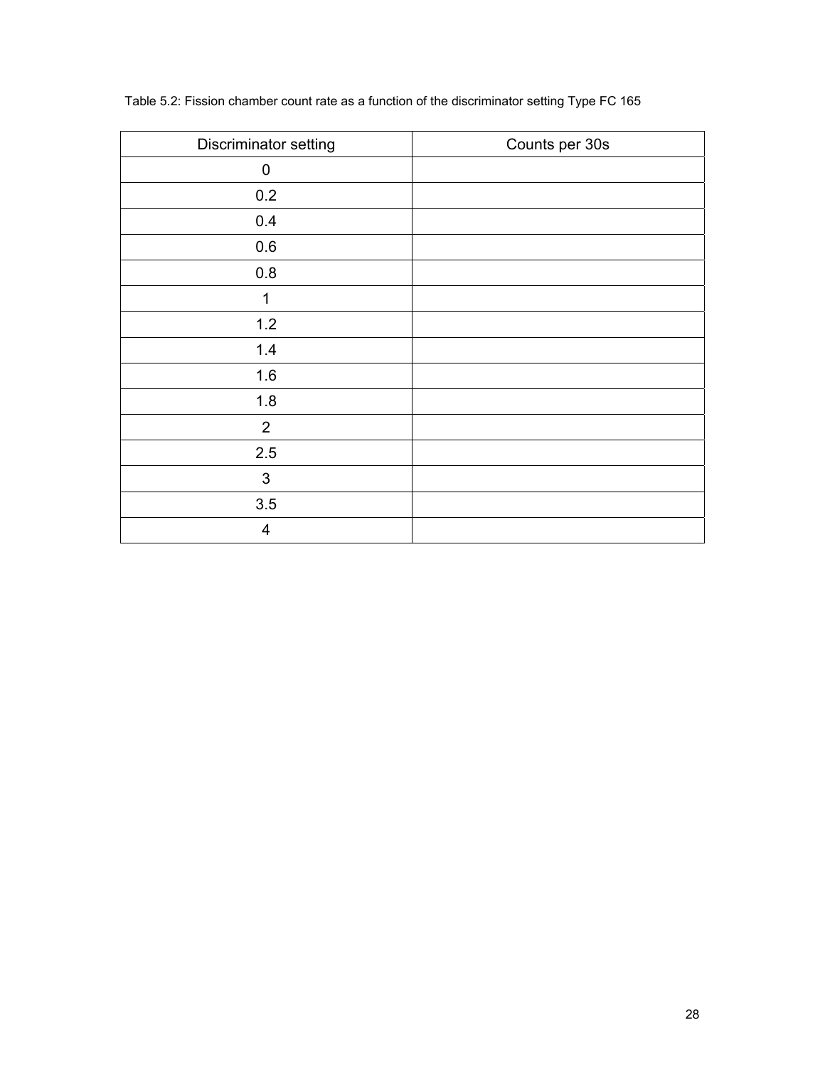Table 5.2: Fission chamber count rate as a function of the discriminator setting Type FC 165

| Discriminator setting | Counts per 30s |
| --- | --- |
| 0 | |
| 0.2 | |
| 0.4 | |
| 0.6 | |
| 0.8 | |
| 1 | |
| 1.2 | |
| 1.4 | |
| 1.6 | |
| 1.8 | |
| 2 | |
| 2.5 | |
| 3 | |
| 3.5 | |
| 4 | |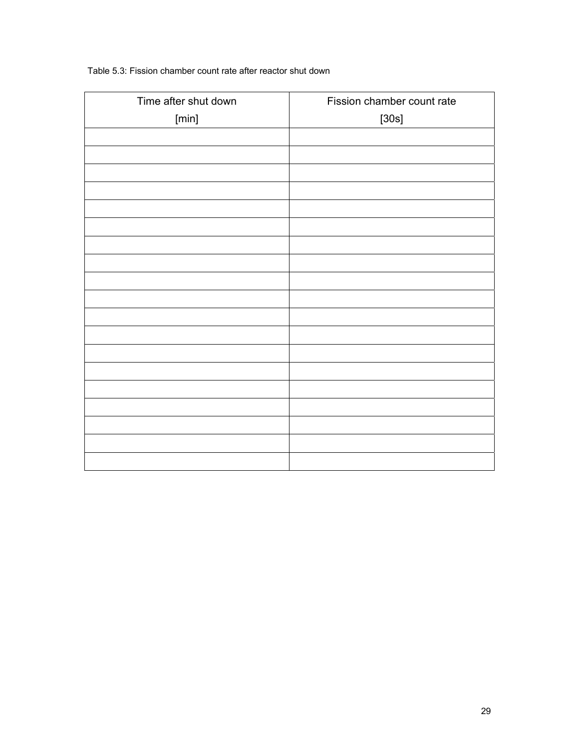Table 5.3: Fission chamber count rate after reactor shut down

| Time after shut down [min] | Fission chamber count rate [30s] |
|---|---|
| | |
| | |
| | |
| | |
| | |
| | |
| | |
| | |
| | |
| | |
| | |
| | |
| | |
| | |
| | |
| | |
| | |
| | |
| | |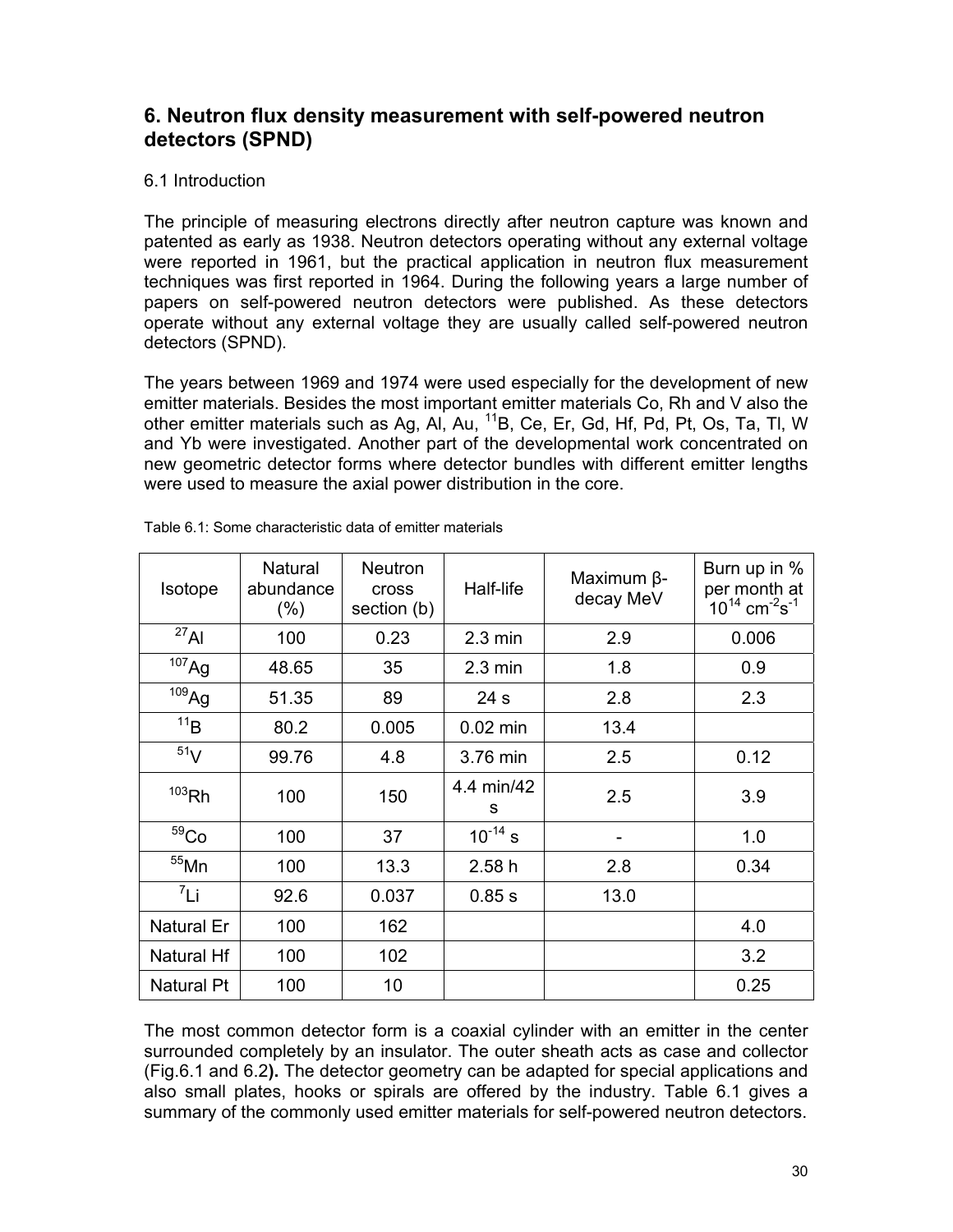## 6. Neutron flux density measurement with self-powered neutron detectors (SPND)

### 6.1 Introduction

The principle of measuring electrons directly after neutron capture was known and patented as early as 1938. Neutron detectors operating without any external voltage were reported in 1961, but the practical application in neutron flux measurement techniques was first reported in 1964. During the following years a large number of papers on self-powered neutron detectors were published. As these detectors operate without any external voltage they are usually called self-powered neutron detectors (SPND).

The years between 1969 and 1974 were used especially for the development of new emitter materials. Besides the most important emitter materials Co, Rh and V also the other emitter materials such as Ag, Al, Au, $^{11}B$, Ce, Er, Gd, Hf, Pd, Pt, Os, Ta, Tl, W and Yb were investigated. Another part of the developmental work concentrated on new geometric detector forms where detector bundles with different emitter lengths were used to measure the axial power distribution in the core.

Table 6.1: Some characteristic data of emitter materials

| Isotope | Natural abundance (%) | Neutron cross section (b) | Half-life | Maximum β-decay MeV | Burn up in % per month at $10^{14}$ cm$^{-2}$s$^{-1}$ |
|---|---|---|---|---|---|
| $^{27}Al$ | 100 | 0.23 | 2.3 min | 2.9 | 0.006 |
| $^{107}Ag$ | 48.65 | 35 | 2.3 min | 1.8 | 0.9 |
| $^{109}Ag$ | 51.35 | 89 | 24 s | 2.8 | 2.3 |
| $^{11}B$ | 80.2 | 0.005 | 0.02 min | 13.4 | |
| $^{51}V$ | 99.76 | 4.8 | 3.76 min | 2.5 | 0.12 |
| $^{103}Rh$ | 100 | 150 | 4.4 min/42 s | 2.5 | 3.9 |
| $^{59}Co$ | 100 | 37 | $10^{-14}$ s | - | 1.0 |
| $^{55}Mn$ | 100 | 13.3 | 2.58 h | 2.8 | 0.34 |
| $^{7}Li$ | 92.6 | 0.037 | 0.85 s | 13.0 | |
| Natural Er | 100 | 162 | | | 4.0 |
| Natural Hf | 100 | 102 | | | 3.2 |
| Natural Pt | 100 | 10 | | | 0.25 |

The most common detector form is a coaxial cylinder with an emitter in the center surrounded completely by an insulator. The outer sheath acts as case and collector (Fig.6.1 and 6.2**).** The detector geometry can be adapted for special applications and also small plates, hooks or spirals are offered by the industry. Table 6.1 gives a summary of the commonly used emitter materials for self-powered neutron detectors.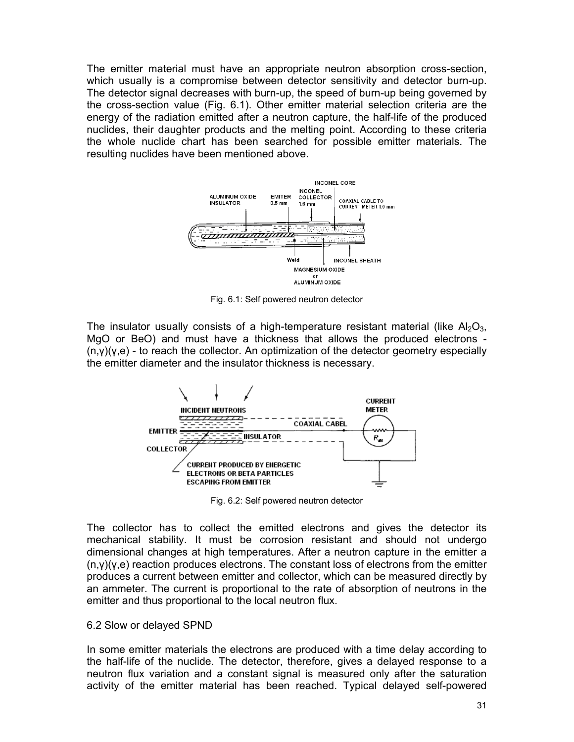The emitter material must have an appropriate neutron absorption cross-section, which usually is a compromise between detector sensitivity and detector burn-up. The detector signal decreases with burn-up, the speed of burn-up being governed by the cross-section value (Fig. 6.1). Other emitter material selection criteria are the energy of the radiation emitted after a neutron capture, the half-life of the produced nuclides, their daughter products and the melting point. According to these criteria the whole nuclide chart has been searched for possible emitter materials. The resulting nuclides have been mentioned above.

Fig. 6.1: Self powered neutron detector

The insulator usually consists of a high-temperature resistant material (like $Al_2O_3$, MgO or BeO) and must have a thickness that allows the produced electrons - (n,γ)(γ,e) - to reach the collector. An optimization of the detector geometry especially the emitter diameter and the insulator thickness is necessary.

Fig. 6.2: Self powered neutron detector

The collector has to collect the emitted electrons and gives the detector its mechanical stability. It must be corrosion resistant and should not undergo dimensional changes at high temperatures. After a neutron capture in the emitter a (n,γ)(γ,e) reaction produces electrons. The constant loss of electrons from the emitter produces a current between emitter and collector, which can be measured directly by an ammeter. The current is proportional to the rate of absorption of neutrons in the emitter and thus proportional to the local neutron flux.

## 6.2 Slow or delayed SPND

In some emitter materials the electrons are produced with a time delay according to the half-life of the nuclide. The detector, therefore, gives a delayed response to a neutron flux variation and a constant signal is measured only after the saturation activity of the emitter material has been reached. Typical delayed self-powered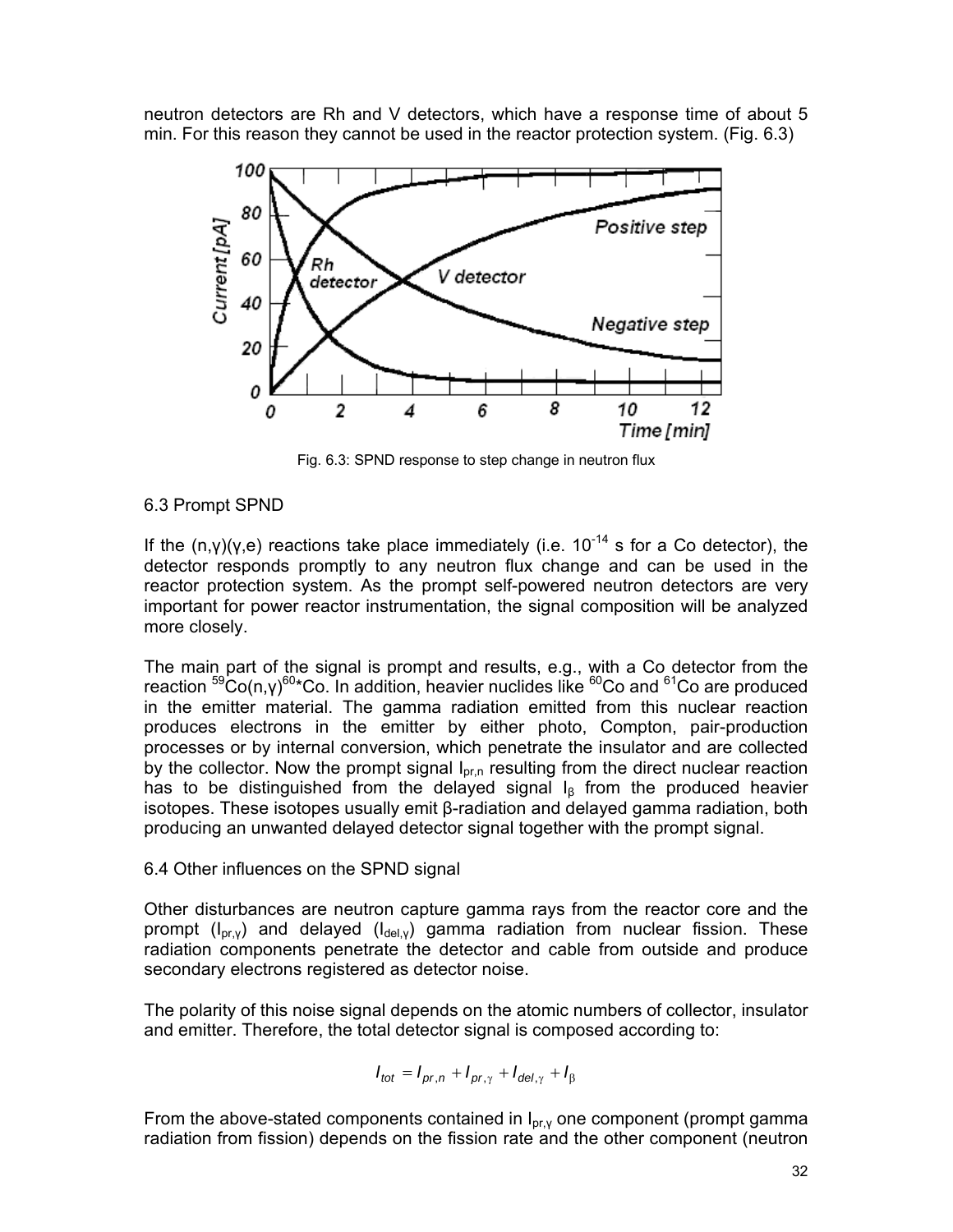neutron detectors are Rh and V detectors, which have a response time of about 5 min. For this reason they cannot be used in the reactor protection system. (Fig. 6.3)

Fig. 6.3: SPND response to step change in neutron flux

## 6.3 Prompt SPND

If the (n,γ)(γ,e) reactions take place immediately (i.e. $10^{-14}$ s for a Co detector), the detector responds promptly to any neutron flux change and can be used in the reactor protection system. As the prompt self-powered neutron detectors are very important for power reactor instrumentation, the signal composition will be analyzed more closely.

The main part of the signal is prompt and results, e.g., with a Co detector from the reaction $^{59}Co(n,\gamma)^{60*}Co$. In addition, heavier nuclides like $^{60}Co$ and $^{61}Co$ are produced in the emitter material. The gamma radiation emitted from this nuclear reaction produces electrons in the emitter by either photo, Compton, pair-production processes or by internal conversion, which penetrate the insulator and are collected by the collector. Now the prompt signal $I_{pr,n}$ resulting from the direct nuclear reaction has to be distinguished from the delayed signal $I_\beta$ from the produced heavier isotopes. These isotopes usually emit β-radiation and delayed gamma radiation, both producing an unwanted delayed detector signal together with the prompt signal.

## 6.4 Other influences on the SPND signal

Other disturbances are neutron capture gamma rays from the reactor core and the prompt ($I_{pr,\gamma}$) and delayed ($I_{del,\gamma}$) gamma radiation from nuclear fission. These radiation components penetrate the detector and cable from outside and produce secondary electrons registered as detector noise.

The polarity of this noise signal depends on the atomic numbers of collector, insulator and emitter. Therefore, the total detector signal is composed according to:

$$I_{tot} = I_{pr,n} + I_{pr,\gamma} + I_{del,\gamma} + I_\beta$$

From the above-stated components contained in $I_{pr,\gamma}$ one component (prompt gamma radiation from fission) depends on the fission rate and the other component (neutron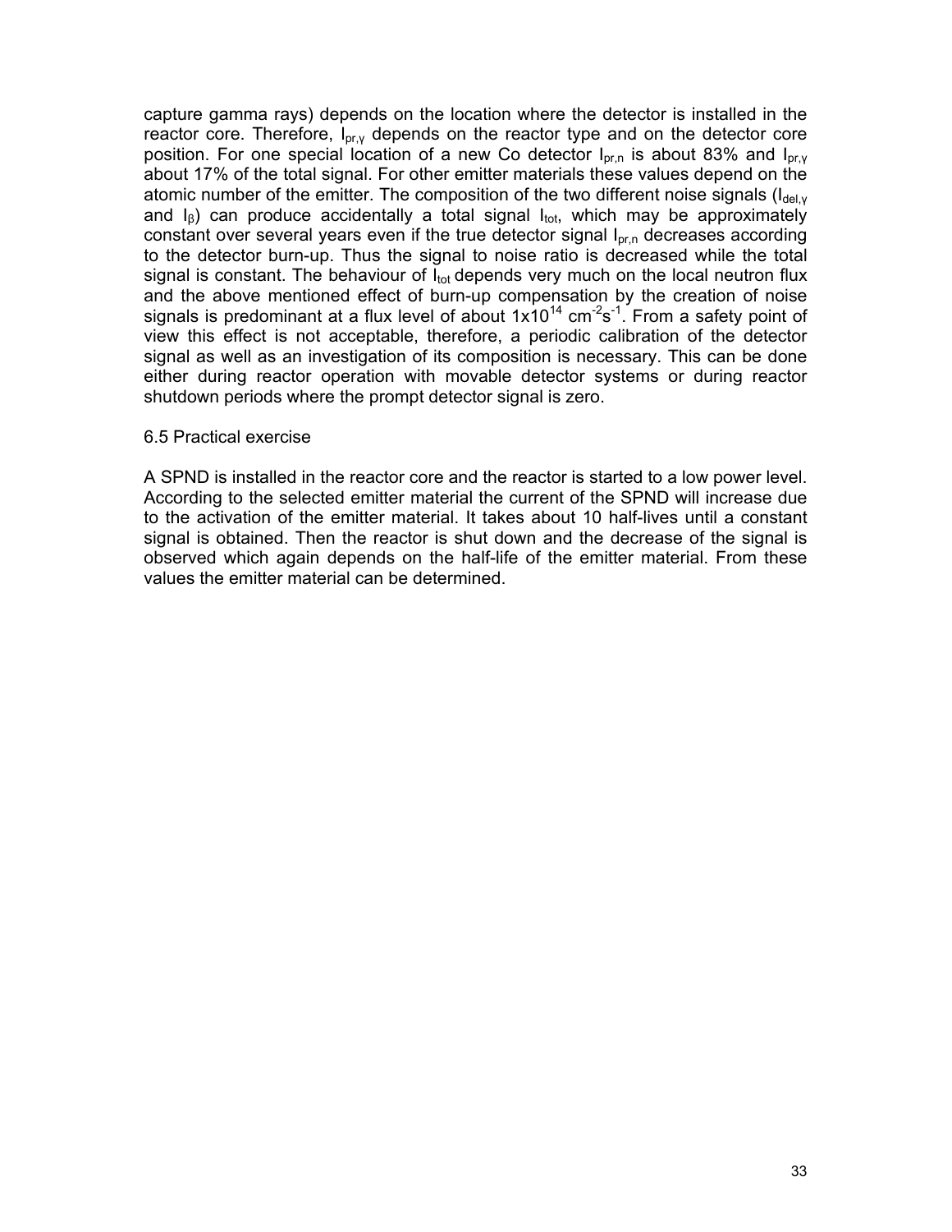capture gamma rays) depends on the location where the detector is installed in the reactor core. Therefore, $I_{pr,\gamma}$ depends on the reactor type and on the detector core position. For one special location of a new Co detector $I_{pr,n}$ is about 83% and $I_{pr,\gamma}$ about 17% of the total signal. For other emitter materials these values depend on the atomic number of the emitter. The composition of the two different noise signals ($I_{del,\gamma}$ and $I_{\beta}$) can produce accidentally a total signal $I_{tot}$, which may be approximately constant over several years even if the true detector signal $I_{pr,n}$ decreases according to the detector burn-up. Thus the signal to noise ratio is decreased while the total signal is constant. The behaviour of $I_{tot}$ depends very much on the local neutron flux and the above mentioned effect of burn-up compensation by the creation of noise signals is predominant at a flux level of about $1 \times 10^{14}$ $cm^{-2}s^{-1}$. From a safety point of view this effect is not acceptable, therefore, a periodic calibration of the detector signal as well as an investigation of its composition is necessary. This can be done either during reactor operation with movable detector systems or during reactor shutdown periods where the prompt detector signal is zero.

### 6.5 Practical exercise

A SPND is installed in the reactor core and the reactor is started to a low power level. According to the selected emitter material the current of the SPND will increase due to the activation of the emitter material. It takes about 10 half-lives until a constant signal is obtained. Then the reactor is shut down and the decrease of the signal is observed which again depends on the half-life of the emitter material. From these values the emitter material can be determined.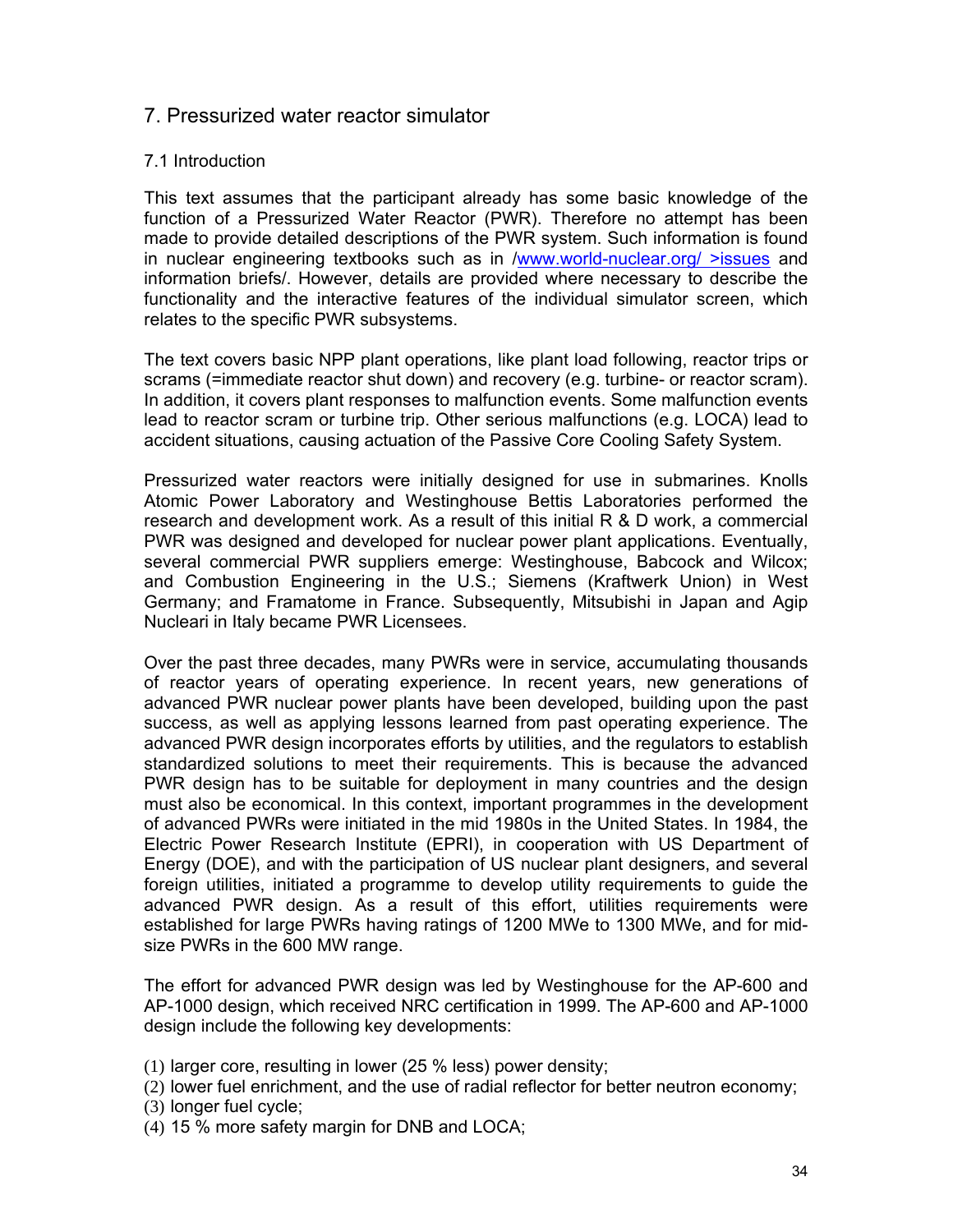## 7. Pressurized water reactor simulator

### 7.1 Introduction

This text assumes that the participant already has some basic knowledge of the function of a Pressurized Water Reactor (PWR). Therefore no attempt has been made to provide detailed descriptions of the PWR system. Such information is found in nuclear engineering textbooks such as in /www.world-nuclear.org/ >issues and information briefs/. However, details are provided where necessary to describe the functionality and the interactive features of the individual simulator screen, which relates to the specific PWR subsystems.

The text covers basic NPP plant operations, like plant load following, reactor trips or scrams (=immediate reactor shut down) and recovery (e.g. turbine- or reactor scram). In addition, it covers plant responses to malfunction events. Some malfunction events lead to reactor scram or turbine trip. Other serious malfunctions (e.g. LOCA) lead to accident situations, causing actuation of the Passive Core Cooling Safety System.

Pressurized water reactors were initially designed for use in submarines. Knolls Atomic Power Laboratory and Westinghouse Bettis Laboratories performed the research and development work. As a result of this initial R & D work, a commercial PWR was designed and developed for nuclear power plant applications. Eventually, several commercial PWR suppliers emerge: Westinghouse, Babcock and Wilcox; and Combustion Engineering in the U.S.; Siemens (Kraftwerk Union) in West Germany; and Framatome in France. Subsequently, Mitsubishi in Japan and Agip Nucleari in Italy became PWR Licensees.

Over the past three decades, many PWRs were in service, accumulating thousands of reactor years of operating experience. In recent years, new generations of advanced PWR nuclear power plants have been developed, building upon the past success, as well as applying lessons learned from past operating experience. The advanced PWR design incorporates efforts by utilities, and the regulators to establish standardized solutions to meet their requirements. This is because the advanced PWR design has to be suitable for deployment in many countries and the design must also be economical. In this context, important programmes in the development of advanced PWRs were initiated in the mid 1980s in the United States. In 1984, the Electric Power Research Institute (EPRI), in cooperation with US Department of Energy (DOE), and with the participation of US nuclear plant designers, and several foreign utilities, initiated a programme to develop utility requirements to guide the advanced PWR design. As a result of this effort, utilities requirements were established for large PWRs having ratings of 1200 MWe to 1300 MWe, and for mid-size PWRs in the 600 MW range.

The effort for advanced PWR design was led by Westinghouse for the AP-600 and AP-1000 design, which received NRC certification in 1999. The AP-600 and AP-1000 design include the following key developments:

(1) larger core, resulting in lower (25 % less) power density;
(2) lower fuel enrichment, and the use of radial reflector for better neutron economy;
(3) longer fuel cycle;
(4) 15 % more safety margin for DNB and LOCA;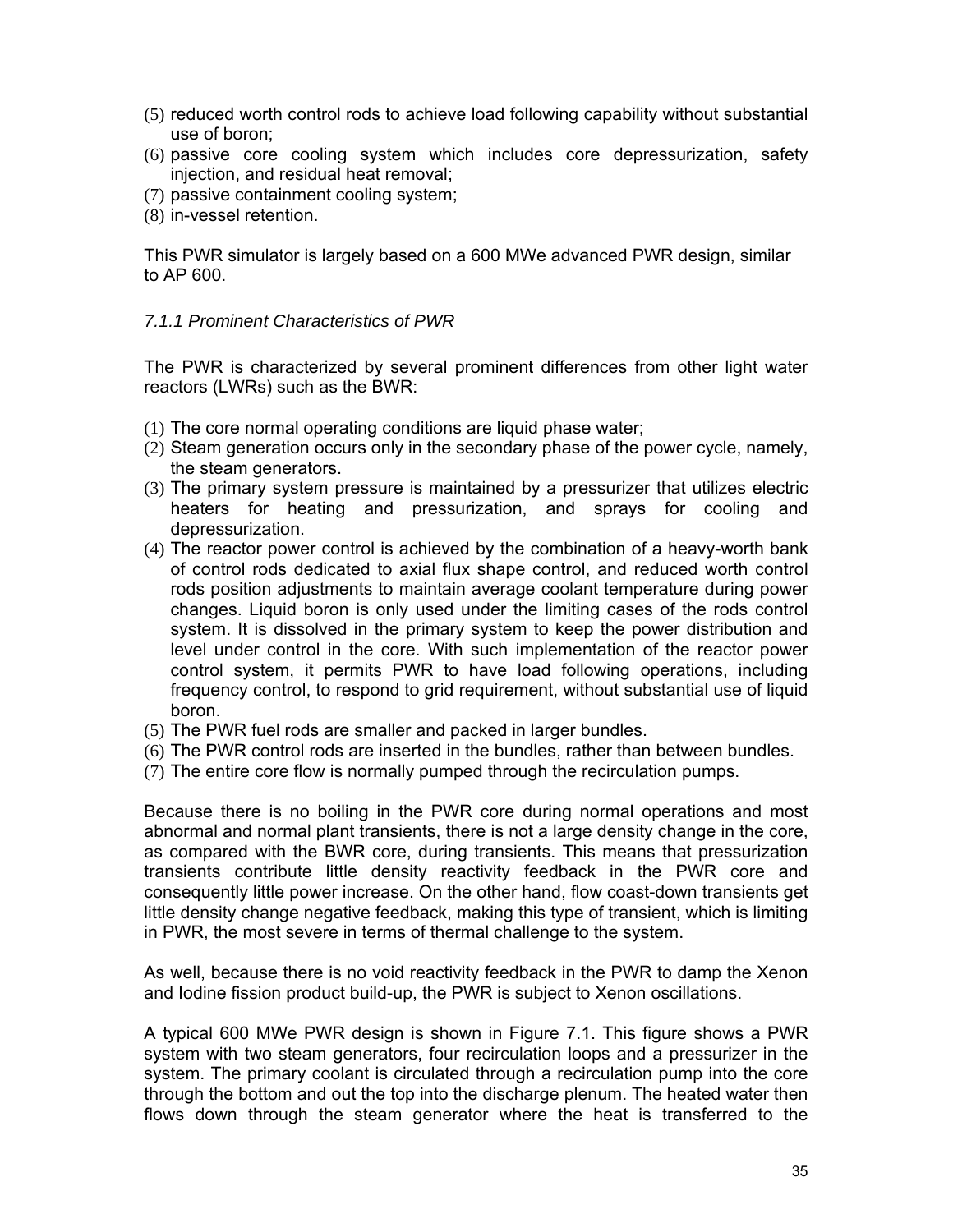(5) reduced worth control rods to achieve load following capability without substantial use of boron;
(6) passive core cooling system which includes core depressurization, safety injection, and residual heat removal;
(7) passive containment cooling system;
(8) in-vessel retention.

This PWR simulator is largely based on a 600 MWe advanced PWR design, similar to AP 600.

### *7.1.1 Prominent Characteristics of PWR*

The PWR is characterized by several prominent differences from other light water reactors (LWRs) such as the BWR:

(1) The core normal operating conditions are liquid phase water;
(2) Steam generation occurs only in the secondary phase of the power cycle, namely, the steam generators.
(3) The primary system pressure is maintained by a pressurizer that utilizes electric heaters for heating and pressurization, and sprays for cooling and depressurization.
(4) The reactor power control is achieved by the combination of a heavy-worth bank of control rods dedicated to axial flux shape control, and reduced worth control rods position adjustments to maintain average coolant temperature during power changes. Liquid boron is only used under the limiting cases of the rods control system. It is dissolved in the primary system to keep the power distribution and level under control in the core. With such implementation of the reactor power control system, it permits PWR to have load following operations, including frequency control, to respond to grid requirement, without substantial use of liquid boron.
(5) The PWR fuel rods are smaller and packed in larger bundles.
(6) The PWR control rods are inserted in the bundles, rather than between bundles.
(7) The entire core flow is normally pumped through the recirculation pumps.

Because there is no boiling in the PWR core during normal operations and most abnormal and normal plant transients, there is not a large density change in the core, as compared with the BWR core, during transients. This means that pressurization transients contribute little density reactivity feedback in the PWR core and consequently little power increase. On the other hand, flow coast-down transients get little density change negative feedback, making this type of transient, which is limiting in PWR, the most severe in terms of thermal challenge to the system.

As well, because there is no void reactivity feedback in the PWR to damp the Xenon and Iodine fission product build-up, the PWR is subject to Xenon oscillations.

A typical 600 MWe PWR design is shown in Figure 7.1. This figure shows a PWR system with two steam generators, four recirculation loops and a pressurizer in the system. The primary coolant is circulated through a recirculation pump into the core through the bottom and out the top into the discharge plenum. The heated water then flows down through the steam generator where the heat is transferred to the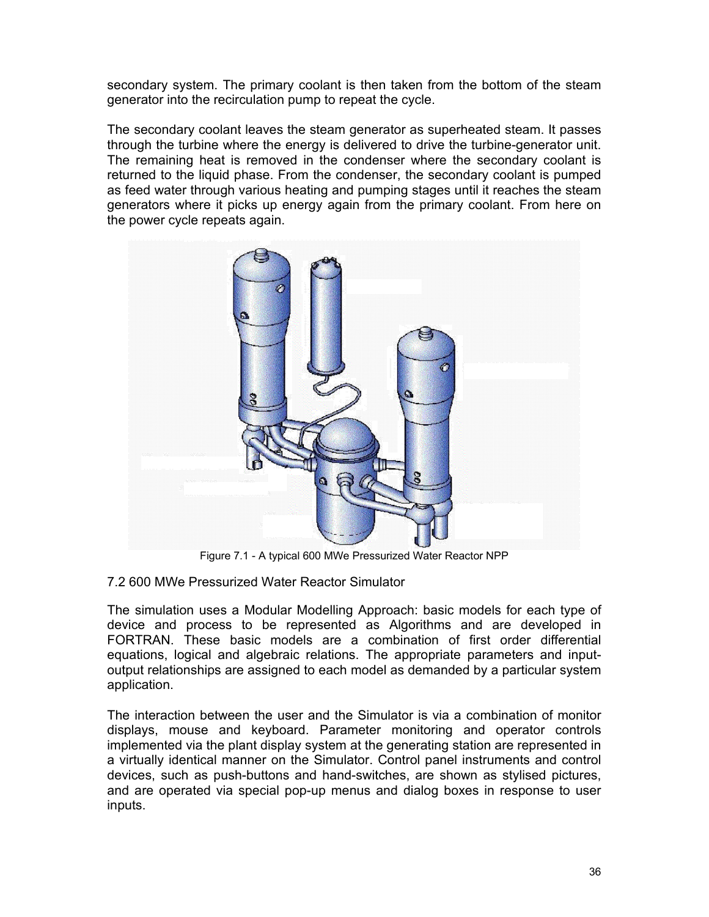secondary system. The primary coolant is then taken from the bottom of the steam generator into the recirculation pump to repeat the cycle.

The secondary coolant leaves the steam generator as superheated steam. It passes through the turbine where the energy is delivered to drive the turbine-generator unit. The remaining heat is removed in the condenser where the secondary coolant is returned to the liquid phase. From the condenser, the secondary coolant is pumped as feed water through various heating and pumping stages until it reaches the steam generators where it picks up energy again from the primary coolant. From here on the power cycle repeats again.

Figure 7.1 - A typical 600 MWe Pressurized Water Reactor NPP

## 7.2 600 MWe Pressurized Water Reactor Simulator

The simulation uses a Modular Modelling Approach: basic models for each type of device and process to be represented as Algorithms and are developed in FORTRAN. These basic models are a combination of first order differential equations, logical and algebraic relations. The appropriate parameters and input-output relationships are assigned to each model as demanded by a particular system application.

The interaction between the user and the Simulator is via a combination of monitor displays, mouse and keyboard. Parameter monitoring and operator controls implemented via the plant display system at the generating station are represented in a virtually identical manner on the Simulator. Control panel instruments and control devices, such as push-buttons and hand-switches, are shown as stylised pictures, and are operated via special pop-up menus and dialog boxes in response to user inputs.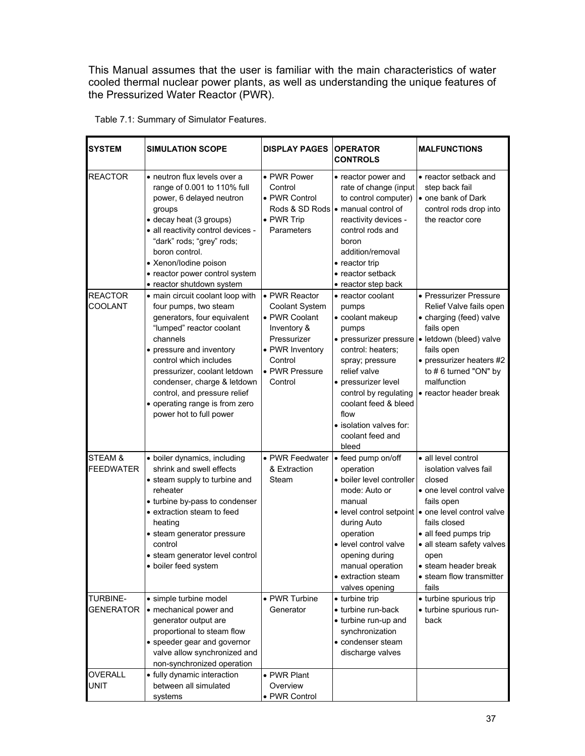This Manual assumes that the user is familiar with the main characteristics of water cooled thermal nuclear power plants, as well as understanding the unique features of the Pressurized Water Reactor (PWR).

Table 7.1: Summary of Simulator Features.

| SYSTEM | SIMULATION SCOPE | DISPLAY PAGES | OPERATOR CONTROLS | MALFUNCTIONS |
|---|---|---|---|---|
| REACTOR | • neutron flux levels over a range of 0.001 to 110% full power, 6 delayed neutron groups<br>• decay heat (3 groups)<br>• all reactivity control devices - "dark" rods; "grey" rods; boron control.<br>• Xenon/Iodine poison<br>• reactor power control system<br>• reactor shutdown system | • PWR Power Control<br>• PWR Control Rods & SD Rods<br>• PWR Trip Parameters | • reactor power and rate of change (input to control computer)<br>• manual control of reactivity devices - control rods and boron addition/removal<br>• reactor trip<br>• reactor setback<br>• reactor step back | • reactor setback and step back fail<br>• one bank of Dark control rods drop into the reactor core |
| REACTOR COOLANT | • main circuit coolant loop with four pumps, two steam generators, four equivalent "lumped" reactor coolant channels<br>• pressure and inventory control which includes pressurizer, coolant letdown condenser, charge & letdown control, and pressure relief<br>• operating range is from zero power hot to full power | • PWR Reactor Coolant System<br>• PWR Coolant Inventory & Pressurizer<br>• PWR Inventory Control<br>• PWR Pressure Control | • reactor coolant pumps<br>• coolant makeup pumps<br>• pressurizer pressure control: heaters; spray; pressure relief valve<br>• pressurizer level control by regulating coolant feed & bleed flow<br>• isolation valves for: coolant feed and bleed | • Pressurizer Pressure Relief Valve fails open<br>• charging (feed) valve fails open<br>• letdown (bleed) valve fails open<br>• pressurizer heaters #2 to # 6 turned "ON" by malfunction<br>• reactor header break |
| STEAM & FEEDWATER | • boiler dynamics, including shrink and swell effects<br>• steam supply to turbine and reheater<br>• turbine by-pass to condenser<br>• extraction steam to feed heating<br>• steam generator pressure control<br>• steam generator level control<br>• boiler feed system | • PWR Feedwater & Extraction Steam | • feed pump on/off operation<br>• boiler level controller mode: Auto or manual<br>• level control setpoint during Auto operation<br>• level control valve opening during manual operation<br>• extraction steam valves opening | • all level control isolation valves fail closed<br>• one level control valve fails open<br>• one level control valve fails closed<br>• all feed pumps trip<br>• all steam safety valves open<br>• steam header break<br>• steam flow transmitter fails |
| TURBINE-GENERATOR | • simple turbine model<br>• mechanical power and generator output are proportional to steam flow<br>• speeder gear and governor valve allow synchronized and non-synchronized operation | • PWR Turbine Generator | • turbine trip<br>• turbine run-back<br>• turbine run-up and synchronization<br>• condenser steam discharge valves | • turbine spurious trip<br>• turbine spurious run-back |
| OVERALL UNIT | • fully dynamic interaction between all simulated systems | • PWR Plant Overview<br>• PWR Control | | |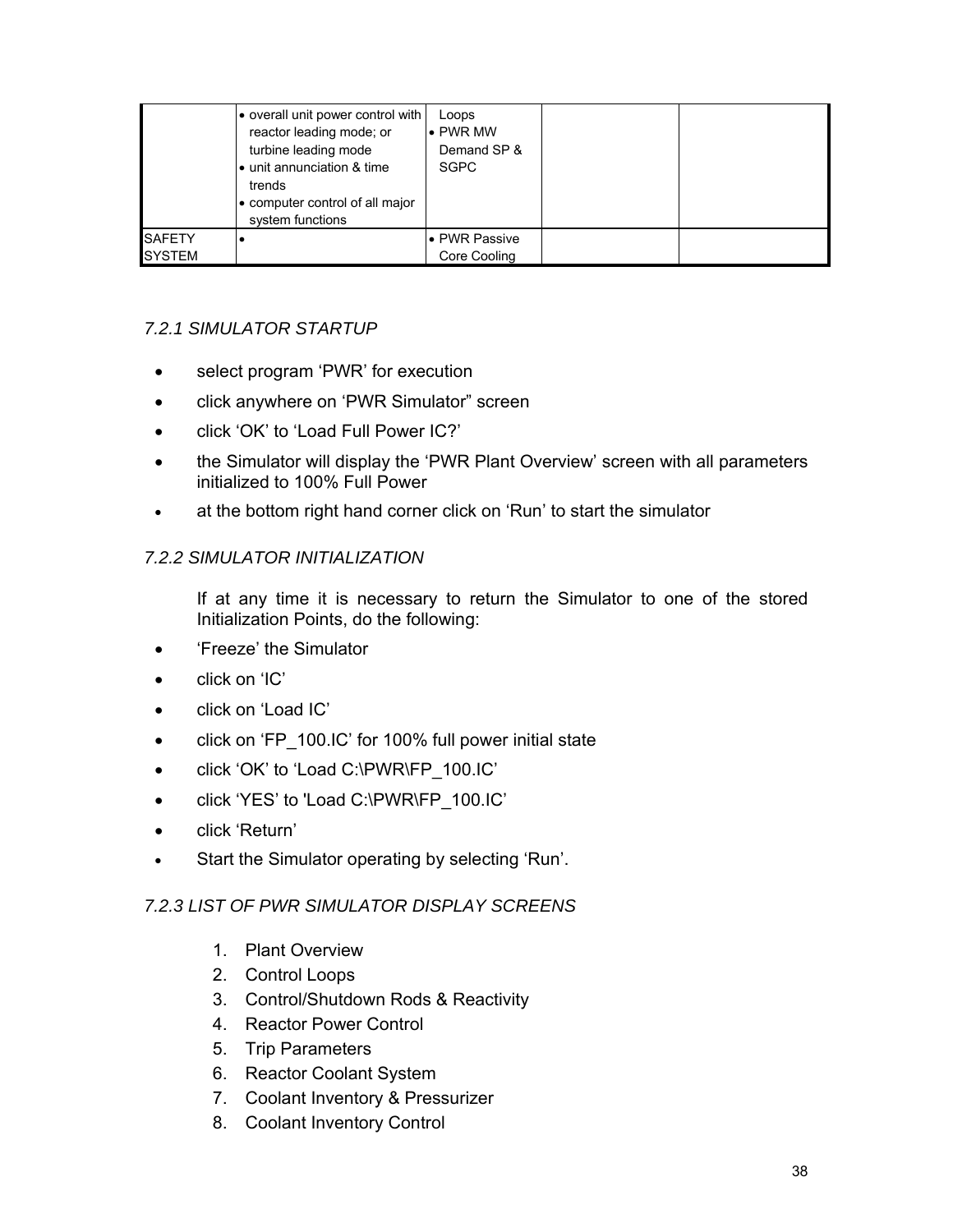| | | | | |
|---|---|---|---|---|
| | • overall unit power control with reactor leading mode; or turbine leading mode<br>• unit annunciation & time trends<br>• computer control of all major system functions | Loops<br>• PWR MW Demand SP & SGPC | | |
| SAFETY SYSTEM | • | • PWR Passive Core Cooling | | |

### *7.2.1 SIMULATOR STARTUP*

- select program 'PWR' for execution
- click anywhere on 'PWR Simulator" screen
- click 'OK' to 'Load Full Power IC?'
- the Simulator will display the 'PWR Plant Overview' screen with all parameters initialized to 100% Full Power
- at the bottom right hand corner click on 'Run' to start the simulator

### *7.2.2 SIMULATOR INITIALIZATION*

If at any time it is necessary to return the Simulator to one of the stored Initialization Points, do the following:

- 'Freeze' the Simulator
- click on 'IC'
- click on 'Load IC'
- click on 'FP_100.IC' for 100% full power initial state
- click 'OK' to 'Load C:\PWR\FP_100.IC'
- click 'YES' to 'Load C:\PWR\FP_100.IC'
- click 'Return'
- Start the Simulator operating by selecting 'Run'.

### *7.2.3 LIST OF PWR SIMULATOR DISPLAY SCREENS*

1. Plant Overview
2. Control Loops
3. Control/Shutdown Rods & Reactivity
4. Reactor Power Control
5. Trip Parameters
6. Reactor Coolant System
7. Coolant Inventory & Pressurizer
8. Coolant Inventory Control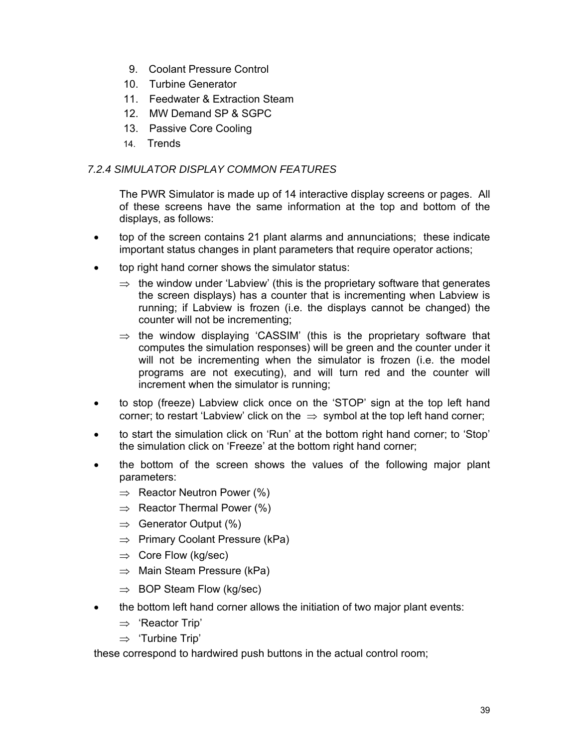9. Coolant Pressure Control
10. Turbine Generator
11. Feedwater & Extraction Steam
12. MW Demand SP & SGPC
13. Passive Core Cooling
14. Trends

### *7.2.4 SIMULATOR DISPLAY COMMON FEATURES*

The PWR Simulator is made up of 14 interactive display screens or pages. All of these screens have the same information at the top and bottom of the displays, as follows:

- top of the screen contains 21 plant alarms and annunciations; these indicate important status changes in plant parameters that require operator actions;
- top right hand corner shows the simulator status:
  - ⇒ the window under 'Labview' (this is the proprietary software that generates the screen displays) has a counter that is incrementing when Labview is running; if Labview is frozen (i.e. the displays cannot be changed) the counter will not be incrementing;
  - ⇒ the window displaying 'CASSIM' (this is the proprietary software that computes the simulation responses) will be green and the counter under it will not be incrementing when the simulator is frozen (i.e. the model programs are not executing), and will turn red and the counter will increment when the simulator is running;
- to stop (freeze) Labview click once on the 'STOP' sign at the top left hand corner; to restart 'Labview' click on the ⇒ symbol at the top left hand corner;
- to start the simulation click on 'Run' at the bottom right hand corner; to 'Stop' the simulation click on 'Freeze' at the bottom right hand corner;
- the bottom of the screen shows the values of the following major plant parameters:
  - ⇒ Reactor Neutron Power (%)
  - ⇒ Reactor Thermal Power (%)
  - ⇒ Generator Output (%)
  - ⇒ Primary Coolant Pressure (kPa)
  - ⇒ Core Flow (kg/sec)
  - ⇒ Main Steam Pressure (kPa)
  - ⇒ BOP Steam Flow (kg/sec)
- the bottom left hand corner allows the initiation of two major plant events:
  - ⇒ 'Reactor Trip'
  - ⇒ 'Turbine Trip'

these correspond to hardwired push buttons in the actual control room;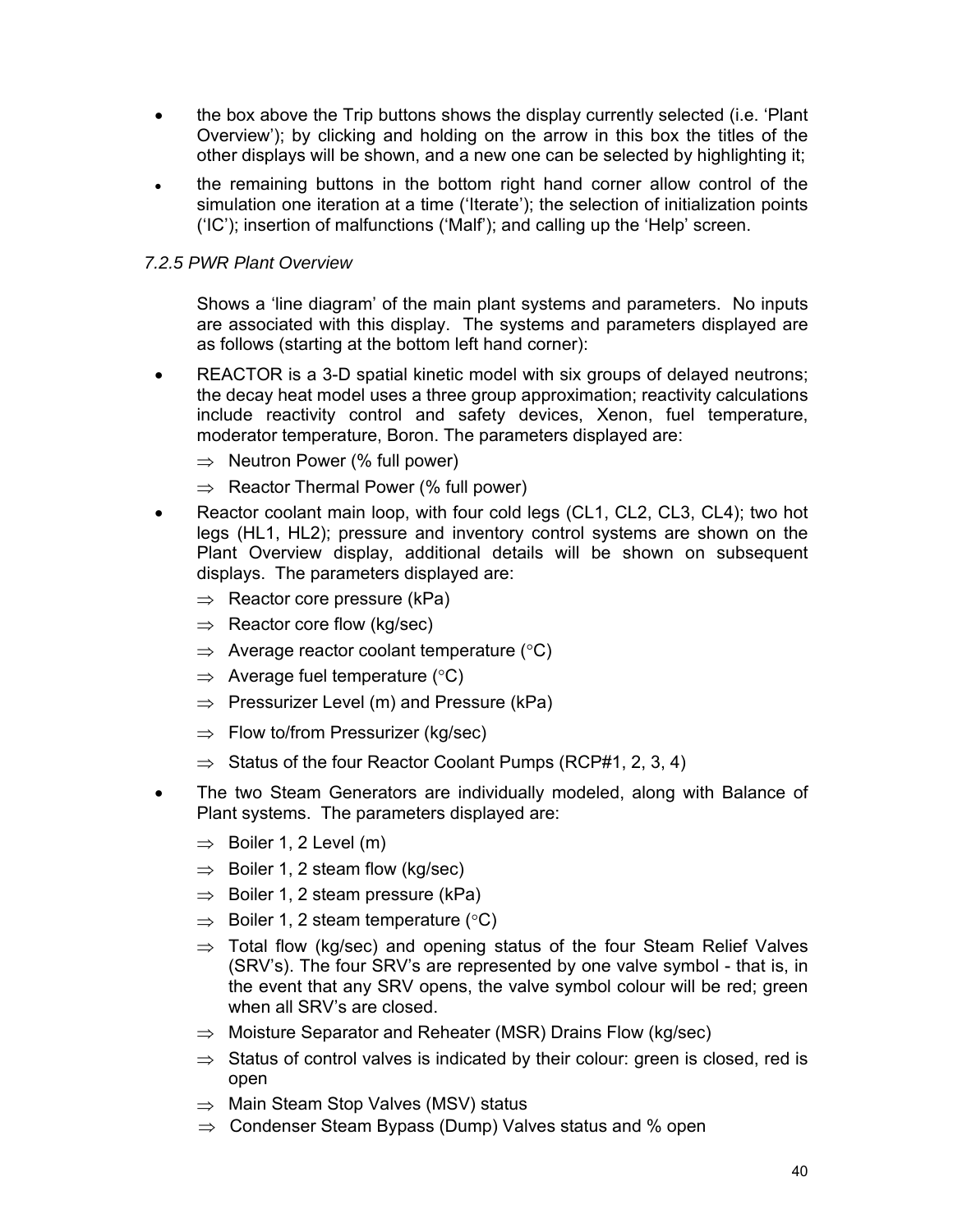- the box above the Trip buttons shows the display currently selected (i.e. 'Plant Overview'); by clicking and holding on the arrow in this box the titles of the other displays will be shown, and a new one can be selected by highlighting it;
- the remaining buttons in the bottom right hand corner allow control of the simulation one iteration at a time ('Iterate'); the selection of initialization points ('IC'); insertion of malfunctions ('Malf'); and calling up the 'Help' screen.

### *7.2.5 PWR Plant Overview*

Shows a 'line diagram' of the main plant systems and parameters. No inputs are associated with this display. The systems and parameters displayed are as follows (starting at the bottom left hand corner):

- REACTOR is a 3-D spatial kinetic model with six groups of delayed neutrons; the decay heat model uses a three group approximation; reactivity calculations include reactivity control and safety devices, Xenon, fuel temperature, moderator temperature, Boron. The parameters displayed are:
  - ⇒ Neutron Power (% full power)
  - ⇒ Reactor Thermal Power (% full power)
- Reactor coolant main loop, with four cold legs (CL1, CL2, CL3, CL4); two hot legs (HL1, HL2); pressure and inventory control systems are shown on the Plant Overview display, additional details will be shown on subsequent displays. The parameters displayed are:
  - ⇒ Reactor core pressure (kPa)
  - ⇒ Reactor core flow (kg/sec)
  - ⇒ Average reactor coolant temperature (°C)
  - ⇒ Average fuel temperature (°C)
  - ⇒ Pressurizer Level (m) and Pressure (kPa)
  - ⇒ Flow to/from Pressurizer (kg/sec)
  - ⇒ Status of the four Reactor Coolant Pumps (RCP#1, 2, 3, 4)
- The two Steam Generators are individually modeled, along with Balance of Plant systems. The parameters displayed are:
  - ⇒ Boiler 1, 2 Level (m)
  - ⇒ Boiler 1, 2 steam flow (kg/sec)
  - ⇒ Boiler 1, 2 steam pressure (kPa)
  - ⇒ Boiler 1, 2 steam temperature (°C)
  - ⇒ Total flow (kg/sec) and opening status of the four Steam Relief Valves (SRV's). The four SRV's are represented by one valve symbol - that is, in the event that any SRV opens, the valve symbol colour will be red; green when all SRV's are closed.
  - ⇒ Moisture Separator and Reheater (MSR) Drains Flow (kg/sec)
  - ⇒ Status of control valves is indicated by their colour: green is closed, red is open
  - ⇒ Main Steam Stop Valves (MSV) status
  - ⇒ Condenser Steam Bypass (Dump) Valves status and % open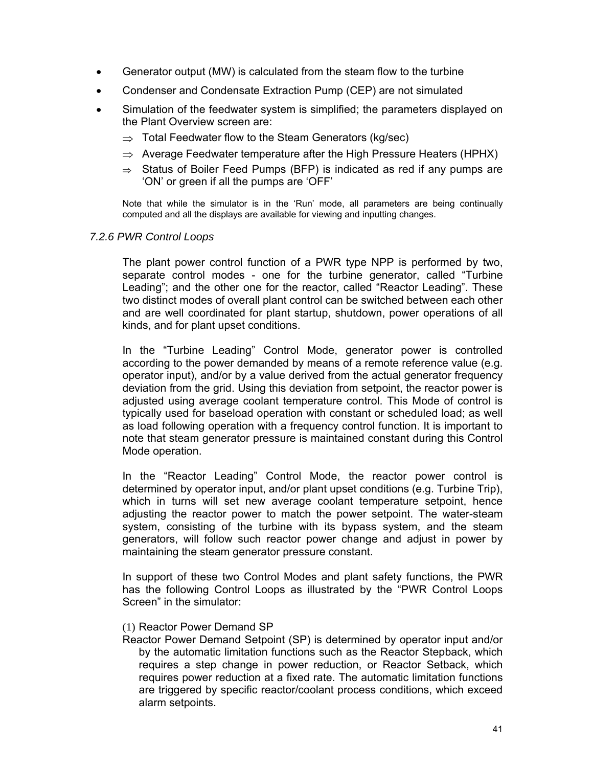- Generator output (MW) is calculated from the steam flow to the turbine
- Condenser and Condensate Extraction Pump (CEP) are not simulated
- Simulation of the feedwater system is simplified; the parameters displayed on the Plant Overview screen are:
  - ⇒ Total Feedwater flow to the Steam Generators (kg/sec)
  - ⇒ Average Feedwater temperature after the High Pressure Heaters (HPHX)
  - ⇒ Status of Boiler Feed Pumps (BFP) is indicated as red if any pumps are 'ON' or green if all the pumps are 'OFF'

Note that while the simulator is in the 'Run' mode, all parameters are being continually computed and all the displays are available for viewing and inputting changes.

### *7.2.6 PWR Control Loops*

The plant power control function of a PWR type NPP is performed by two, separate control modes - one for the turbine generator, called "Turbine Leading"; and the other one for the reactor, called "Reactor Leading". These two distinct modes of overall plant control can be switched between each other and are well coordinated for plant startup, shutdown, power operations of all kinds, and for plant upset conditions.

In the "Turbine Leading" Control Mode, generator power is controlled according to the power demanded by means of a remote reference value (e.g. operator input), and/or by a value derived from the actual generator frequency deviation from the grid. Using this deviation from setpoint, the reactor power is adjusted using average coolant temperature control. This Mode of control is typically used for baseload operation with constant or scheduled load; as well as load following operation with a frequency control function. It is important to note that steam generator pressure is maintained constant during this Control Mode operation.

In the "Reactor Leading" Control Mode, the reactor power control is determined by operator input, and/or plant upset conditions (e.g. Turbine Trip), which in turns will set new average coolant temperature setpoint, hence adjusting the reactor power to match the power setpoint. The water-steam system, consisting of the turbine with its bypass system, and the steam generators, will follow such reactor power change and adjust in power by maintaining the steam generator pressure constant.

In support of these two Control Modes and plant safety functions, the PWR has the following Control Loops as illustrated by the "PWR Control Loops Screen" in the simulator:

(1) Reactor Power Demand SP

Reactor Power Demand Setpoint (SP) is determined by operator input and/or by the automatic limitation functions such as the Reactor Stepback, which requires a step change in power reduction, or Reactor Setback, which requires power reduction at a fixed rate. The automatic limitation functions are triggered by specific reactor/coolant process conditions, which exceed alarm setpoints.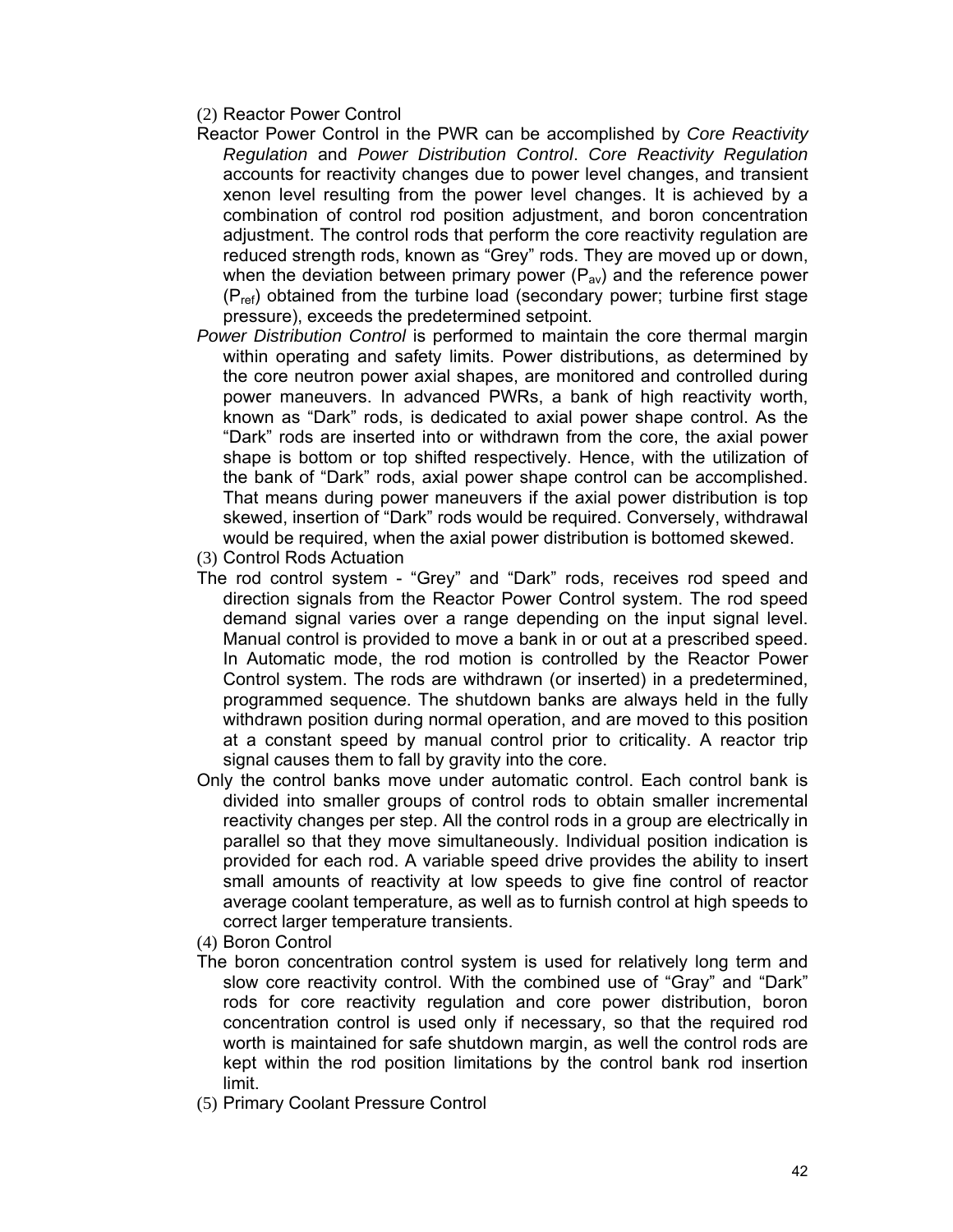(2) Reactor Power Control

Reactor Power Control in the PWR can be accomplished by *Core Reactivity Regulation* and *Power Distribution Control*. *Core Reactivity Regulation* accounts for reactivity changes due to power level changes, and transient xenon level resulting from the power level changes. It is achieved by a combination of control rod position adjustment, and boron concentration adjustment. The control rods that perform the core reactivity regulation are reduced strength rods, known as "Grey" rods. They are moved up or down, when the deviation between primary power ($P_{av}$) and the reference power ($P_{ref}$) obtained from the turbine load (secondary power; turbine first stage pressure), exceeds the predetermined setpoint.

*Power Distribution Control* is performed to maintain the core thermal margin within operating and safety limits. Power distributions, as determined by the core neutron power axial shapes, are monitored and controlled during power maneuvers. In advanced PWRs, a bank of high reactivity worth, known as "Dark" rods, is dedicated to axial power shape control. As the "Dark" rods are inserted into or withdrawn from the core, the axial power shape is bottom or top shifted respectively. Hence, with the utilization of the bank of "Dark" rods, axial power shape control can be accomplished. That means during power maneuvers if the axial power distribution is top skewed, insertion of "Dark" rods would be required. Conversely, withdrawal would be required, when the axial power distribution is bottomed skewed.

(3) Control Rods Actuation

The rod control system - "Grey" and "Dark" rods, receives rod speed and direction signals from the Reactor Power Control system. The rod speed demand signal varies over a range depending on the input signal level. Manual control is provided to move a bank in or out at a prescribed speed. In Automatic mode, the rod motion is controlled by the Reactor Power Control system. The rods are withdrawn (or inserted) in a predetermined, programmed sequence. The shutdown banks are always held in the fully withdrawn position during normal operation, and are moved to this position at a constant speed by manual control prior to criticality. A reactor trip signal causes them to fall by gravity into the core.

Only the control banks move under automatic control. Each control bank is divided into smaller groups of control rods to obtain smaller incremental reactivity changes per step. All the control rods in a group are electrically in parallel so that they move simultaneously. Individual position indication is provided for each rod. A variable speed drive provides the ability to insert small amounts of reactivity at low speeds to give fine control of reactor average coolant temperature, as well as to furnish control at high speeds to correct larger temperature transients.

(4) Boron Control

The boron concentration control system is used for relatively long term and slow core reactivity control. With the combined use of "Gray" and "Dark" rods for core reactivity regulation and core power distribution, boron concentration control is used only if necessary, so that the required rod worth is maintained for safe shutdown margin, as well the control rods are kept within the rod position limitations by the control bank rod insertion limit.

(5) Primary Coolant Pressure Control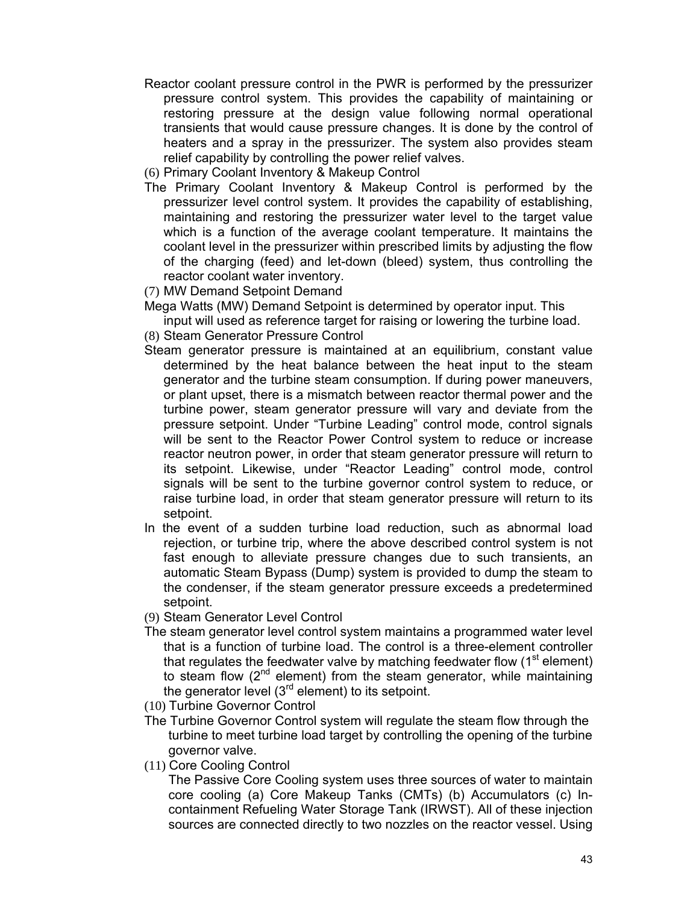Reactor coolant pressure control in the PWR is performed by the pressurizer pressure control system. This provides the capability of maintaining or restoring pressure at the design value following normal operational transients that would cause pressure changes. It is done by the control of heaters and a spray in the pressurizer. The system also provides steam relief capability by controlling the power relief valves.

(6) Primary Coolant Inventory & Makeup Control

The Primary Coolant Inventory & Makeup Control is performed by the pressurizer level control system. It provides the capability of establishing, maintaining and restoring the pressurizer water level to the target value which is a function of the average coolant temperature. It maintains the coolant level in the pressurizer within prescribed limits by adjusting the flow of the charging (feed) and let-down (bleed) system, thus controlling the reactor coolant water inventory.

(7) MW Demand Setpoint Demand

Mega Watts (MW) Demand Setpoint is determined by operator input. This input will used as reference target for raising or lowering the turbine load.

(8) Steam Generator Pressure Control

Steam generator pressure is maintained at an equilibrium, constant value determined by the heat balance between the heat input to the steam generator and the turbine steam consumption. If during power maneuvers, or plant upset, there is a mismatch between reactor thermal power and the turbine power, steam generator pressure will vary and deviate from the pressure setpoint. Under "Turbine Leading" control mode, control signals will be sent to the Reactor Power Control system to reduce or increase reactor neutron power, in order that steam generator pressure will return to its setpoint. Likewise, under "Reactor Leading" control mode, control signals will be sent to the turbine governor control system to reduce, or raise turbine load, in order that steam generator pressure will return to its setpoint.

In the event of a sudden turbine load reduction, such as abnormal load rejection, or turbine trip, where the above described control system is not fast enough to alleviate pressure changes due to such transients, an automatic Steam Bypass (Dump) system is provided to dump the steam to the condenser, if the steam generator pressure exceeds a predetermined setpoint.

(9) Steam Generator Level Control

The steam generator level control system maintains a programmed water level that is a function of turbine load. The control is a three-element controller that regulates the feedwater valve by matching feedwater flow (1st element) to steam flow (2nd element) from the steam generator, while maintaining the generator level (3rd element) to its setpoint.

(10) Turbine Governor Control

The Turbine Governor Control system will regulate the steam flow through the turbine to meet turbine load target by controlling the opening of the turbine governor valve.

(11) Core Cooling Control

The Passive Core Cooling system uses three sources of water to maintain core cooling (a) Core Makeup Tanks (CMTs) (b) Accumulators (c) In-containment Refueling Water Storage Tank (IRWST). All of these injection sources are connected directly to two nozzles on the reactor vessel. Using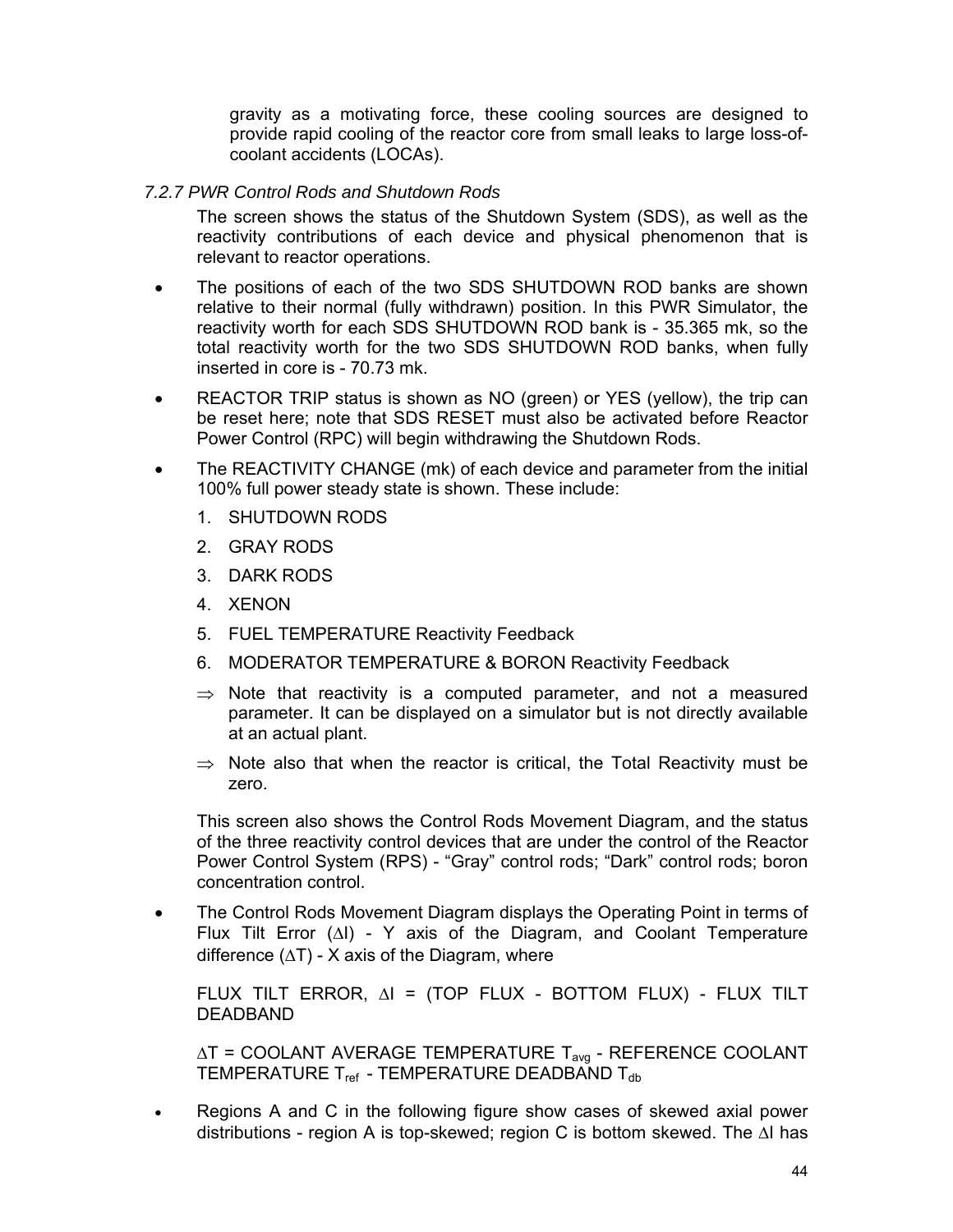gravity as a motivating force, these cooling sources are designed to provide rapid cooling of the reactor core from small leaks to large loss-of-coolant accidents (LOCAs).

### *7.2.7 PWR Control Rods and Shutdown Rods*

The screen shows the status of the Shutdown System (SDS), as well as the reactivity contributions of each device and physical phenomenon that is relevant to reactor operations.

- The positions of each of the two SDS SHUTDOWN ROD banks are shown relative to their normal (fully withdrawn) position. In this PWR Simulator, the reactivity worth for each SDS SHUTDOWN ROD bank is - 35.365 mk, so the total reactivity worth for the two SDS SHUTDOWN ROD banks, when fully inserted in core is - 70.73 mk.
- REACTOR TRIP status is shown as NO (green) or YES (yellow), the trip can be reset here; note that SDS RESET must also be activated before Reactor Power Control (RPC) will begin withdrawing the Shutdown Rods.
- The REACTIVITY CHANGE (mk) of each device and parameter from the initial 100% full power steady state is shown. These include:
  1. SHUTDOWN RODS
  2. GRAY RODS
  3. DARK RODS
  4. XENON
  5. FUEL TEMPERATURE Reactivity Feedback
  6. MODERATOR TEMPERATURE & BORON Reactivity Feedback

  ⇒ Note that reactivity is a computed parameter, and not a measured parameter. It can be displayed on a simulator but is not directly available at an actual plant.

  ⇒ Note also that when the reactor is critical, the Total Reactivity must be zero.

  This screen also shows the Control Rods Movement Diagram, and the status of the three reactivity control devices that are under the control of the Reactor Power Control System (RPS) - "Gray" control rods; "Dark" control rods; boron concentration control.

- The Control Rods Movement Diagram displays the Operating Point in terms of Flux Tilt Error ($\Delta I$) - Y axis of the Diagram, and Coolant Temperature difference ($\Delta T$) - X axis of the Diagram, where

  FLUX TILT ERROR, $\Delta I$ = (TOP FLUX - BOTTOM FLUX) - FLUX TILT DEADBAND

  $\Delta T$ = COOLANT AVERAGE TEMPERATURE $T_{avg}$ - REFERENCE COOLANT TEMPERATURE $T_{ref}$ - TEMPERATURE DEADBAND $T_{db}$

- Regions A and C in the following figure show cases of skewed axial power distributions - region A is top-skewed; region C is bottom skewed. The $\Delta I$ has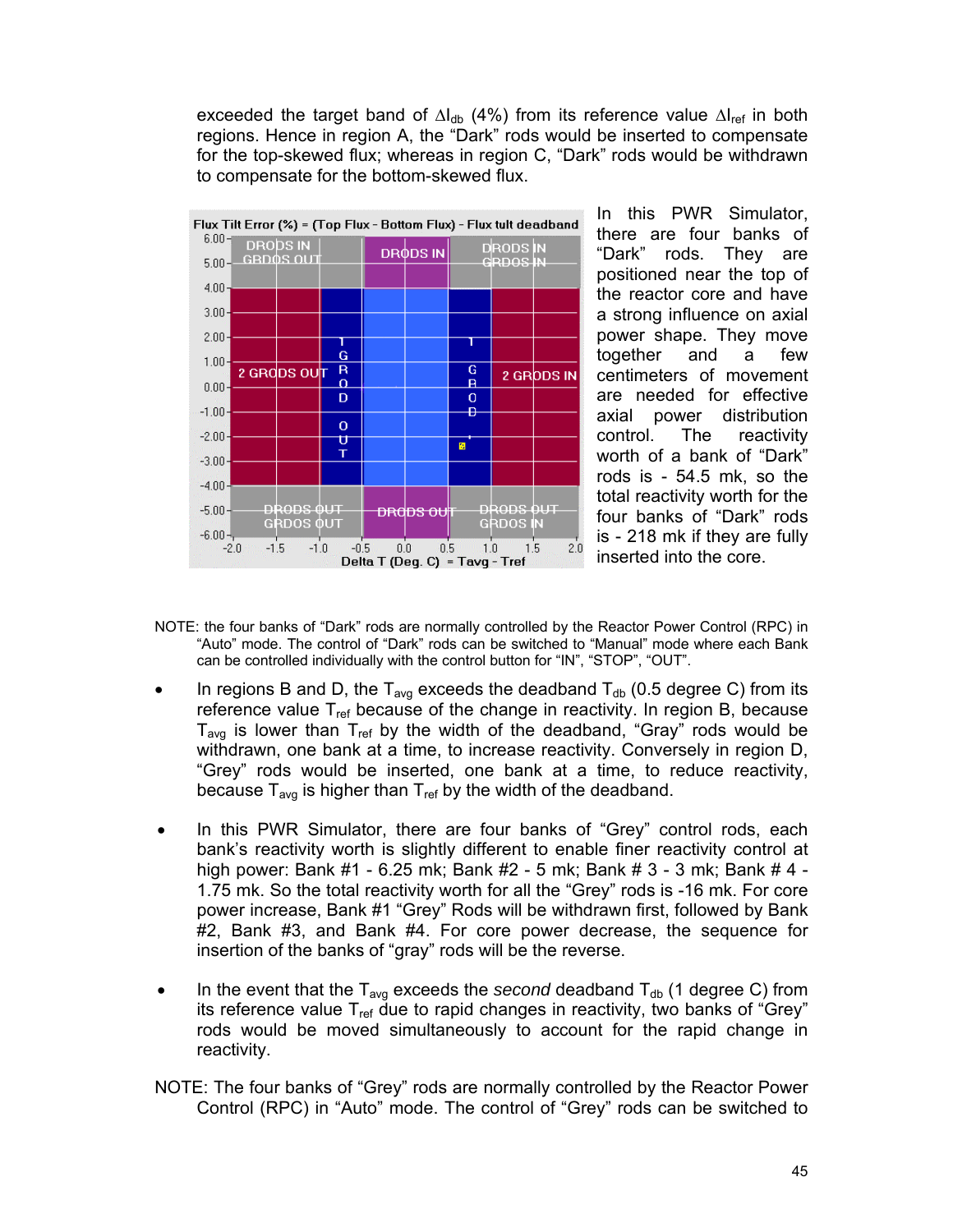exceeded the target band of $\Delta I_{db}$ (4%) from its reference value $\Delta I_{ref}$ in both regions. Hence in region A, the "Dark" rods would be inserted to compensate for the top-skewed flux; whereas in region C, "Dark" rods would be withdrawn to compensate for the bottom-skewed flux.

In this PWR Simulator, there are four banks of "Dark" rods. They are positioned near the top of the reactor core and have a strong influence on axial power shape. They move together and a few centimeters of movement are needed for effective axial power distribution control. The reactivity worth of a bank of "Dark" rods is - 54.5 mk, so the total reactivity worth for the four banks of "Dark" rods is - 218 mk if they are fully inserted into the core.

NOTE: the four banks of "Dark" rods are normally controlled by the Reactor Power Control (RPC) in "Auto" mode. The control of "Dark" rods can be switched to "Manual" mode where each Bank can be controlled individually with the control button for "IN", "STOP", "OUT".

- In regions B and D, the $T_{avg}$ exceeds the deadband $T_{db}$ (0.5 degree C) from its reference value $T_{ref}$ because of the change in reactivity. In region B, because $T_{avg}$ is lower than $T_{ref}$ by the width of the deadband, "Gray" rods would be withdrawn, one bank at a time, to increase reactivity. Conversely in region D, "Grey" rods would be inserted, one bank at a time, to reduce reactivity, because $T_{avg}$ is higher than $T_{ref}$ by the width of the deadband.

- In this PWR Simulator, there are four banks of "Grey" control rods, each bank's reactivity worth is slightly different to enable finer reactivity control at high power: Bank #1 - 6.25 mk; Bank #2 - 5 mk; Bank # 3 - 3 mk; Bank # 4 - 1.75 mk. So the total reactivity worth for all the "Grey" rods is -16 mk. For core power increase, Bank #1 "Grey" Rods will be withdrawn first, followed by Bank #2, Bank #3, and Bank #4. For core power decrease, the sequence for insertion of the banks of "gray" rods will be the reverse.

- In the event that the $T_{avg}$ exceeds the *second* deadband $T_{db}$ (1 degree C) from its reference value $T_{ref}$ due to rapid changes in reactivity, two banks of "Grey" rods would be moved simultaneously to account for the rapid change in reactivity.

NOTE: The four banks of "Grey" rods are normally controlled by the Reactor Power Control (RPC) in "Auto" mode. The control of "Grey" rods can be switched to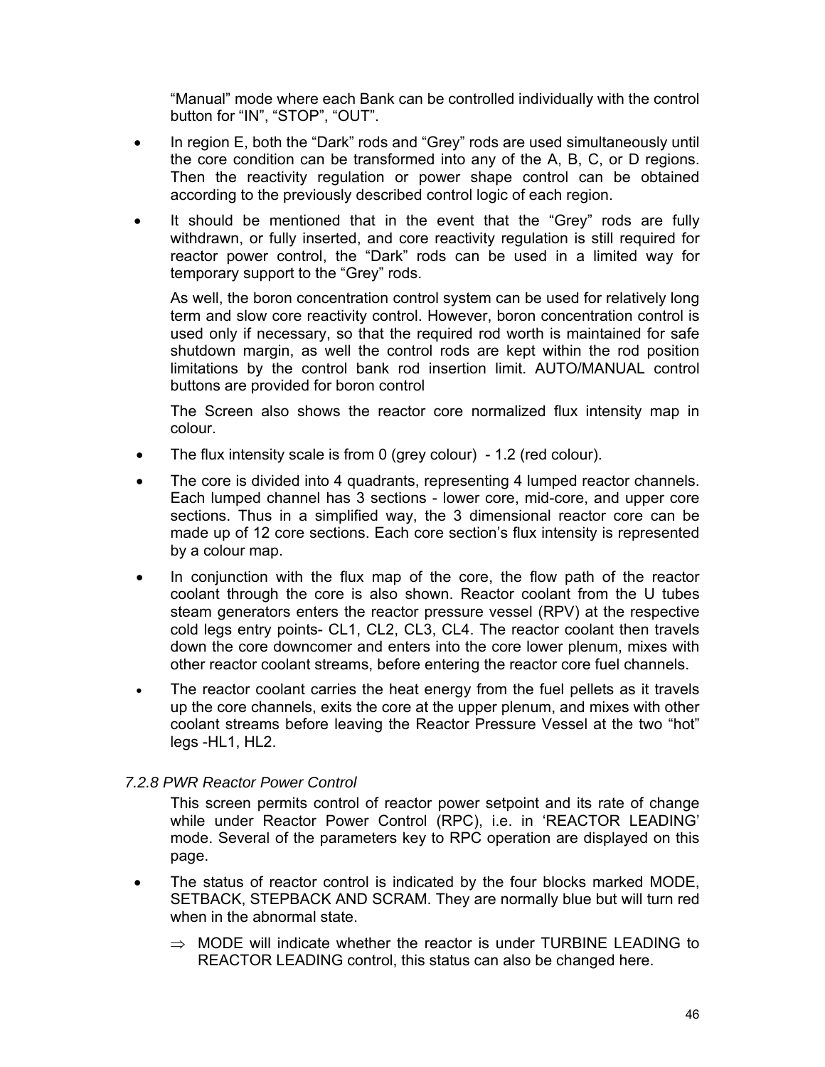"Manual" mode where each Bank can be controlled individually with the control button for "IN", "STOP", "OUT".

- In region E, both the "Dark" rods and "Grey" rods are used simultaneously until the core condition can be transformed into any of the A, B, C, or D regions. Then the reactivity regulation or power shape control can be obtained according to the previously described control logic of each region.
- It should be mentioned that in the event that the "Grey" rods are fully withdrawn, or fully inserted, and core reactivity regulation is still required for reactor power control, the "Dark" rods can be used in a limited way for temporary support to the "Grey" rods.

  As well, the boron concentration control system can be used for relatively long term and slow core reactivity control. However, boron concentration control is used only if necessary, so that the required rod worth is maintained for safe shutdown margin, as well the control rods are kept within the rod position limitations by the control bank rod insertion limit. AUTO/MANUAL control buttons are provided for boron control

  The Screen also shows the reactor core normalized flux intensity map in colour.

- The flux intensity scale is from 0 (grey colour) - 1.2 (red colour).
- The core is divided into 4 quadrants, representing 4 lumped reactor channels. Each lumped channel has 3 sections - lower core, mid-core, and upper core sections. Thus in a simplified way, the 3 dimensional reactor core can be made up of 12 core sections. Each core section's flux intensity is represented by a colour map.
- In conjunction with the flux map of the core, the flow path of the reactor coolant through the core is also shown. Reactor coolant from the U tubes steam generators enters the reactor pressure vessel (RPV) at the respective cold legs entry points- CL1, CL2, CL3, CL4. The reactor coolant then travels down the core downcomer and enters into the core lower plenum, mixes with other reactor coolant streams, before entering the reactor core fuel channels.
- The reactor coolant carries the heat energy from the fuel pellets as it travels up the core channels, exits the core at the upper plenum, and mixes with other coolant streams before leaving the Reactor Pressure Vessel at the two "hot" legs -HL1, HL2.

### *7.2.8 PWR Reactor Power Control*

This screen permits control of reactor power setpoint and its rate of change while under Reactor Power Control (RPC), i.e. in 'REACTOR LEADING' mode. Several of the parameters key to RPC operation are displayed on this page.

- The status of reactor control is indicated by the four blocks marked MODE, SETBACK, STEPBACK AND SCRAM. They are normally blue but will turn red when in the abnormal state.
  - ⇒ MODE will indicate whether the reactor is under TURBINE LEADING to REACTOR LEADING control, this status can also be changed here.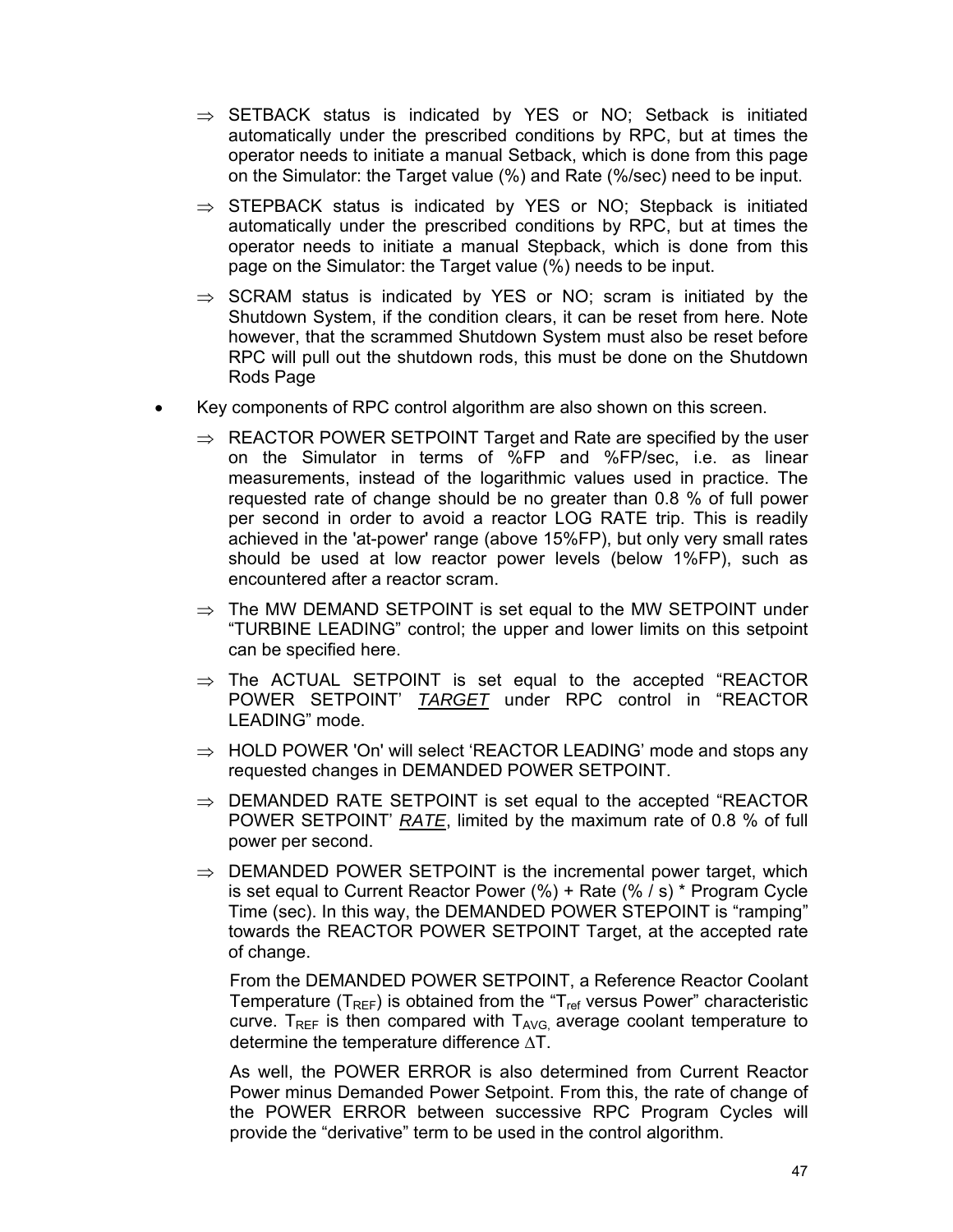- ⇒ SETBACK status is indicated by YES or NO; Setback is initiated automatically under the prescribed conditions by RPC, but at times the operator needs to initiate a manual Setback, which is done from this page on the Simulator: the Target value (%) and Rate (%/sec) need to be input.
- ⇒ STEPBACK status is indicated by YES or NO; Stepback is initiated automatically under the prescribed conditions by RPC, but at times the operator needs to initiate a manual Stepback, which is done from this page on the Simulator: the Target value (%) needs to be input.
- ⇒ SCRAM status is indicated by YES or NO; scram is initiated by the Shutdown System, if the condition clears, it can be reset from here. Note however, that the scrammed Shutdown System must also be reset before RPC will pull out the shutdown rods, this must be done on the Shutdown Rods Page

- Key components of RPC control algorithm are also shown on this screen.
  - ⇒ REACTOR POWER SETPOINT Target and Rate are specified by the user on the Simulator in terms of %FP and %FP/sec, i.e. as linear measurements, instead of the logarithmic values used in practice. The requested rate of change should be no greater than 0.8 % of full power per second in order to avoid a reactor LOG RATE trip. This is readily achieved in the 'at-power' range (above 15%FP), but only very small rates should be used at low reactor power levels (below 1%FP), such as encountered after a reactor scram.
  - ⇒ The MW DEMAND SETPOINT is set equal to the MW SETPOINT under "TURBINE LEADING" control; the upper and lower limits on this setpoint can be specified here.
  - ⇒ The ACTUAL SETPOINT is set equal to the accepted "REACTOR POWER SETPOINT' *<u>TARGET</u>* under RPC control in "REACTOR LEADING" mode.
  - ⇒ HOLD POWER 'On' will select 'REACTOR LEADING' mode and stops any requested changes in DEMANDED POWER SETPOINT.
  - ⇒ DEMANDED RATE SETPOINT is set equal to the accepted "REACTOR POWER SETPOINT' *<u>RATE</u>*, limited by the maximum rate of 0.8 % of full power per second.
  - ⇒ DEMANDED POWER SETPOINT is the incremental power target, which is set equal to Current Reactor Power (%) + Rate (% / s) * Program Cycle Time (sec). In this way, the DEMANDED POWER STEPOINT is "ramping" towards the REACTOR POWER SETPOINT Target, at the accepted rate of change.

    From the DEMANDED POWER SETPOINT, a Reference Reactor Coolant Temperature ($T_{REF}$) is obtained from the "$T_{ref}$ versus Power" characteristic curve. $T_{REF}$ is then compared with $T_{AVG,}$ average coolant temperature to determine the temperature difference $\Delta T$.

    As well, the POWER ERROR is also determined from Current Reactor Power minus Demanded Power Setpoint. From this, the rate of change of the POWER ERROR between successive RPC Program Cycles will provide the "derivative" term to be used in the control algorithm.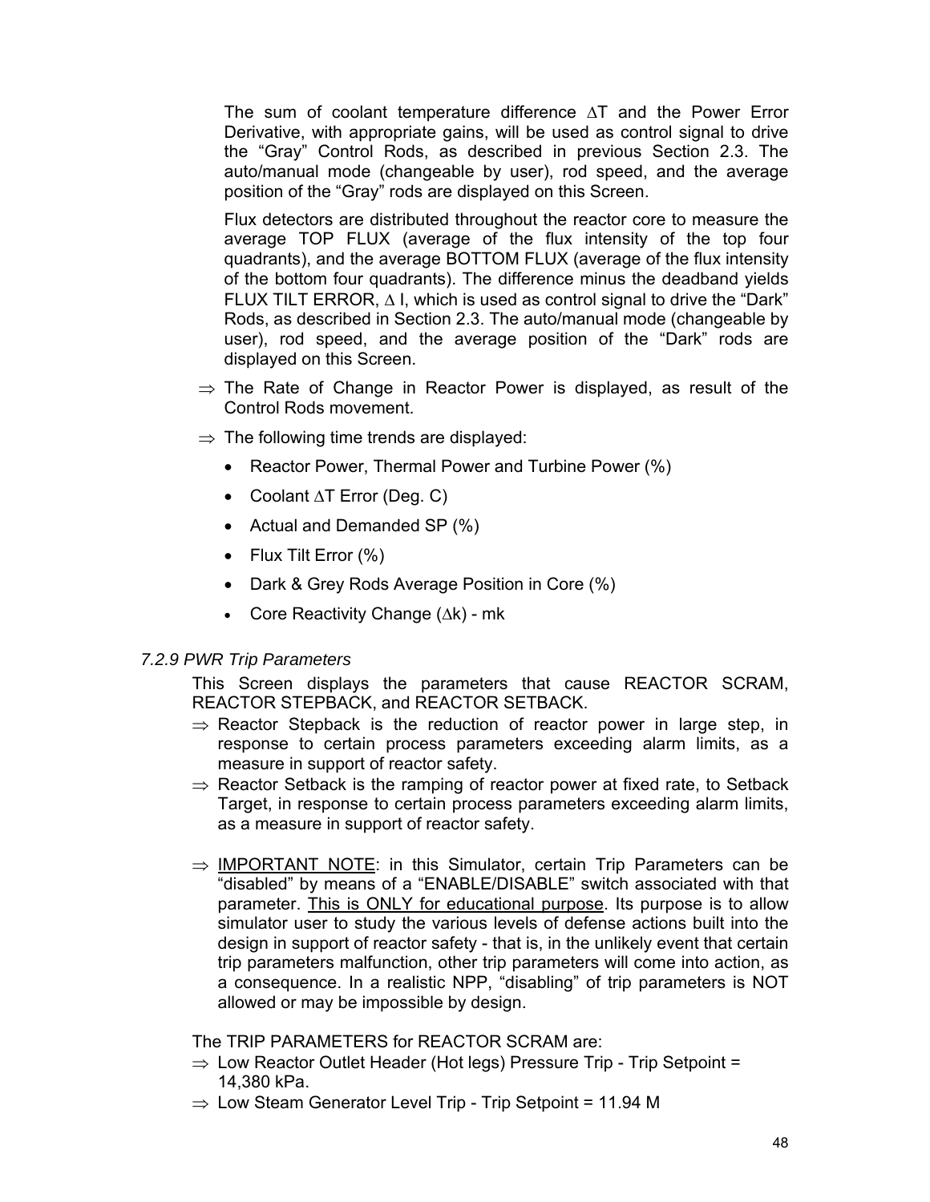The sum of coolant temperature difference $\Delta T$ and the Power Error Derivative, with appropriate gains, will be used as control signal to drive the "Gray" Control Rods, as described in previous Section 2.3. The auto/manual mode (changeable by user), rod speed, and the average position of the "Gray" rods are displayed on this Screen.

Flux detectors are distributed throughout the reactor core to measure the average TOP FLUX (average of the flux intensity of the top four quadrants), and the average BOTTOM FLUX (average of the flux intensity of the bottom four quadrants). The difference minus the deadband yields FLUX TILT ERROR, $\Delta$ I, which is used as control signal to drive the "Dark" Rods, as described in Section 2.3. The auto/manual mode (changeable by user), rod speed, and the average position of the "Dark" rods are displayed on this Screen.

⇒ The Rate of Change in Reactor Power is displayed, as result of the Control Rods movement.

⇒ The following time trends are displayed:

- Reactor Power, Thermal Power and Turbine Power (%)
- Coolant $\Delta T$ Error (Deg. C)
- Actual and Demanded SP (%)
- Flux Tilt Error (%)
- Dark & Grey Rods Average Position in Core (%)
- Core Reactivity Change ($\Delta k$) - mk

### *7.2.9 PWR Trip Parameters*

This Screen displays the parameters that cause REACTOR SCRAM, REACTOR STEPBACK, and REACTOR SETBACK.

⇒ Reactor Stepback is the reduction of reactor power in large step, in response to certain process parameters exceeding alarm limits, as a measure in support of reactor safety.

⇒ Reactor Setback is the ramping of reactor power at fixed rate, to Setback Target, in response to certain process parameters exceeding alarm limits, as a measure in support of reactor safety.

⇒ IMPORTANT NOTE: in this Simulator, certain Trip Parameters can be "disabled" by means of a "ENABLE/DISABLE" switch associated with that parameter. This is ONLY for educational purpose. Its purpose is to allow simulator user to study the various levels of defense actions built into the design in support of reactor safety - that is, in the unlikely event that certain trip parameters malfunction, other trip parameters will come into action, as a consequence. In a realistic NPP, "disabling" of trip parameters is NOT allowed or may be impossible by design.

The TRIP PARAMETERS for REACTOR SCRAM are:

⇒ Low Reactor Outlet Header (Hot legs) Pressure Trip - Trip Setpoint = 14,380 kPa.

⇒ Low Steam Generator Level Trip - Trip Setpoint = 11.94 M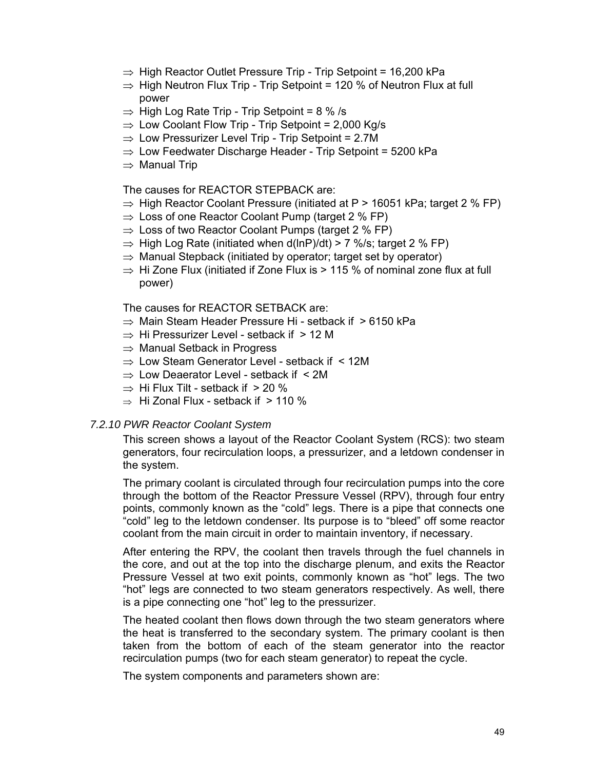- ⇒ High Reactor Outlet Pressure Trip - Trip Setpoint = 16,200 kPa
- ⇒ High Neutron Flux Trip - Trip Setpoint = 120 % of Neutron Flux at full power
- ⇒ High Log Rate Trip - Trip Setpoint = 8 % /s
- ⇒ Low Coolant Flow Trip - Trip Setpoint = 2,000 Kg/s
- ⇒ Low Pressurizer Level Trip - Trip Setpoint = 2.7M
- ⇒ Low Feedwater Discharge Header - Trip Setpoint = 5200 kPa
- ⇒ Manual Trip

The causes for REACTOR STEPBACK are:

- ⇒ High Reactor Coolant Pressure (initiated at P > 16051 kPa; target 2 % FP)
- ⇒ Loss of one Reactor Coolant Pump (target 2 % FP)
- ⇒ Loss of two Reactor Coolant Pumps (target 2 % FP)
- ⇒ High Log Rate (initiated when d(lnP)/dt) > 7 %/s; target 2 % FP)
- ⇒ Manual Stepback (initiated by operator; target set by operator)
- ⇒ Hi Zone Flux (initiated if Zone Flux is > 115 % of nominal zone flux at full power)

The causes for REACTOR SETBACK are:

- ⇒ Main Steam Header Pressure Hi - setback if > 6150 kPa
- ⇒ Hi Pressurizer Level - setback if > 12 M
- ⇒ Manual Setback in Progress
- ⇒ Low Steam Generator Level - setback if < 12M
- ⇒ Low Deaerator Level - setback if < 2M
- ⇒ Hi Flux Tilt - setback if > 20 %
- ⇒ Hi Zonal Flux - setback if > 110 %

### *7.2.10 PWR Reactor Coolant System*

This screen shows a layout of the Reactor Coolant System (RCS): two steam generators, four recirculation loops, a pressurizer, and a letdown condenser in the system.

The primary coolant is circulated through four recirculation pumps into the core through the bottom of the Reactor Pressure Vessel (RPV), through four entry points, commonly known as the "cold" legs. There is a pipe that connects one "cold" leg to the letdown condenser. Its purpose is to "bleed" off some reactor coolant from the main circuit in order to maintain inventory, if necessary.

After entering the RPV, the coolant then travels through the fuel channels in the core, and out at the top into the discharge plenum, and exits the Reactor Pressure Vessel at two exit points, commonly known as "hot" legs. The two "hot" legs are connected to two steam generators respectively. As well, there is a pipe connecting one "hot" leg to the pressurizer.

The heated coolant then flows down through the two steam generators where the heat is transferred to the secondary system. The primary coolant is then taken from the bottom of each of the steam generator into the reactor recirculation pumps (two for each steam generator) to repeat the cycle.

The system components and parameters shown are: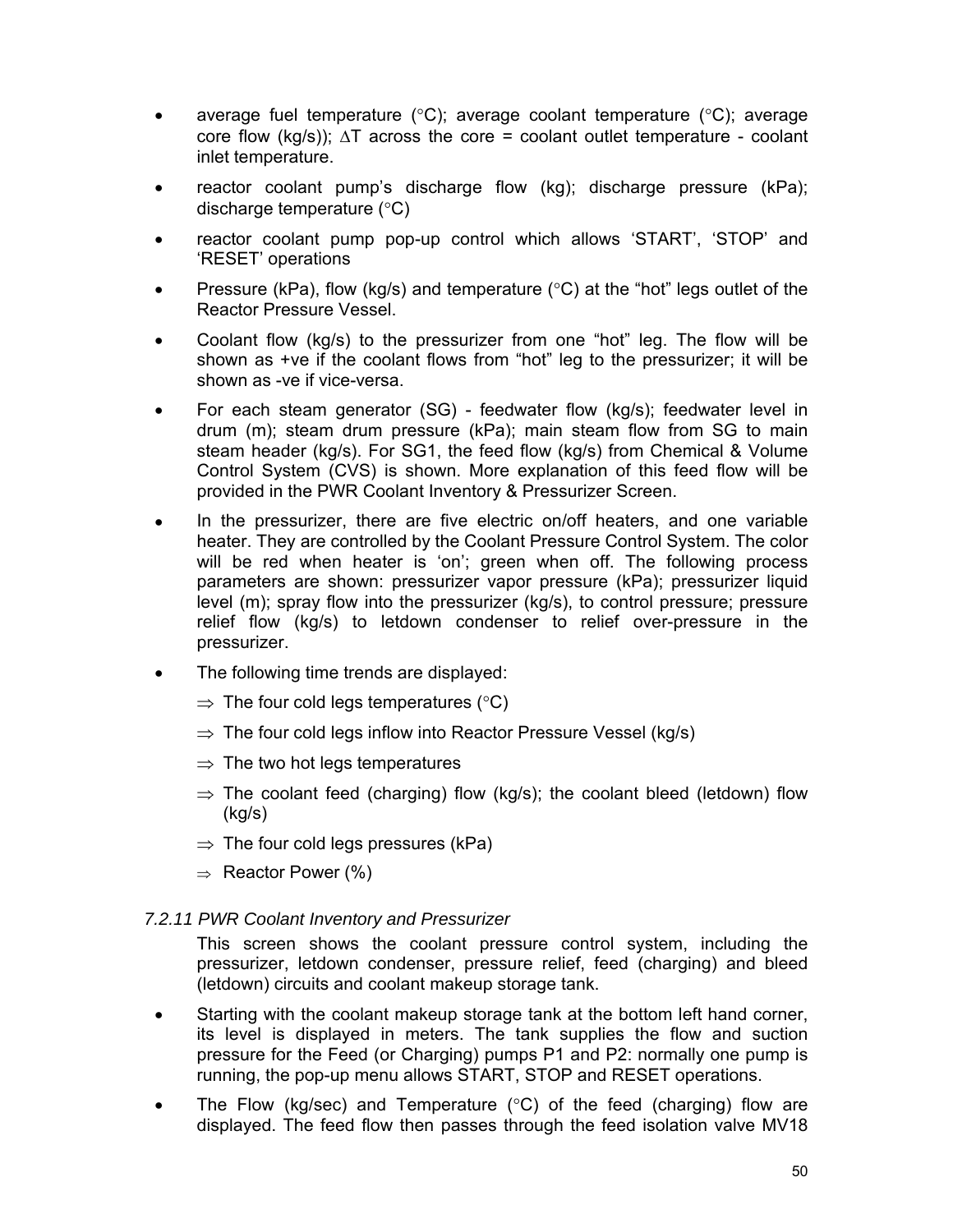- average fuel temperature (°C); average coolant temperature (°C); average core flow (kg/s)); $\Delta T$ across the core = coolant outlet temperature - coolant inlet temperature.
- reactor coolant pump's discharge flow (kg); discharge pressure (kPa); discharge temperature (°C)
- reactor coolant pump pop-up control which allows 'START', 'STOP' and 'RESET' operations
- Pressure (kPa), flow (kg/s) and temperature (°C) at the "hot" legs outlet of the Reactor Pressure Vessel.
- Coolant flow (kg/s) to the pressurizer from one "hot" leg. The flow will be shown as +ve if the coolant flows from "hot" leg to the pressurizer; it will be shown as -ve if vice-versa.
- For each steam generator (SG) - feedwater flow (kg/s); feedwater level in drum (m); steam drum pressure (kPa); main steam flow from SG to main steam header (kg/s). For SG1, the feed flow (kg/s) from Chemical & Volume Control System (CVS) is shown. More explanation of this feed flow will be provided in the PWR Coolant Inventory & Pressurizer Screen.
- In the pressurizer, there are five electric on/off heaters, and one variable heater. They are controlled by the Coolant Pressure Control System. The color will be red when heater is 'on'; green when off. The following process parameters are shown: pressurizer vapor pressure (kPa); pressurizer liquid level (m); spray flow into the pressurizer (kg/s), to control pressure; pressure relief flow (kg/s) to letdown condenser to relief over-pressure in the pressurizer.
- The following time trends are displayed:
  - ⇒ The four cold legs temperatures (°C)
  - ⇒ The four cold legs inflow into Reactor Pressure Vessel (kg/s)
  - ⇒ The two hot legs temperatures
  - ⇒ The coolant feed (charging) flow (kg/s); the coolant bleed (letdown) flow (kg/s)
  - ⇒ The four cold legs pressures (kPa)
  - ⇒ Reactor Power (%)

### *7.2.11 PWR Coolant Inventory and Pressurizer*

This screen shows the coolant pressure control system, including the pressurizer, letdown condenser, pressure relief, feed (charging) and bleed (letdown) circuits and coolant makeup storage tank.

- Starting with the coolant makeup storage tank at the bottom left hand corner, its level is displayed in meters. The tank supplies the flow and suction pressure for the Feed (or Charging) pumps P1 and P2: normally one pump is running, the pop-up menu allows START, STOP and RESET operations.
- The Flow (kg/sec) and Temperature (°C) of the feed (charging) flow are displayed. The feed flow then passes through the feed isolation valve MV18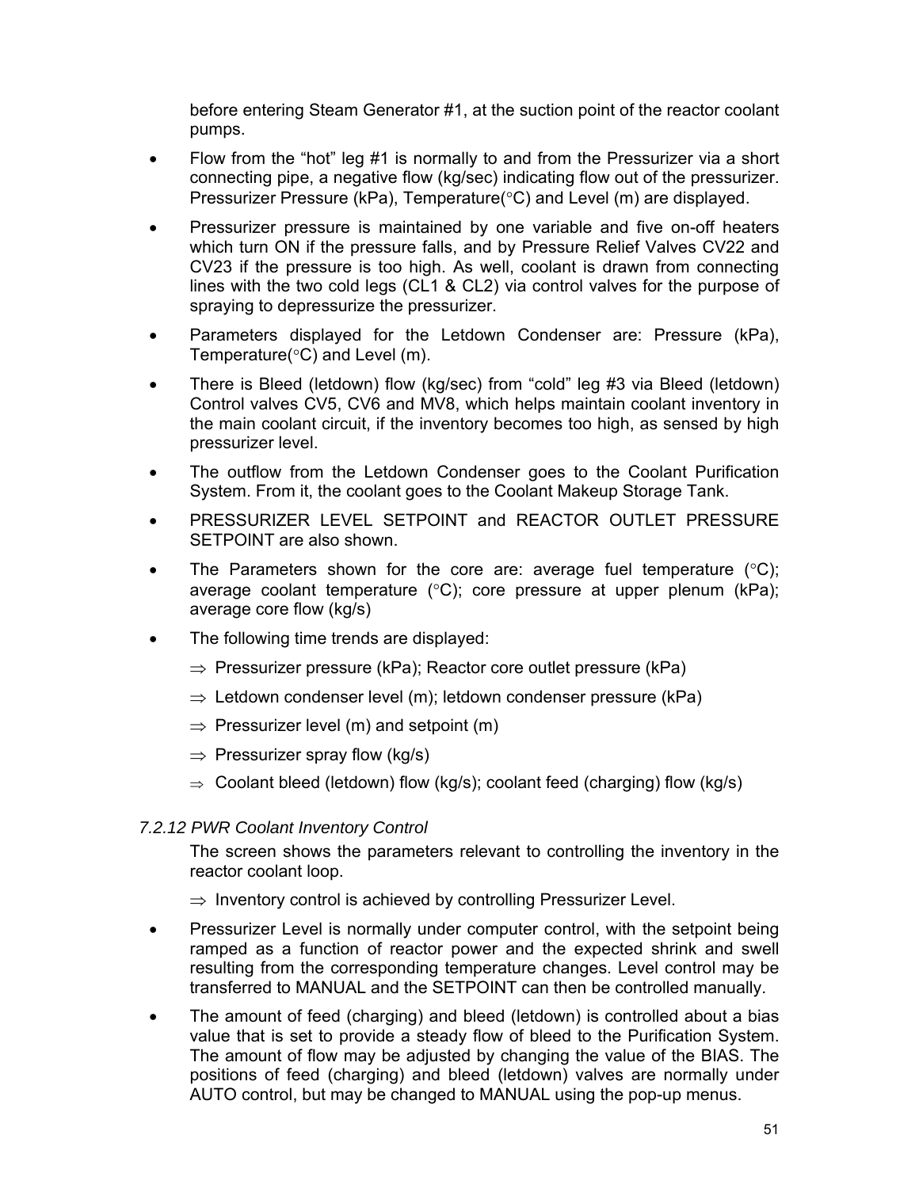before entering Steam Generator #1, at the suction point of the reactor coolant pumps.

- Flow from the “hot” leg #1 is normally to and from the Pressurizer via a short connecting pipe, a negative flow (kg/sec) indicating flow out of the pressurizer. Pressurizer Pressure (kPa), Temperature(°C) and Level (m) are displayed.
- Pressurizer pressure is maintained by one variable and five on-off heaters which turn ON if the pressure falls, and by Pressure Relief Valves CV22 and CV23 if the pressure is too high. As well, coolant is drawn from connecting lines with the two cold legs (CL1 & CL2) via control valves for the purpose of spraying to depressurize the pressurizer.
- Parameters displayed for the Letdown Condenser are: Pressure (kPa), Temperature(°C) and Level (m).
- There is Bleed (letdown) flow (kg/sec) from “cold” leg #3 via Bleed (letdown) Control valves CV5, CV6 and MV8, which helps maintain coolant inventory in the main coolant circuit, if the inventory becomes too high, as sensed by high pressurizer level.
- The outflow from the Letdown Condenser goes to the Coolant Purification System. From it, the coolant goes to the Coolant Makeup Storage Tank.
- PRESSURIZER LEVEL SETPOINT and REACTOR OUTLET PRESSURE SETPOINT are also shown.
- The Parameters shown for the core are: average fuel temperature (°C); average coolant temperature (°C); core pressure at upper plenum (kPa); average core flow (kg/s)
- The following time trends are displayed:
  - ⇒ Pressurizer pressure (kPa); Reactor core outlet pressure (kPa)
  - ⇒ Letdown condenser level (m); letdown condenser pressure (kPa)
  - ⇒ Pressurizer level (m) and setpoint (m)
  - ⇒ Pressurizer spray flow (kg/s)
  - ⇒ Coolant bleed (letdown) flow (kg/s); coolant feed (charging) flow (kg/s)

#### *7.2.12 PWR Coolant Inventory Control*

The screen shows the parameters relevant to controlling the inventory in the reactor coolant loop.

⇒ Inventory control is achieved by controlling Pressurizer Level.

- Pressurizer Level is normally under computer control, with the setpoint being ramped as a function of reactor power and the expected shrink and swell resulting from the corresponding temperature changes. Level control may be transferred to MANUAL and the SETPOINT can then be controlled manually.
- The amount of feed (charging) and bleed (letdown) is controlled about a bias value that is set to provide a steady flow of bleed to the Purification System. The amount of flow may be adjusted by changing the value of the BIAS. The positions of feed (charging) and bleed (letdown) valves are normally under AUTO control, but may be changed to MANUAL using the pop-up menus.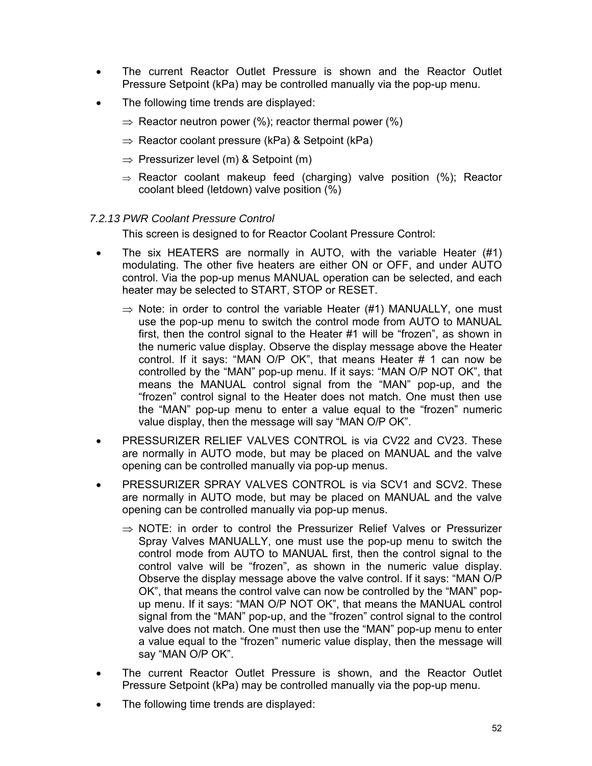- The current Reactor Outlet Pressure is shown and the Reactor Outlet Pressure Setpoint (kPa) may be controlled manually via the pop-up menu.
- The following time trends are displayed:
  - ⇒ Reactor neutron power (%); reactor thermal power (%)
  - ⇒ Reactor coolant pressure (kPa) & Setpoint (kPa)
  - ⇒ Pressurizer level (m) & Setpoint (m)
  - ⇒ Reactor coolant makeup feed (charging) valve position (%); Reactor coolant bleed (letdown) valve position (%)

*7.2.13 PWR Coolant Pressure Control*

This screen is designed to for Reactor Coolant Pressure Control:

- The six HEATERS are normally in AUTO, with the variable Heater (#1) modulating. The other five heaters are either ON or OFF, and under AUTO control. Via the pop-up menus MANUAL operation can be selected, and each heater may be selected to START, STOP or RESET.
  - ⇒ Note: in order to control the variable Heater (#1) MANUALLY, one must use the pop-up menu to switch the control mode from AUTO to MANUAL first, then the control signal to the Heater #1 will be "frozen", as shown in the numeric value display. Observe the display message above the Heater control. If it says: "MAN O/P OK", that means Heater # 1 can now be controlled by the "MAN" pop-up menu. If it says: "MAN O/P NOT OK", that means the MANUAL control signal from the "MAN" pop-up, and the "frozen" control signal to the Heater does not match. One must then use the "MAN" pop-up menu to enter a value equal to the "frozen" numeric value display, then the message will say "MAN O/P OK".
- PRESSURIZER RELIEF VALVES CONTROL is via CV22 and CV23. These are normally in AUTO mode, but may be placed on MANUAL and the valve opening can be controlled manually via pop-up menus.
- PRESSURIZER SPRAY VALVES CONTROL is via SCV1 and SCV2. These are normally in AUTO mode, but may be placed on MANUAL and the valve opening can be controlled manually via pop-up menus.
  - ⇒ NOTE: in order to control the Pressurizer Relief Valves or Pressurizer Spray Valves MANUALLY, one must use the pop-up menu to switch the control mode from AUTO to MANUAL first, then the control signal to the control valve will be "frozen", as shown in the numeric value display. Observe the display message above the valve control. If it says: "MAN O/P OK", that means the control valve can now be controlled by the "MAN" pop-up menu. If it says: "MAN O/P NOT OK", that means the MANUAL control signal from the "MAN" pop-up, and the "frozen" control signal to the control valve does not match. One must then use the "MAN" pop-up menu to enter a value equal to the "frozen" numeric value display, then the message will say "MAN O/P OK".
- The current Reactor Outlet Pressure is shown, and the Reactor Outlet Pressure Setpoint (kPa) may be controlled manually via the pop-up menu.
- The following time trends are displayed: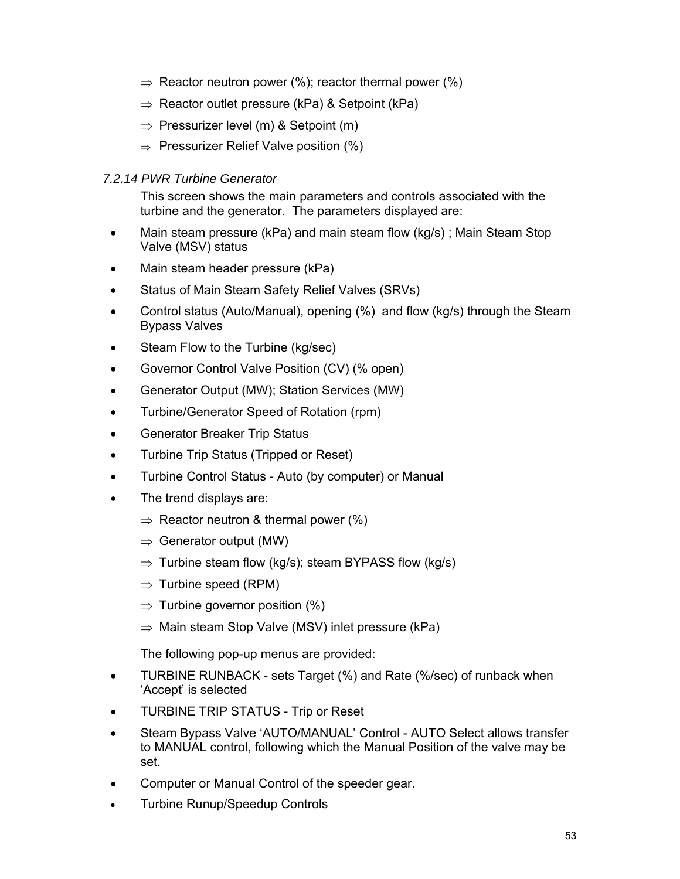- ⇒ Reactor neutron power (%); reactor thermal power (%)
- ⇒ Reactor outlet pressure (kPa) & Setpoint (kPa)
- ⇒ Pressurizer level (m) & Setpoint (m)
- ⇒ Pressurizer Relief Valve position (%)

### *7.2.14 PWR Turbine Generator*

This screen shows the main parameters and controls associated with the turbine and the generator. The parameters displayed are:

- Main steam pressure (kPa) and main steam flow (kg/s) ; Main Steam Stop Valve (MSV) status
- Main steam header pressure (kPa)
- Status of Main Steam Safety Relief Valves (SRVs)
- Control status (Auto/Manual), opening (%) and flow (kg/s) through the Steam Bypass Valves
- Steam Flow to the Turbine (kg/sec)
- Governor Control Valve Position (CV) (% open)
- Generator Output (MW); Station Services (MW)
- Turbine/Generator Speed of Rotation (rpm)
- Generator Breaker Trip Status
- Turbine Trip Status (Tripped or Reset)
- Turbine Control Status - Auto (by computer) or Manual
- The trend displays are:
  - ⇒ Reactor neutron & thermal power (%)
  - ⇒ Generator output (MW)
  - ⇒ Turbine steam flow (kg/s); steam BYPASS flow (kg/s)
  - ⇒ Turbine speed (RPM)
  - ⇒ Turbine governor position (%)
  - ⇒ Main steam Stop Valve (MSV) inlet pressure (kPa)

The following pop-up menus are provided:

- TURBINE RUNBACK - sets Target (%) and Rate (%/sec) of runback when 'Accept' is selected
- TURBINE TRIP STATUS - Trip or Reset
- Steam Bypass Valve 'AUTO/MANUAL' Control - AUTO Select allows transfer to MANUAL control, following which the Manual Position of the valve may be set.
- Computer or Manual Control of the speeder gear.
- Turbine Runup/Speedup Controls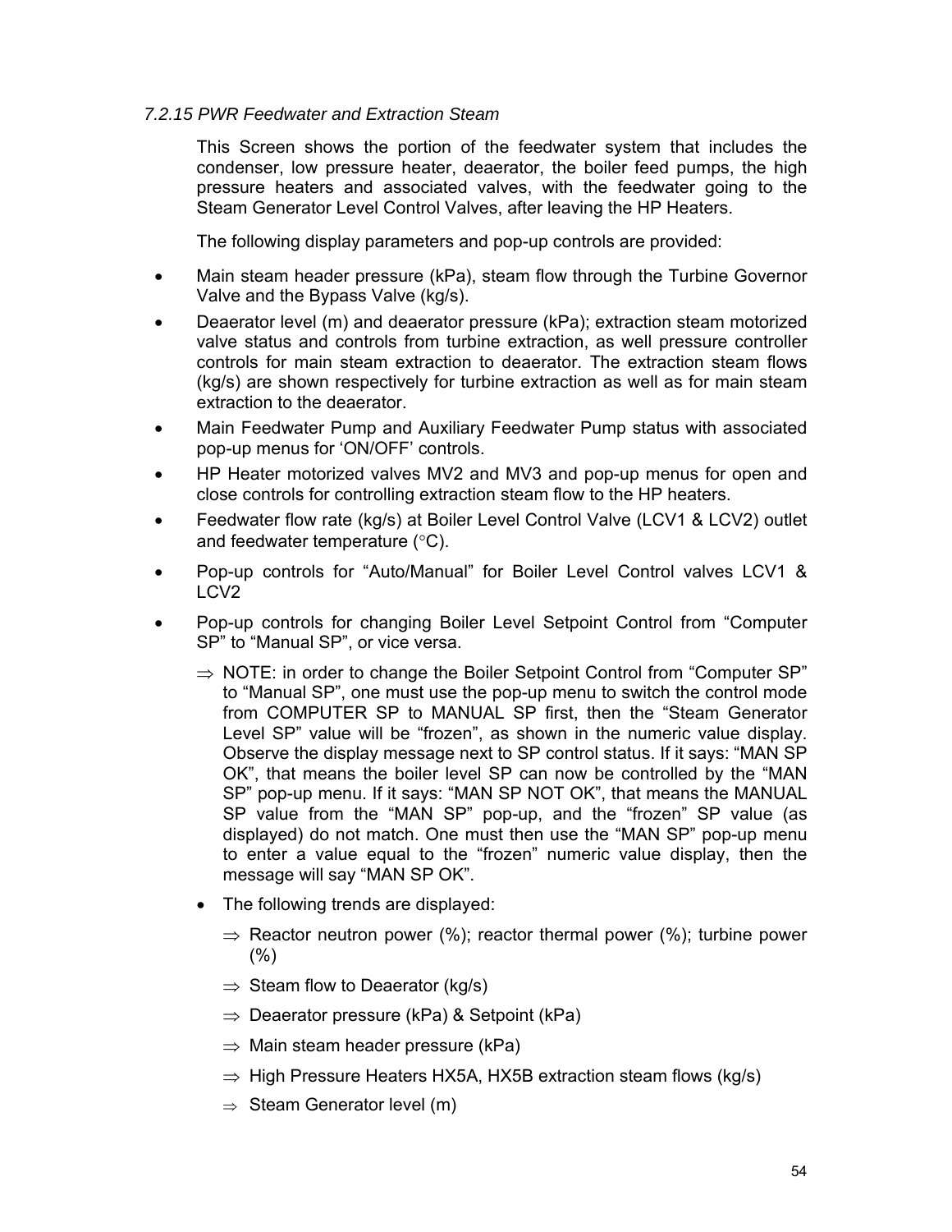*7.2.15 PWR Feedwater and Extraction Steam*

This Screen shows the portion of the feedwater system that includes the condenser, low pressure heater, deaerator, the boiler feed pumps, the high pressure heaters and associated valves, with the feedwater going to the Steam Generator Level Control Valves, after leaving the HP Heaters.

The following display parameters and pop-up controls are provided:

- Main steam header pressure (kPa), steam flow through the Turbine Governor Valve and the Bypass Valve (kg/s).
- Deaerator level (m) and deaerator pressure (kPa); extraction steam motorized valve status and controls from turbine extraction, as well pressure controller controls for main steam extraction to deaerator. The extraction steam flows (kg/s) are shown respectively for turbine extraction as well as for main steam extraction to the deaerator.
- Main Feedwater Pump and Auxiliary Feedwater Pump status with associated pop-up menus for 'ON/OFF' controls.
- HP Heater motorized valves MV2 and MV3 and pop-up menus for open and close controls for controlling extraction steam flow to the HP heaters.
- Feedwater flow rate (kg/s) at Boiler Level Control Valve (LCV1 & LCV2) outlet and feedwater temperature (°C).
- Pop-up controls for "Auto/Manual" for Boiler Level Control valves LCV1 & LCV2
- Pop-up controls for changing Boiler Level Setpoint Control from "Computer SP" to "Manual SP", or vice versa.
  - ⇒ NOTE: in order to change the Boiler Setpoint Control from "Computer SP" to "Manual SP", one must use the pop-up menu to switch the control mode from COMPUTER SP to MANUAL SP first, then the "Steam Generator Level SP" value will be "frozen", as shown in the numeric value display. Observe the display message next to SP control status. If it says: "MAN SP OK", that means the boiler level SP can now be controlled by the "MAN SP" pop-up menu. If it says: "MAN SP NOT OK", that means the MANUAL SP value from the "MAN SP" pop-up, and the "frozen" SP value (as displayed) do not match. One must then use the "MAN SP" pop-up menu to enter a value equal to the "frozen" numeric value display, then the message will say "MAN SP OK".
  - The following trends are displayed:
    - ⇒ Reactor neutron power (%); reactor thermal power (%); turbine power (%)
    - ⇒ Steam flow to Deaerator (kg/s)
    - ⇒ Deaerator pressure (kPa) & Setpoint (kPa)
    - ⇒ Main steam header pressure (kPa)
    - ⇒ High Pressure Heaters HX5A, HX5B extraction steam flows (kg/s)
    - ⇒ Steam Generator level (m)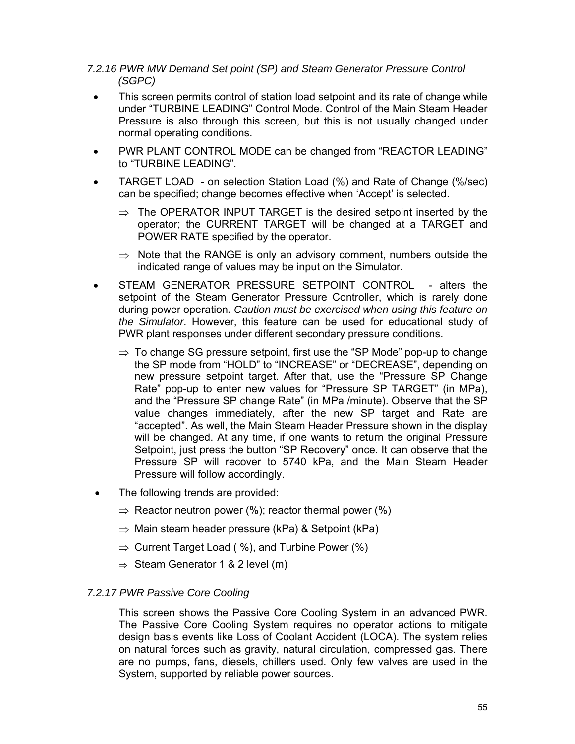### *7.2.16 PWR MW Demand Set point (SP) and Steam Generator Pressure Control (SGPC)*

- This screen permits control of station load setpoint and its rate of change while under "TURBINE LEADING" Control Mode. Control of the Main Steam Header Pressure is also through this screen, but this is not usually changed under normal operating conditions.
- PWR PLANT CONTROL MODE can be changed from "REACTOR LEADING" to "TURBINE LEADING".
- TARGET LOAD - on selection Station Load (%) and Rate of Change (%/sec) can be specified; change becomes effective when 'Accept' is selected.
  - ⇒ The OPERATOR INPUT TARGET is the desired setpoint inserted by the operator; the CURRENT TARGET will be changed at a TARGET and POWER RATE specified by the operator.
  - ⇒ Note that the RANGE is only an advisory comment, numbers outside the indicated range of values may be input on the Simulator.
- STEAM GENERATOR PRESSURE SETPOINT CONTROL - alters the setpoint of the Steam Generator Pressure Controller, which is rarely done during power operation. *Caution must be exercised when using this feature on the Simulator*. However, this feature can be used for educational study of PWR plant responses under different secondary pressure conditions.
  - ⇒ To change SG pressure setpoint, first use the "SP Mode" pop-up to change the SP mode from "HOLD" to "INCREASE" or "DECREASE", depending on new pressure setpoint target. After that, use the "Pressure SP Change Rate" pop-up to enter new values for "Pressure SP TARGET" (in MPa), and the "Pressure SP change Rate" (in MPa /minute). Observe that the SP value changes immediately, after the new SP target and Rate are "accepted". As well, the Main Steam Header Pressure shown in the display will be changed. At any time, if one wants to return the original Pressure Setpoint, just press the button "SP Recovery" once. It can observe that the Pressure SP will recover to 5740 kPa, and the Main Steam Header Pressure will follow accordingly.
- The following trends are provided:
  - ⇒ Reactor neutron power (%); reactor thermal power (%)
  - ⇒ Main steam header pressure (kPa) & Setpoint (kPa)
  - ⇒ Current Target Load ( %), and Turbine Power (%)
  - ⇒ Steam Generator 1 & 2 level (m)

### *7.2.17 PWR Passive Core Cooling*

This screen shows the Passive Core Cooling System in an advanced PWR. The Passive Core Cooling System requires no operator actions to mitigate design basis events like Loss of Coolant Accident (LOCA). The system relies on natural forces such as gravity, natural circulation, compressed gas. There are no pumps, fans, diesels, chillers used. Only few valves are used in the System, supported by reliable power sources.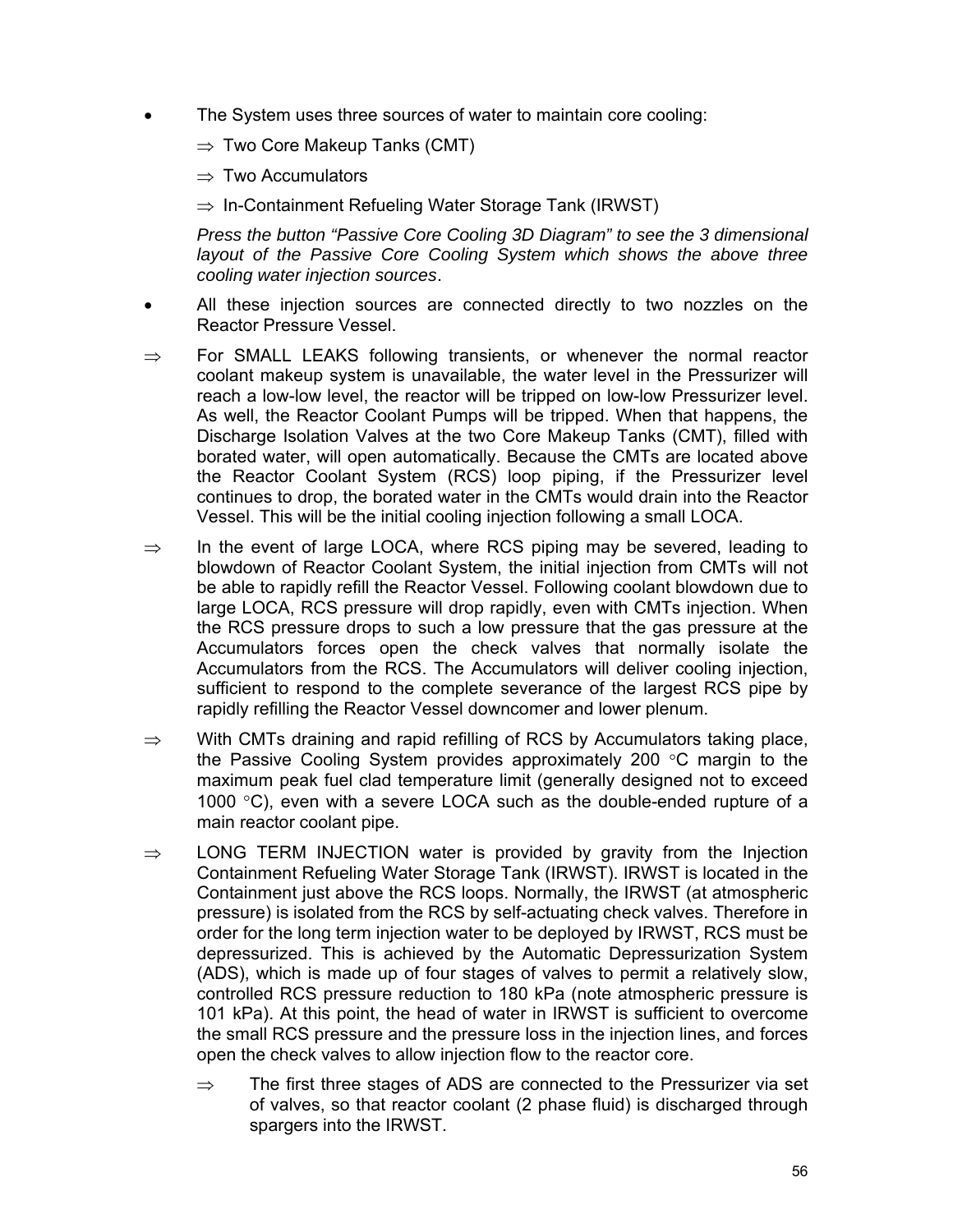- The System uses three sources of water to maintain core cooling:
  - ⇒ Two Core Makeup Tanks (CMT)
  - ⇒ Two Accumulators
  - ⇒ In-Containment Refueling Water Storage Tank (IRWST)

  *Press the button "Passive Core Cooling 3D Diagram" to see the 3 dimensional layout of the Passive Core Cooling System which shows the above three cooling water injection sources*.

- All these injection sources are connected directly to two nozzles on the Reactor Pressure Vessel.

⇒ For SMALL LEAKS following transients, or whenever the normal reactor coolant makeup system is unavailable, the water level in the Pressurizer will reach a low-low level, the reactor will be tripped on low-low Pressurizer level. As well, the Reactor Coolant Pumps will be tripped. When that happens, the Discharge Isolation Valves at the two Core Makeup Tanks (CMT), filled with borated water, will open automatically. Because the CMTs are located above the Reactor Coolant System (RCS) loop piping, if the Pressurizer level continues to drop, the borated water in the CMTs would drain into the Reactor Vessel. This will be the initial cooling injection following a small LOCA.

⇒ In the event of large LOCA, where RCS piping may be severed, leading to blowdown of Reactor Coolant System, the initial injection from CMTs will not be able to rapidly refill the Reactor Vessel. Following coolant blowdown due to large LOCA, RCS pressure will drop rapidly, even with CMTs injection. When the RCS pressure drops to such a low pressure that the gas pressure at the Accumulators forces open the check valves that normally isolate the Accumulators from the RCS. The Accumulators will deliver cooling injection, sufficient to respond to the complete severance of the largest RCS pipe by rapidly refilling the Reactor Vessel downcomer and lower plenum.

⇒ With CMTs draining and rapid refilling of RCS by Accumulators taking place, the Passive Cooling System provides approximately 200 °C margin to the maximum peak fuel clad temperature limit (generally designed not to exceed 1000 °C), even with a severe LOCA such as the double-ended rupture of a main reactor coolant pipe.

⇒ LONG TERM INJECTION water is provided by gravity from the Injection Containment Refueling Water Storage Tank (IRWST). IRWST is located in the Containment just above the RCS loops. Normally, the IRWST (at atmospheric pressure) is isolated from the RCS by self-actuating check valves. Therefore in order for the long term injection water to be deployed by IRWST, RCS must be depressurized. This is achieved by the Automatic Depressurization System (ADS), which is made up of four stages of valves to permit a relatively slow, controlled RCS pressure reduction to 180 kPa (note atmospheric pressure is 101 kPa). At this point, the head of water in IRWST is sufficient to overcome the small RCS pressure and the pressure loss in the injection lines, and forces open the check valves to allow injection flow to the reactor core.

  ⇒ The first three stages of ADS are connected to the Pressurizer via set of valves, so that reactor coolant (2 phase fluid) is discharged through spargers into the IRWST.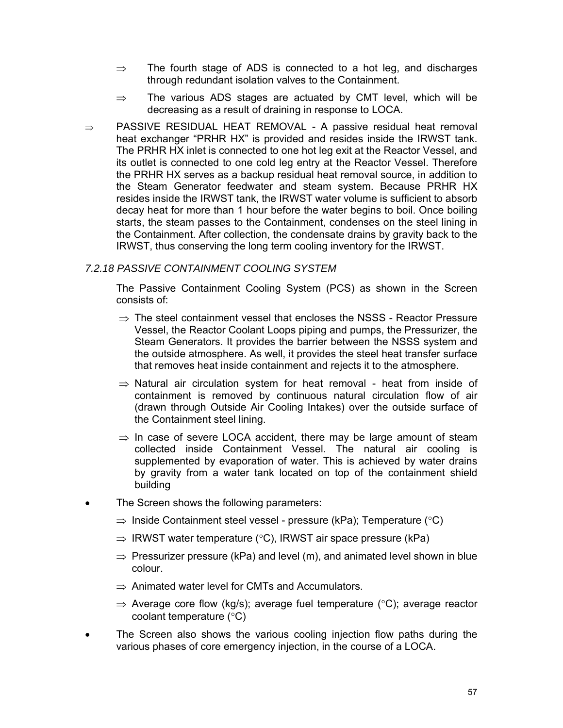- ⇒ The fourth stage of ADS is connected to a hot leg, and discharges through redundant isolation valves to the Containment.

- ⇒ The various ADS stages are actuated by CMT level, which will be decreasing as a result of draining in response to LOCA.

⇒ PASSIVE RESIDUAL HEAT REMOVAL - A passive residual heat removal heat exchanger "PRHR HX" is provided and resides inside the IRWST tank. The PRHR HX inlet is connected to one hot leg exit at the Reactor Vessel, and its outlet is connected to one cold leg entry at the Reactor Vessel. Therefore the PRHR HX serves as a backup residual heat removal source, in addition to the Steam Generator feedwater and steam system. Because PRHR HX resides inside the IRWST tank, the IRWST water volume is sufficient to absorb decay heat for more than 1 hour before the water begins to boil. Once boiling starts, the steam passes to the Containment, condenses on the steel lining in the Containment. After collection, the condensate drains by gravity back to the IRWST, thus conserving the long term cooling inventory for the IRWST.

### *7.2.18 PASSIVE CONTAINMENT COOLING SYSTEM*

The Passive Containment Cooling System (PCS) as shown in the Screen consists of:

- ⇒ The steel containment vessel that encloses the NSSS - Reactor Pressure Vessel, the Reactor Coolant Loops piping and pumps, the Pressurizer, the Steam Generators. It provides the barrier between the NSSS system and the outside atmosphere. As well, it provides the steel heat transfer surface that removes heat inside containment and rejects it to the atmosphere.

- ⇒ Natural air circulation system for heat removal - heat from inside of containment is removed by continuous natural circulation flow of air (drawn through Outside Air Cooling Intakes) over the outside surface of the Containment steel lining.

- ⇒ In case of severe LOCA accident, there may be large amount of steam collected inside Containment Vessel. The natural air cooling is supplemented by evaporation of water. This is achieved by water drains by gravity from a water tank located on top of the containment shield building

- The Screen shows the following parameters:
  - ⇒ Inside Containment steel vessel - pressure (kPa); Temperature (°C)
  - ⇒ IRWST water temperature (°C), IRWST air space pressure (kPa)
  - ⇒ Pressurizer pressure (kPa) and level (m), and animated level shown in blue colour.
  - ⇒ Animated water level for CMTs and Accumulators.
  - ⇒ Average core flow (kg/s); average fuel temperature (°C); average reactor coolant temperature (°C)

- The Screen also shows the various cooling injection flow paths during the various phases of core emergency injection, in the course of a LOCA.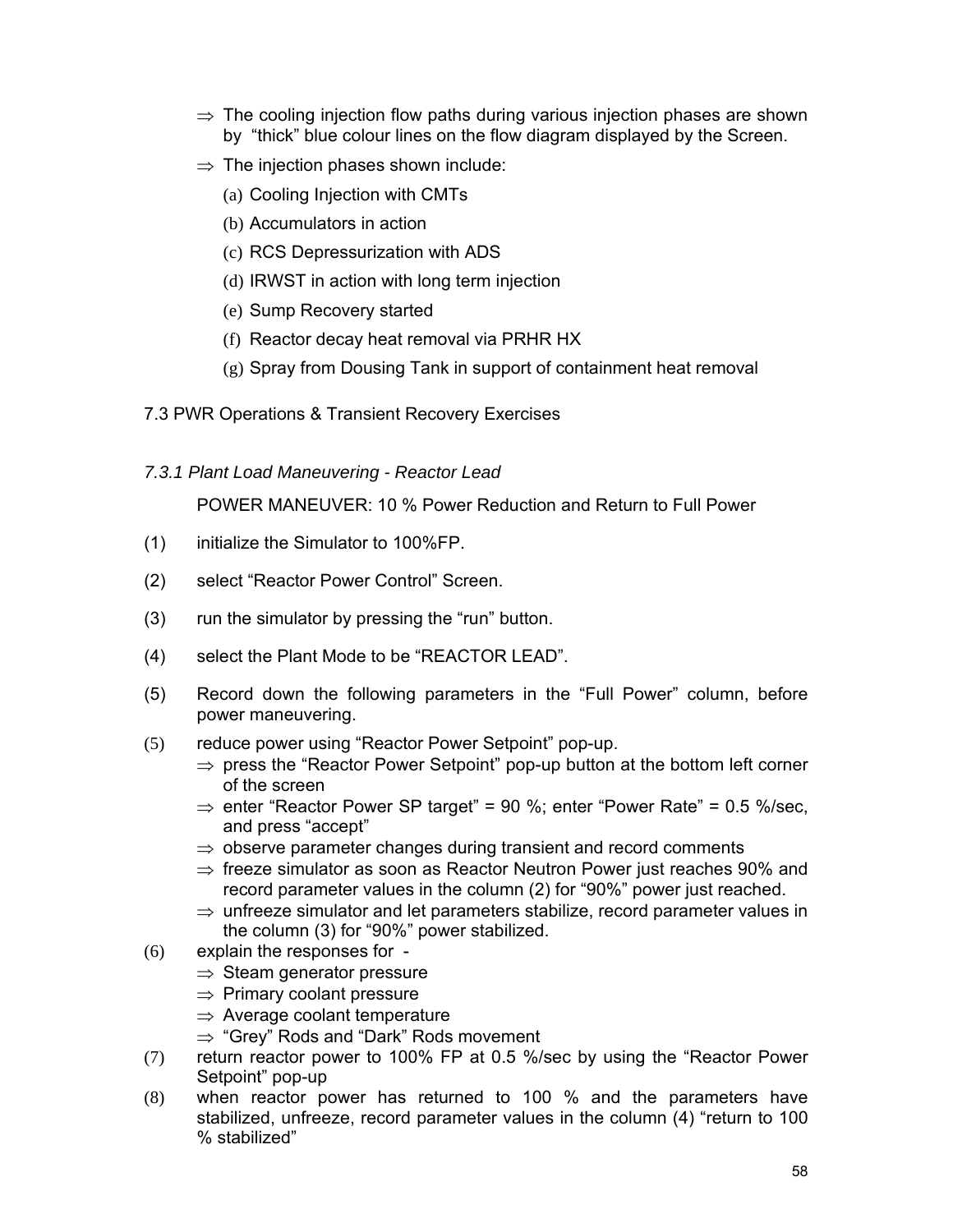⇒ The cooling injection flow paths during various injection phases are shown by "thick" blue colour lines on the flow diagram displayed by the Screen.

⇒ The injection phases shown include:

(a) Cooling Injection with CMTs

(b) Accumulators in action

(c) RCS Depressurization with ADS

(d) IRWST in action with long term injection

(e) Sump Recovery started

(f) Reactor decay heat removal via PRHR HX

(g) Spray from Dousing Tank in support of containment heat removal

## 7.3 PWR Operations & Transient Recovery Exercises

### *7.3.1 Plant Load Maneuvering - Reactor Lead*

POWER MANEUVER: 10 % Power Reduction and Return to Full Power

(1) initialize the Simulator to 100%FP.

(2) select "Reactor Power Control" Screen.

(3) run the simulator by pressing the "run" button.

(4) select the Plant Mode to be "REACTOR LEAD".

(5) Record down the following parameters in the "Full Power" column, before power maneuvering.

(5) reduce power using "Reactor Power Setpoint" pop-up.
- ⇒ press the "Reactor Power Setpoint" pop-up button at the bottom left corner of the screen
- ⇒ enter "Reactor Power SP target" = 90 %; enter "Power Rate" = 0.5 %/sec, and press "accept"
- ⇒ observe parameter changes during transient and record comments
- ⇒ freeze simulator as soon as Reactor Neutron Power just reaches 90% and record parameter values in the column (2) for "90%" power just reached.
- ⇒ unfreeze simulator and let parameters stabilize, record parameter values in the column (3) for "90%" power stabilized.

(6) explain the responses for -
- ⇒ Steam generator pressure
- ⇒ Primary coolant pressure
- ⇒ Average coolant temperature
- ⇒ "Grey" Rods and "Dark" Rods movement

(7) return reactor power to 100% FP at 0.5 %/sec by using the "Reactor Power Setpoint" pop-up

(8) when reactor power has returned to 100 % and the parameters have stabilized, unfreeze, record parameter values in the column (4) "return to 100 % stabilized"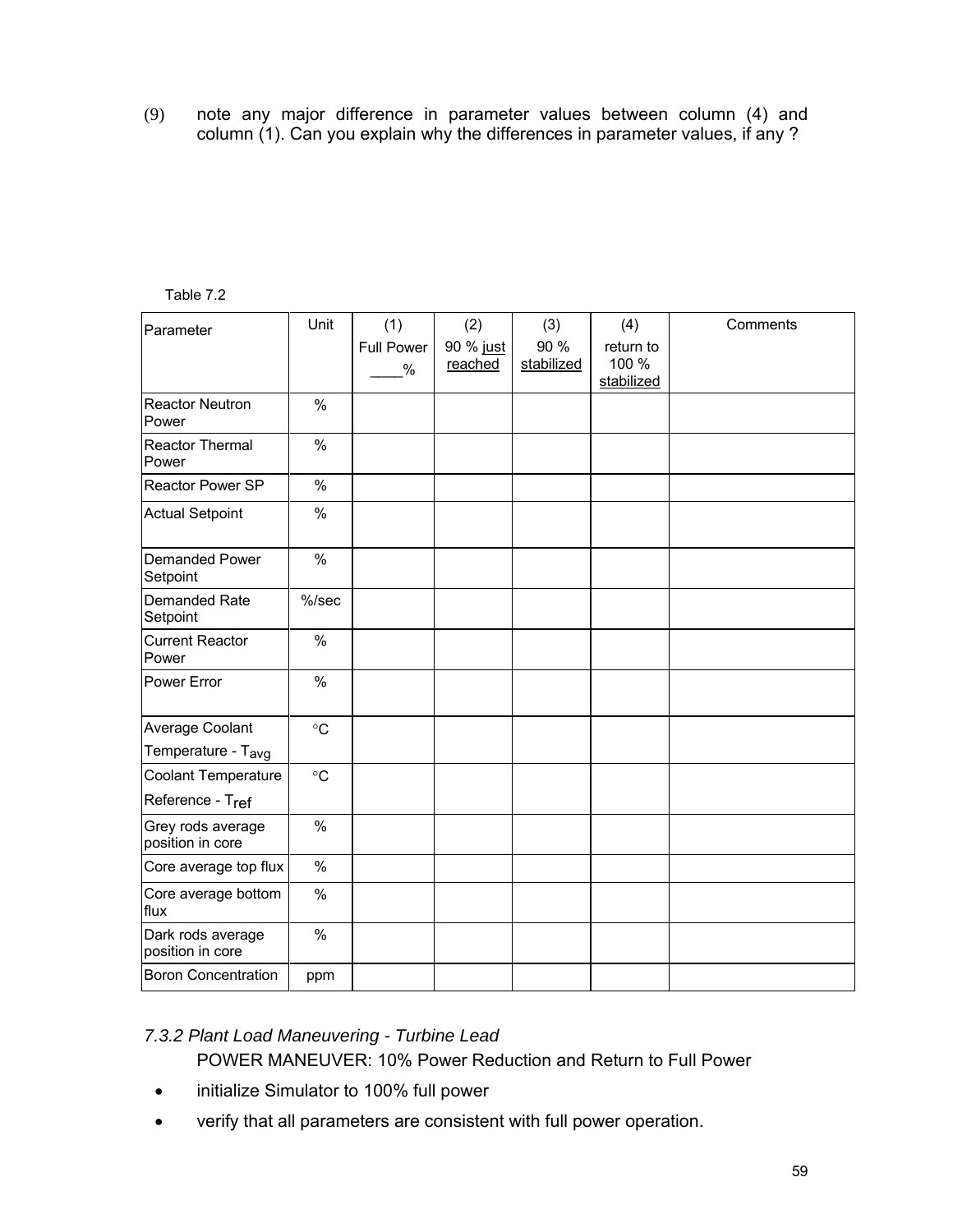(9) note any major difference in parameter values between column (4) and column (1). Can you explain why the differences in parameter values, if any ?

Table 7.2

| Parameter | Unit | (1) Full Power ____% | (2) 90 % just reached | (3) 90 % stabilized | (4) return to 100 % stabilized | Comments |
|---|---|---|---|---|---|---|
| Reactor Neutron Power | % | | | | | |
| Reactor Thermal Power | % | | | | | |
| Reactor Power SP | % | | | | | |
| Actual Setpoint | % | | | | | |
| Demanded Power Setpoint | % | | | | | |
| Demanded Rate Setpoint | %/sec | | | | | |
| Current Reactor Power | % | | | | | |
| Power Error | % | | | | | |
| Average Coolant Temperature - $T_{avg}$ | °C | | | | | |
| Coolant Temperature Reference - $T_{ref}$ | °C | | | | | |
| Grey rods average position in core | % | | | | | |
| Core average top flux | % | | | | | |
| Core average bottom flux | % | | | | | |
| Dark rods average position in core | % | | | | | |
| Boron Concentration | ppm | | | | | |

### *7.3.2 Plant Load Maneuvering - Turbine Lead*

POWER MANEUVER: 10% Power Reduction and Return to Full Power

- initialize Simulator to 100% full power
- verify that all parameters are consistent with full power operation.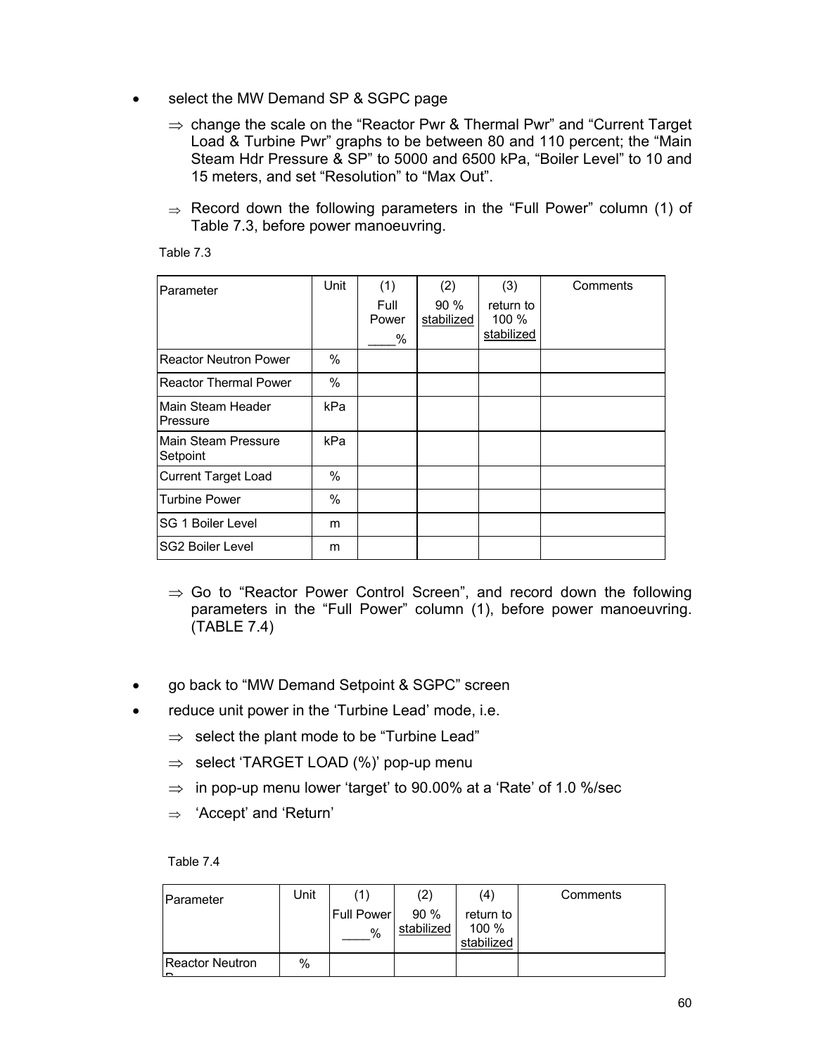- select the MW Demand SP & SGPC page
  - ⇒ change the scale on the "Reactor Pwr & Thermal Pwr" and "Current Target Load & Turbine Pwr" graphs to be between 80 and 110 percent; the "Main Steam Hdr Pressure & SP" to 5000 and 6500 kPa, "Boiler Level" to 10 and 15 meters, and set "Resolution" to "Max Out".
  - ⇒ Record down the following parameters in the "Full Power" column (1) of Table 7.3, before power manoeuvring.

Table 7.3

| Parameter | Unit | (1) Full Power ____% | (2) 90 % stabilized | (3) return to 100 % stabilized | Comments |
|---|---|---|---|---|---|
| Reactor Neutron Power | % | | | | |
| Reactor Thermal Power | % | | | | |
| Main Steam Header Pressure | kPa | | | | |
| Main Steam Pressure Setpoint | kPa | | | | |
| Current Target Load | % | | | | |
| Turbine Power | % | | | | |
| SG 1 Boiler Level | m | | | | |
| SG2 Boiler Level | m | | | | |

  - ⇒ Go to "Reactor Power Control Screen", and record down the following parameters in the "Full Power" column (1), before power manoeuvring. (TABLE 7.4)

- go back to "MW Demand Setpoint & SGPC" screen
- reduce unit power in the 'Turbine Lead' mode, i.e.
  - ⇒ select the plant mode to be "Turbine Lead"
  - ⇒ select 'TARGET LOAD (%)' pop-up menu
  - ⇒ in pop-up menu lower 'target' to 90.00% at a 'Rate' of 1.0 %/sec
  - ⇒ 'Accept' and 'Return'

Table 7.4

| Parameter | Unit | (1) Full Power ____% | (2) 90 % stabilized | (4) return to 100 % stabilized | Comments |
|---|---|---|---|---|---|
| Reactor Neutron P | % | | | | |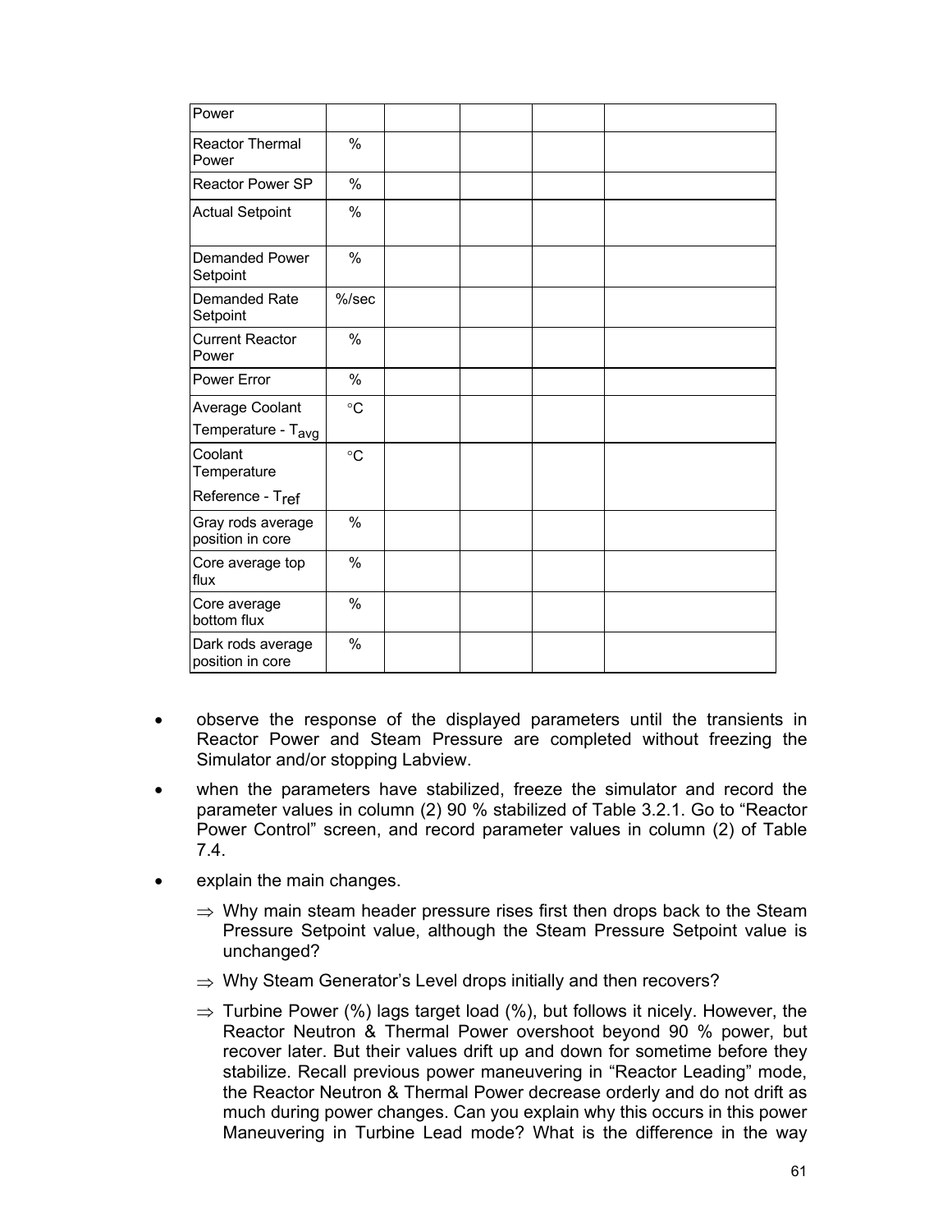| Power | | | | | |
|---|---|---|---|---|---|
| Reactor Thermal Power | % | | | | |
| Reactor Power SP | % | | | | |
| Actual Setpoint | % | | | | |
| Demanded Power Setpoint | % | | | | |
| Demanded Rate Setpoint | %/sec | | | | |
| Current Reactor Power | % | | | | |
| Power Error | % | | | | |
| Average Coolant Temperature - $T_{avg}$ | °C | | | | |
| Coolant Temperature Reference - $T_{ref}$ | °C | | | | |
| Gray rods average position in core | % | | | | |
| Core average top flux | % | | | | |
| Core average bottom flux | % | | | | |
| Dark rods average position in core | % | | | | |

- observe the response of the displayed parameters until the transients in Reactor Power and Steam Pressure are completed without freezing the Simulator and/or stopping Labview.
- when the parameters have stabilized, freeze the simulator and record the parameter values in column (2) 90 % stabilized of Table 3.2.1. Go to "Reactor Power Control" screen, and record parameter values in column (2) of Table 7.4.
- explain the main changes.
  - ⇒ Why main steam header pressure rises first then drops back to the Steam Pressure Setpoint value, although the Steam Pressure Setpoint value is unchanged?
  - ⇒ Why Steam Generator's Level drops initially and then recovers?
  - ⇒ Turbine Power (%) lags target load (%), but follows it nicely. However, the Reactor Neutron & Thermal Power overshoot beyond 90 % power, but recover later. But their values drift up and down for sometime before they stabilize. Recall previous power maneuvering in "Reactor Leading" mode, the Reactor Neutron & Thermal Power decrease orderly and do not drift as much during power changes. Can you explain why this occurs in this power Maneuvering in Turbine Lead mode? What is the difference in the way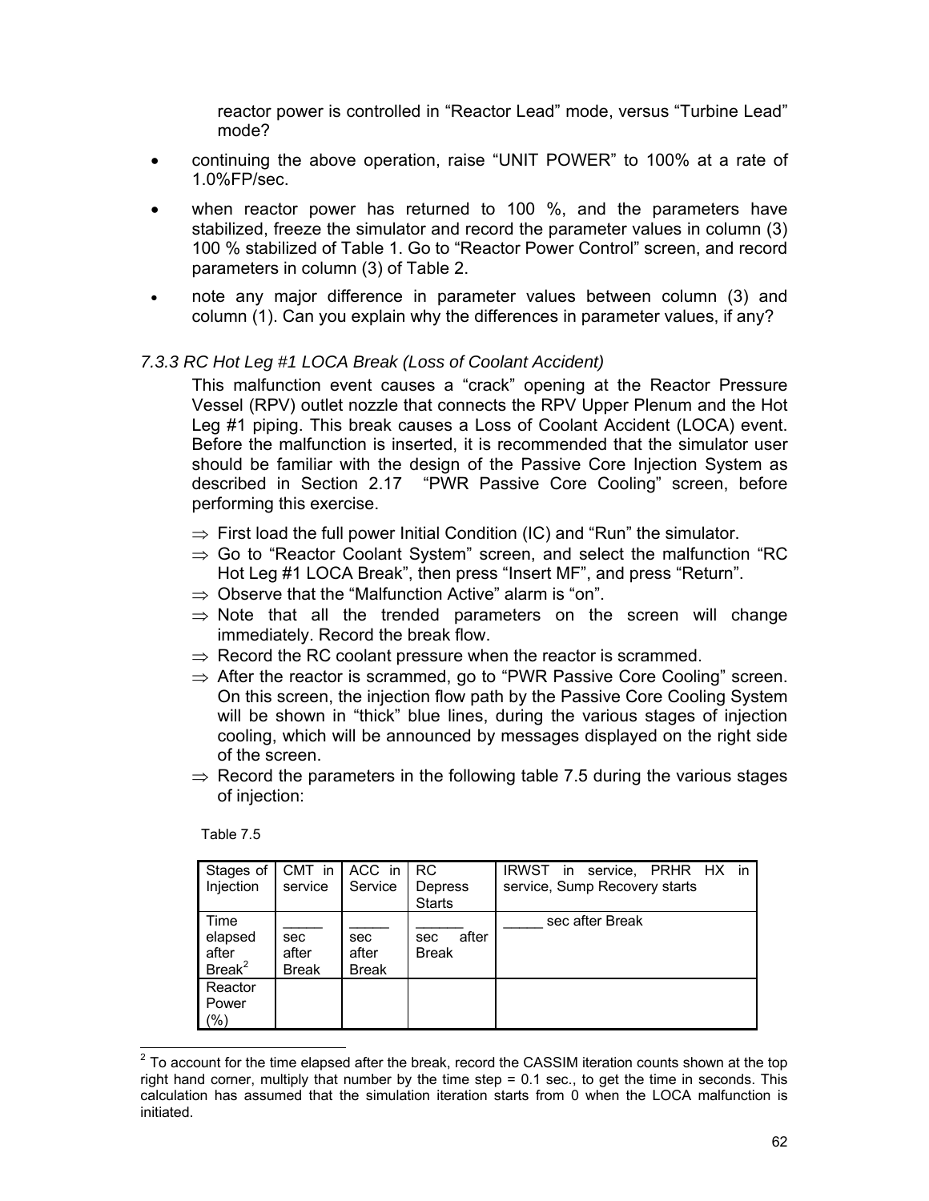reactor power is controlled in "Reactor Lead" mode, versus "Turbine Lead" mode?

- continuing the above operation, raise "UNIT POWER" to 100% at a rate of 1.0%FP/sec.
- when reactor power has returned to 100 %, and the parameters have stabilized, freeze the simulator and record the parameter values in column (3) 100 % stabilized of Table 1. Go to "Reactor Power Control" screen, and record parameters in column (3) of Table 2.
- note any major difference in parameter values between column (3) and column (1). Can you explain why the differences in parameter values, if any?

### *7.3.3 RC Hot Leg #1 LOCA Break (Loss of Coolant Accident)*

This malfunction event causes a "crack" opening at the Reactor Pressure Vessel (RPV) outlet nozzle that connects the RPV Upper Plenum and the Hot Leg #1 piping. This break causes a Loss of Coolant Accident (LOCA) event. Before the malfunction is inserted, it is recommended that the simulator user should be familiar with the design of the Passive Core Injection System as described in Section 2.17 "PWR Passive Core Cooling" screen, before performing this exercise.

- ⇒ First load the full power Initial Condition (IC) and "Run" the simulator.
- ⇒ Go to "Reactor Coolant System" screen, and select the malfunction "RC Hot Leg #1 LOCA Break", then press "Insert MF", and press "Return".
- ⇒ Observe that the "Malfunction Active" alarm is "on".
- ⇒ Note that all the trended parameters on the screen will change immediately. Record the break flow.
- ⇒ Record the RC coolant pressure when the reactor is scrammed.
- ⇒ After the reactor is scrammed, go to "PWR Passive Core Cooling" screen. On this screen, the injection flow path by the Passive Core Cooling System will be shown in "thick" blue lines, during the various stages of injection cooling, which will be announced by messages displayed on the right side of the screen.
- ⇒ Record the parameters in the following table 7.5 during the various stages of injection:

Table 7.5

| Stages of Injection | CMT in service | ACC in Service | RC Depress Starts | IRWST in service, PRHR HX in service, Sump Recovery starts |
|---|---|---|---|---|
| Time elapsed after Break[2] | _____ sec after Break | _____ sec after Break | ______ sec after Break | _____ sec after Break |
| Reactor Power (%) | | | | |

[2] To account for the time elapsed after the break, record the CASSIM iteration counts shown at the top right hand corner, multiply that number by the time step = 0.1 sec., to get the time in seconds. This calculation has assumed that the simulation iteration starts from 0 when the LOCA malfunction is initiated.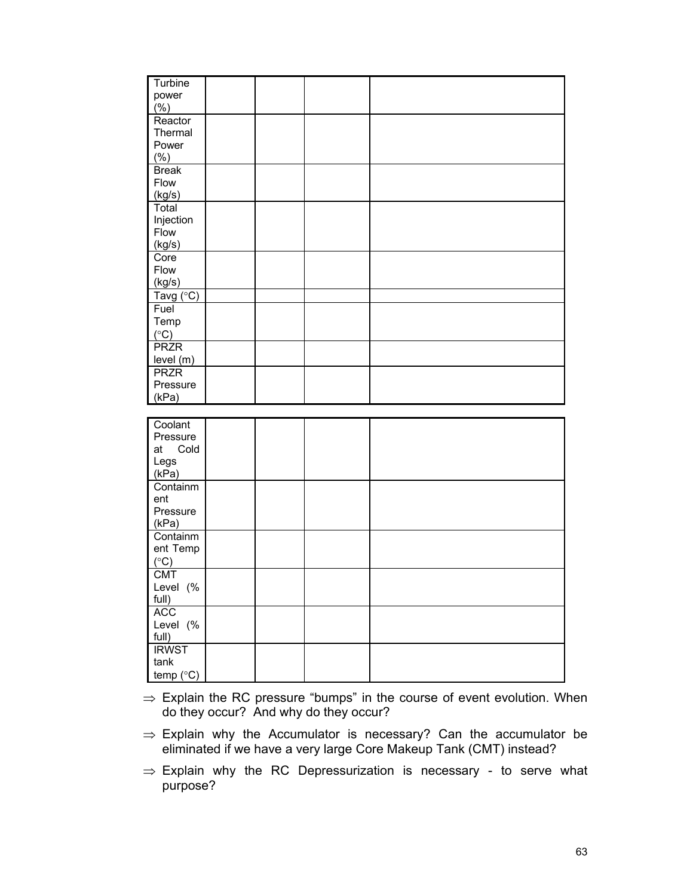| Turbine power (%) | | | | |
|---|---|---|---|---|
| Reactor Thermal Power (%) | | | | |
| Break Flow (kg/s) | | | | |
| Total Injection Flow (kg/s) | | | | |
| Core Flow (kg/s) | | | | |
| Tavg (°C) | | | | |
| Fuel Temp (°C) | | | | |
| PRZR level (m) | | | | |
| PRZR Pressure (kPa) | | | | |

| Coolant Pressure at Cold Legs (kPa) | | | | |
|---|---|---|---|---|
| Containment Pressure (kPa) | | | | |
| Containment Temp (°C) | | | | |
| CMT Level (% full) | | | | |
| ACC Level (% full) | | | | |
| IRWST tank temp (°C) | | | | |

⇒ Explain the RC pressure "bumps" in the course of event evolution. When do they occur? And why do they occur?

⇒ Explain why the Accumulator is necessary? Can the accumulator be eliminated if we have a very large Core Makeup Tank (CMT) instead?

⇒ Explain why the RC Depressurization is necessary - to serve what purpose?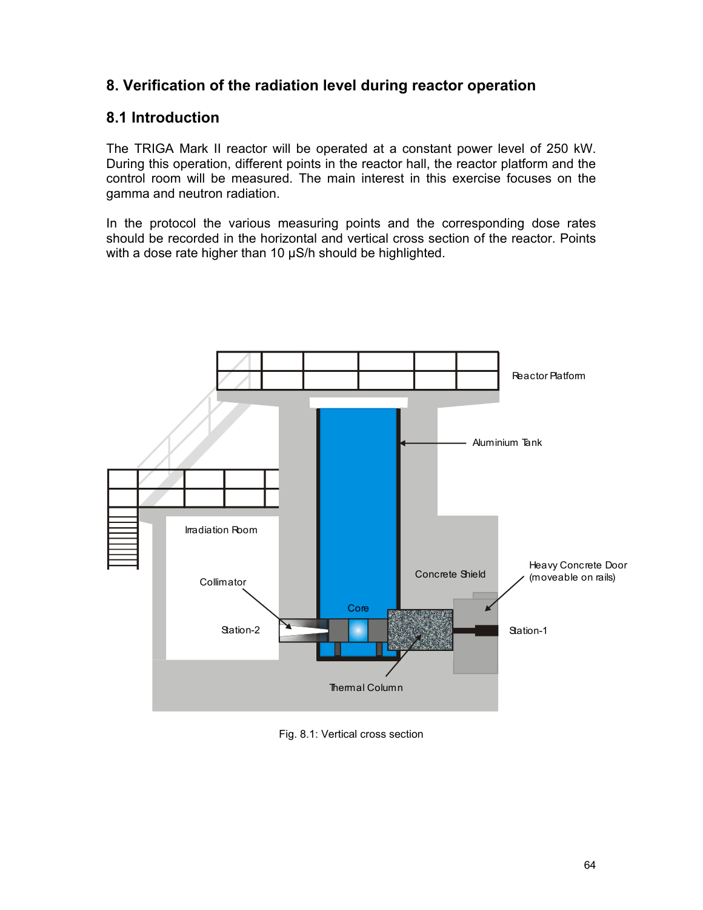## 8. Verification of the radiation level during reactor operation

### 8.1 Introduction

The TRIGA Mark II reactor will be operated at a constant power level of 250 kW. During this operation, different points in the reactor hall, the reactor platform and the control room will be measured. The main interest in this exercise focuses on the gamma and neutron radiation.

In the protocol the various measuring points and the corresponding dose rates should be recorded in the horizontal and vertical cross section of the reactor. Points with a dose rate higher than 10 µS/h should be highlighted.

Fig. 8.1: Vertical cross section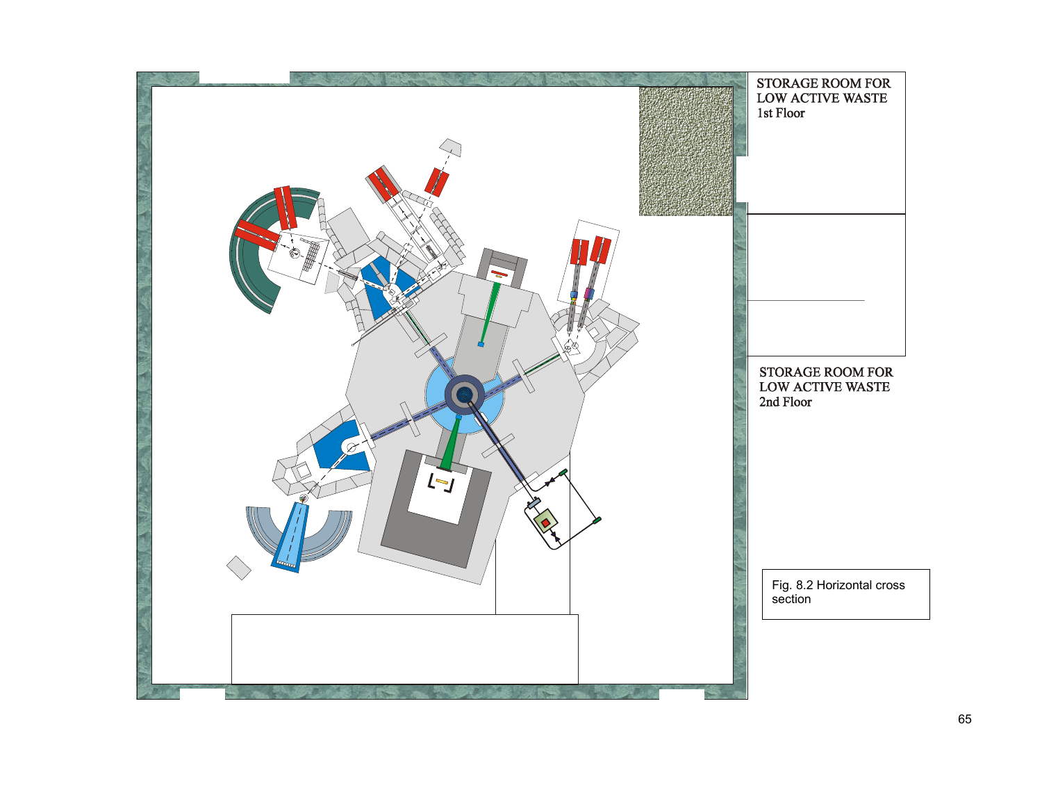STORAGE ROOM FOR LOW ACTIVE WASTE
1st Floor

STORAGE ROOM FOR LOW ACTIVE WASTE
2nd Floor

Fig. 8.2 Horizontal cross section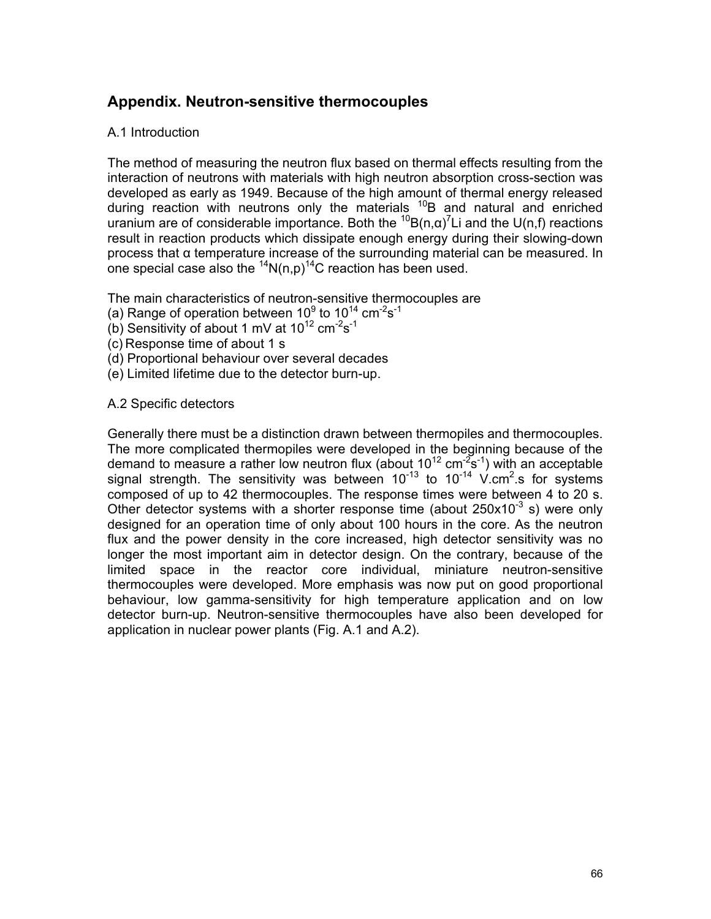## Appendix. Neutron-sensitive thermocouples

### A.1 Introduction

The method of measuring the neutron flux based on thermal effects resulting from the interaction of neutrons with materials with high neutron absorption cross-section was developed as early as 1949. Because of the high amount of thermal energy released during reaction with neutrons only the materials $^{10}B$ and natural and enriched uranium are of considerable importance. Both the $^{10}B(n,\alpha)^{7}Li$ and the U(n,f) reactions result in reaction products which dissipate enough energy during their slowing-down process that α temperature increase of the surrounding material can be measured. In one special case also the $^{14}N(n,p)^{14}C$ reaction has been used.

The main characteristics of neutron-sensitive thermocouples are

(a) Range of operation between $10^{9}$ to $10^{14}$ $cm^{-2}s^{-1}$
(b) Sensitivity of about 1 mV at $10^{12}$ $cm^{-2}s^{-1}$
(c) Response time of about 1 s
(d) Proportional behaviour over several decades
(e) Limited lifetime due to the detector burn-up.

### A.2 Specific detectors

Generally there must be a distinction drawn between thermopiles and thermocouples. The more complicated thermopiles were developed in the beginning because of the demand to measure a rather low neutron flux (about $10^{12}$ $cm^{-2}s^{-1}$) with an acceptable signal strength. The sensitivity was between $10^{-13}$ to $10^{-14}$ $V.cm^{2}.s$ for systems composed of up to 42 thermocouples. The response times were between 4 to 20 s. Other detector systems with a shorter response time (about $250x10^{-3}$ s) were only designed for an operation time of only about 100 hours in the core. As the neutron flux and the power density in the core increased, high detector sensitivity was no longer the most important aim in detector design. On the contrary, because of the limited space in the reactor core individual, miniature neutron-sensitive thermocouples were developed. More emphasis was now put on good proportional behaviour, low gamma-sensitivity for high temperature application and on low detector burn-up. Neutron-sensitive thermocouples have also been developed for application in nuclear power plants (Fig. A.1 and A.2).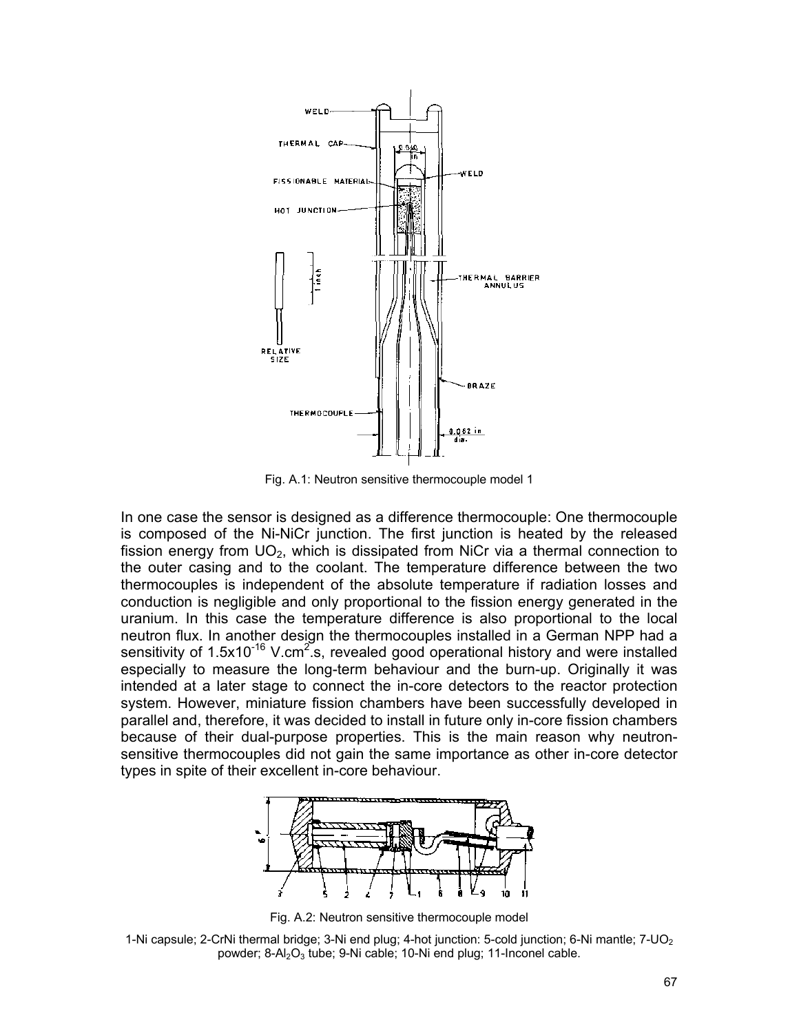WELD

THERMAL CAP

0.040 in

WELD

FISSIONABLE MATERIAL

HOT JUNCTION

1 inch

THERMAL BARRIER ANNULUS

RELATIVE SIZE

BRAZE

THERMOCOUPLE

0.062 in dia.

Fig. A.1: Neutron sensitive thermocouple model 1

In one case the sensor is designed as a difference thermocouple: One thermocouple is composed of the Ni-NiCr junction. The first junction is heated by the released fission energy from $UO_2$, which is dissipated from NiCr via a thermal connection to the outer casing and to the coolant. The temperature difference between the two thermocouples is independent of the absolute temperature if radiation losses and conduction is negligible and only proportional to the fission energy generated in the uranium. In this case the temperature difference is also proportional to the local neutron flux. In another design the thermocouples installed in a German NPP had a sensitivity of $1.5x10^{-16}$ V.cm$^2$.s, revealed good operational history and were installed especially to measure the long-term behaviour and the burn-up. Originally it was intended at a later stage to connect the in-core detectors to the reactor protection system. However, miniature fission chambers have been successfully developed in parallel and, therefore, it was decided to install in future only in-core fission chambers because of their dual-purpose properties. This is the main reason why neutron-sensitive thermocouples did not gain the same importance as other in-core detector types in spite of their excellent in-core behaviour.

6"

3 5 2 4 7 1 6 8 9 10 11

Fig. A.2: Neutron sensitive thermocouple model

1-Ni capsule; 2-CrNi thermal bridge; 3-Ni end plug; 4-hot junction: 5-cold junction; 6-Ni mantle; 7-$UO_2$ powder; 8-$Al_2O_3$ tube; 9-Ni cable; 10-Ni end plug; 11-Inconel cable.